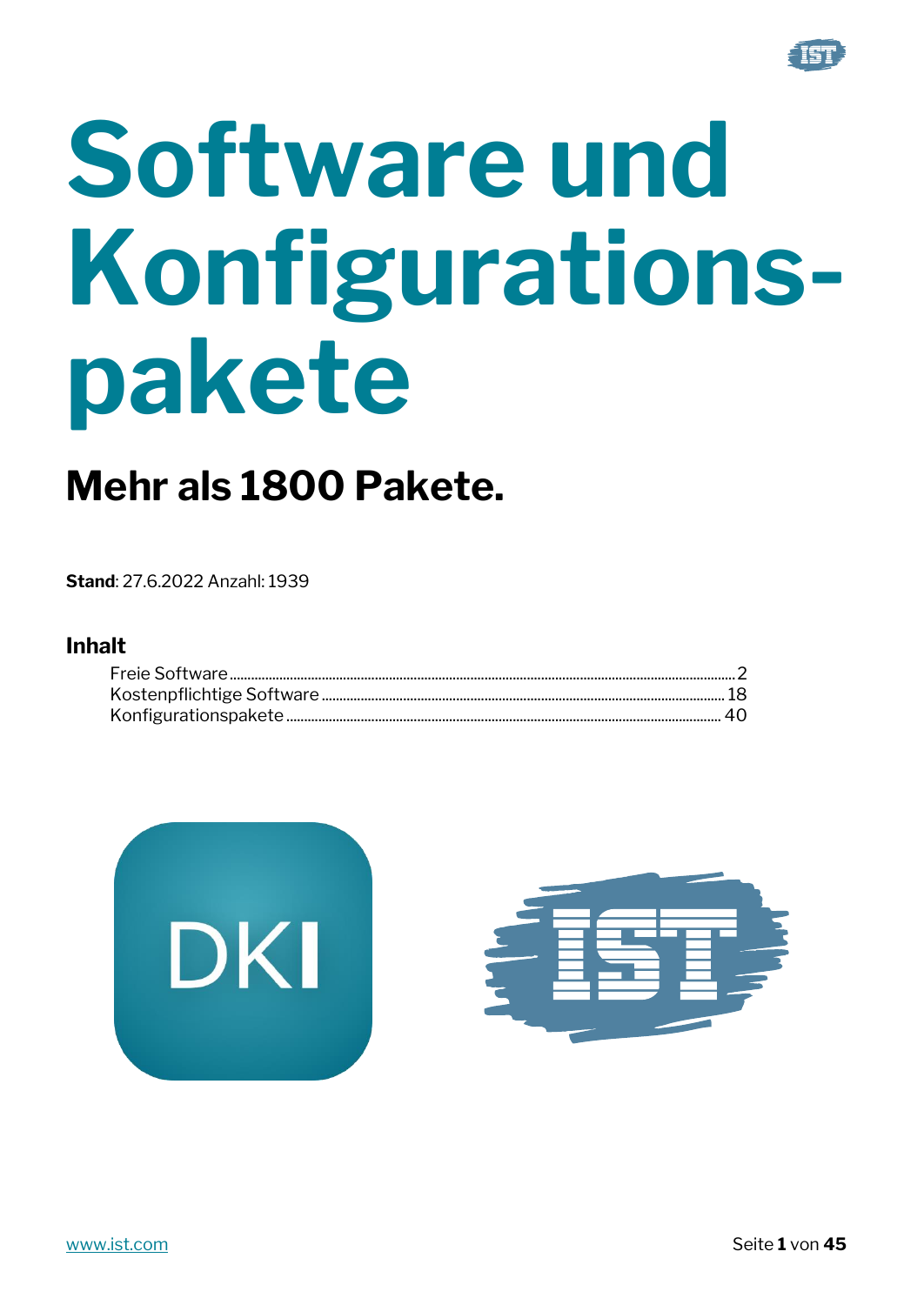# Software und Konfigurations-pakete

## Mehr als 1800 Pakete.

**Stand**: 27.6.2022 Anzahl: 1939

### Inhalt

- Freie Software ........ 2
- Kostenpflichtige Software ........ 18
- Konfigurationspakete ........ 40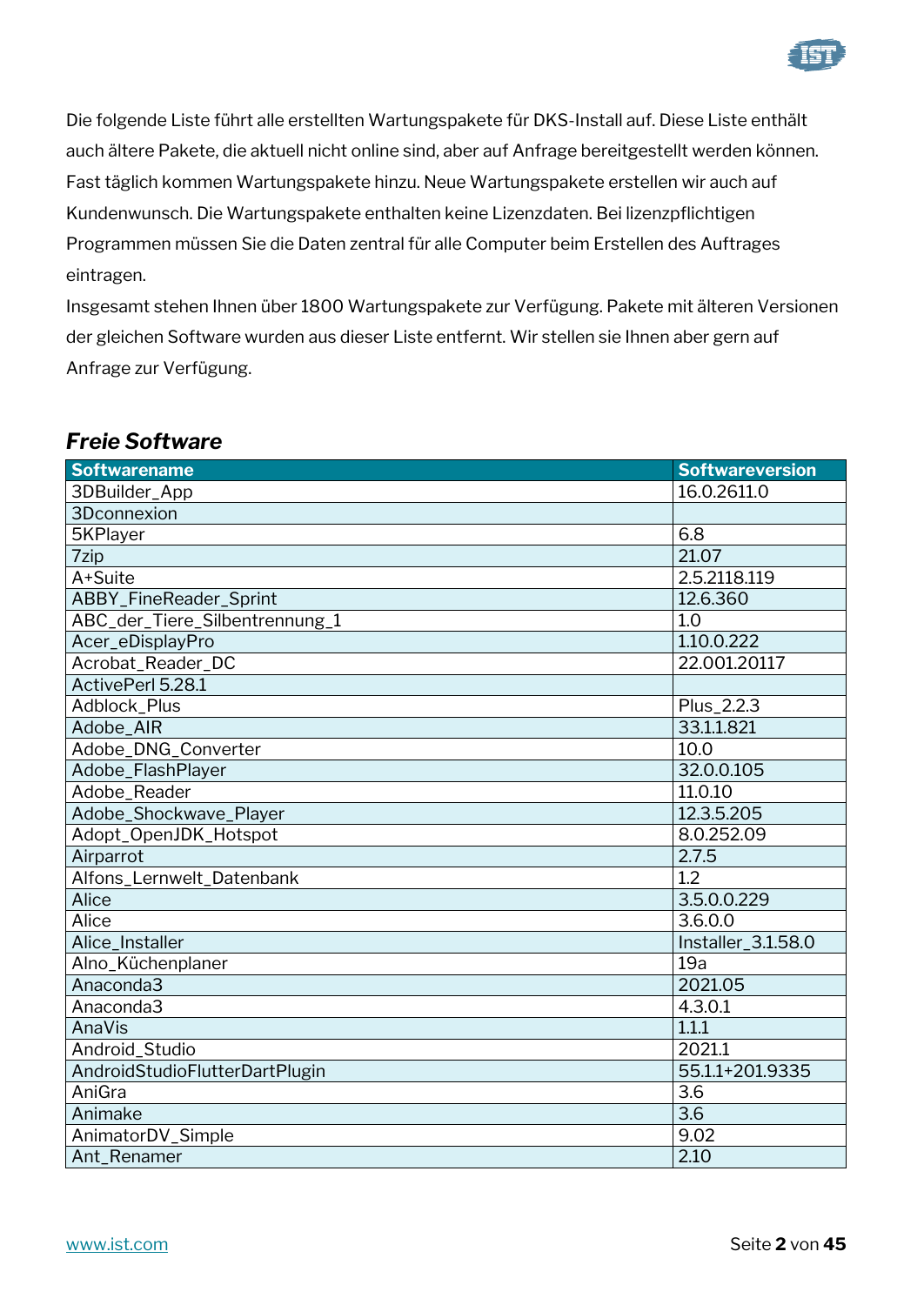Die folgende Liste führt alle erstellten Wartungspakete für DKS-Install auf. Diese Liste enthält auch ältere Pakete, die aktuell nicht online sind, aber auf Anfrage bereitgestellt werden können. Fast täglich kommen Wartungspakete hinzu. Neue Wartungspakete erstellen wir auch auf Kundenwunsch. Die Wartungspakete enthalten keine Lizenzdaten. Bei lizenzpflichtigen Programmen müssen Sie die Daten zentral für alle Computer beim Erstellen des Auftrages eintragen.
Insgesamt stehen Ihnen über 1800 Wartungspakete zur Verfügung. Pakete mit älteren Versionen der gleichen Software wurden aus dieser Liste entfernt. Wir stellen sie Ihnen aber gern auf Anfrage zur Verfügung.

## *Freie Software*

| Softwarename | Softwareversion |
|---|---|
| 3DBuilder_App | 16.0.2611.0 |
| 3Dconnexion | |
| 5KPlayer | 6.8 |
| 7zip | 21.07 |
| A+Suite | 2.5.2118.119 |
| ABBY_FineReader_Sprint | 12.6.360 |
| ABC_der_Tiere_Silbentrennung_1 | 1.0 |
| Acer_eDisplayPro | 1.10.0.222 |
| Acrobat_Reader_DC | 22.001.20117 |
| ActivePerl 5.28.1 | |
| Adblock_Plus | Plus_2.2.3 |
| Adobe_AIR | 33.1.1.821 |
| Adobe_DNG_Converter | 10.0 |
| Adobe_FlashPlayer | 32.0.0.105 |
| Adobe_Reader | 11.0.10 |
| Adobe_Shockwave_Player | 12.3.5.205 |
| Adopt_OpenJDK_Hotspot | 8.0.252.09 |
| Airparrot | 2.7.5 |
| Alfons_Lernwelt_Datenbank | 1.2 |
| Alice | 3.5.0.0.229 |
| Alice | 3.6.0.0 |
| Alice_Installer | Installer_3.1.58.0 |
| Alno_Küchenplaner | 19a |
| Anaconda3 | 2021.05 |
| Anaconda3 | 4.3.0.1 |
| AnaVis | 1.1.1 |
| Android_Studio | 2021.1 |
| AndroidStudioFlutterDartPlugin | 55.1.1+201.9335 |
| AniGra | 3.6 |
| Animake | 3.6 |
| AnimatorDV_Simple | 9.02 |
| Ant_Renamer | 2.10 |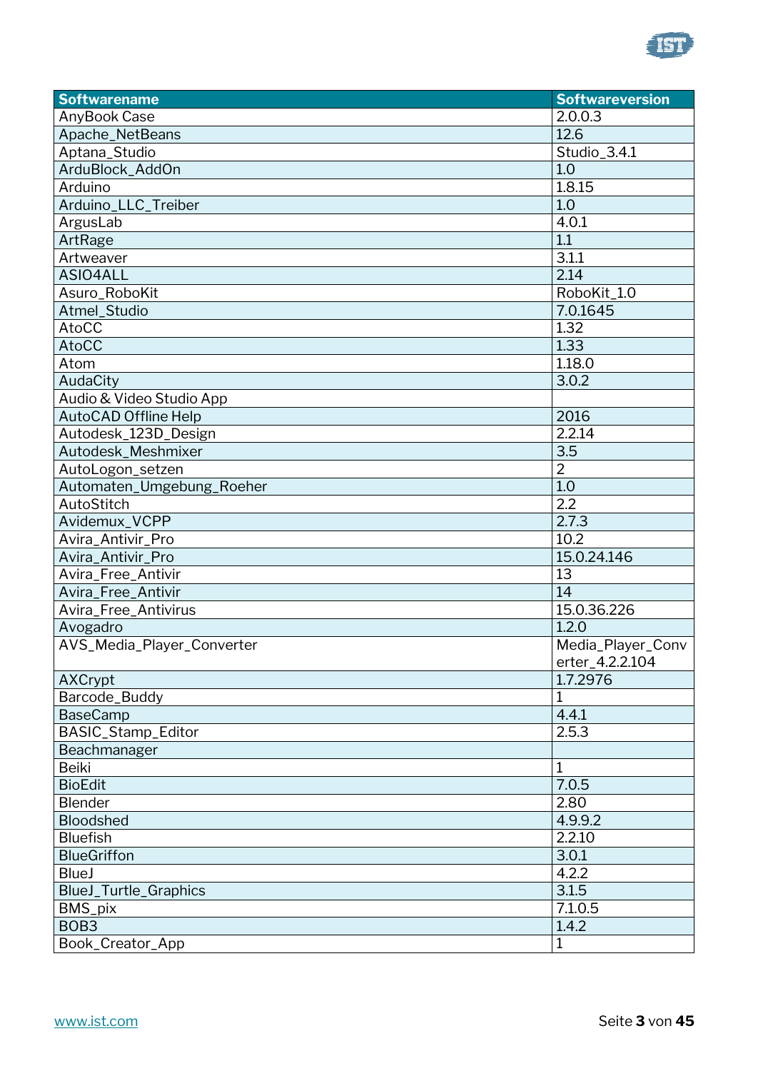| Softwarename | Softwareversion |
|---|---|
| AnyBook Case | 2.0.0.3 |
| Apache_NetBeans | 12.6 |
| Aptana_Studio | Studio_3.4.1 |
| ArduBlock_AddOn | 1.0 |
| Arduino | 1.8.15 |
| Arduino_LLC_Treiber | 1.0 |
| ArgusLab | 4.0.1 |
| ArtRage | 1.1 |
| Artweaver | 3.1.1 |
| ASIO4ALL | 2.14 |
| Asuro_RoboKit | RoboKit_1.0 |
| Atmel_Studio | 7.0.1645 |
| AtoCC | 1.32 |
| AtoCC | 1.33 |
| Atom | 1.18.0 |
| AudaCity | 3.0.2 |
| Audio & Video Studio App | |
| AutoCAD Offline Help | 2016 |
| Autodesk_123D_Design | 2.2.14 |
| Autodesk_Meshmixer | 3.5 |
| AutoLogon_setzen | 2 |
| Automaten_Umgebung_Roeher | 1.0 |
| AutoStitch | 2.2 |
| Avidemux_VCPP | 2.7.3 |
| Avira_Antivir_Pro | 10.2 |
| Avira_Antivir_Pro | 15.0.24.146 |
| Avira_Free_Antivir | 13 |
| Avira_Free_Antivir | 14 |
| Avira_Free_Antivirus | 15.0.36.226 |
| Avogadro | 1.2.0 |
| AVS_Media_Player_Converter | Media_Player_Converter_4.2.2.104 |
| AXCrypt | 1.7.2976 |
| Barcode_Buddy | 1 |
| BaseCamp | 4.4.1 |
| BASIC_Stamp_Editor | 2.5.3 |
| Beachmanager | |
| Beiki | 1 |
| BioEdit | 7.0.5 |
| Blender | 2.80 |
| Bloodshed | 4.9.9.2 |
| Bluefish | 2.2.10 |
| BlueGriffon | 3.0.1 |
| BlueJ | 4.2.2 |
| BlueJ_Turtle_Graphics | 3.1.5 |
| BMS_pix | 7.1.0.5 |
| BOB3 | 1.4.2 |
| Book_Creator_App | 1 |

[www.ist.com](http://www.ist.com)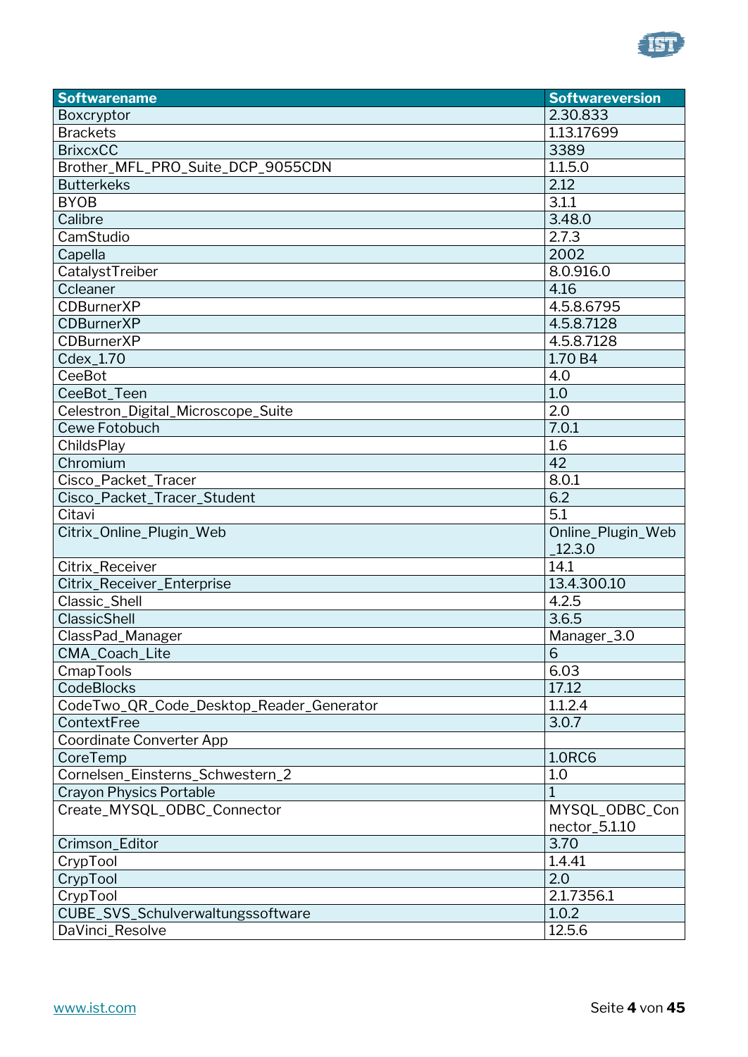| Softwarename | Softwareversion |
| --- | --- |
| Boxcryptor | 2.30.833 |
| Brackets | 1.13.17699 |
| BrixcxCC | 3389 |
| Brother_MFL_PRO_Suite_DCP_9055CDN | 1.1.5.0 |
| Butterkeks | 2.12 |
| BYOB | 3.1.1 |
| Calibre | 3.48.0 |
| CamStudio | 2.7.3 |
| Capella | 2002 |
| CatalystTreiber | 8.0.916.0 |
| Ccleaner | 4.16 |
| CDBurnerXP | 4.5.8.6795 |
| CDBurnerXP | 4.5.8.7128 |
| CDBurnerXP | 4.5.8.7128 |
| Cdex_1.70 | 1.70 B4 |
| CeeBot | 4.0 |
| CeeBot_Teen | 1.0 |
| Celestron_Digital_Microscope_Suite | 2.0 |
| Cewe Fotobuch | 7.0.1 |
| ChildsPlay | 1.6 |
| Chromium | 42 |
| Cisco_Packet_Tracer | 8.0.1 |
| Cisco_Packet_Tracer_Student | 6.2 |
| Citavi | 5.1 |
| Citrix_Online_Plugin_Web | Online_Plugin_Web_12.3.0 |
| Citrix_Receiver | 14.1 |
| Citrix_Receiver_Enterprise | 13.4.300.10 |
| Classic_Shell | 4.2.5 |
| ClassicShell | 3.6.5 |
| ClassPad_Manager | Manager_3.0 |
| CMA_Coach_Lite | 6 |
| CmapTools | 6.03 |
| CodeBlocks | 17.12 |
| CodeTwo_QR_Code_Desktop_Reader_Generator | 1.1.2.4 |
| ContextFree | 3.0.7 |
| Coordinate Converter App | |
| CoreTemp | 1.0RC6 |
| Cornelsen_Einsterns_Schwestern_2 | 1.0 |
| Crayon Physics Portable | 1 |
| Create_MYSQL_ODBC_Connector | MYSQL_ODBC_Connector_5.1.10 |
| Crimson_Editor | 3.70 |
| CrypTool | 1.4.41 |
| CrypTool | 2.0 |
| CrypTool | 2.1.7356.1 |
| CUBE_SVS_Schulverwaltungssoftware | 1.0.2 |
| DaVinci_Resolve | 12.5.6 |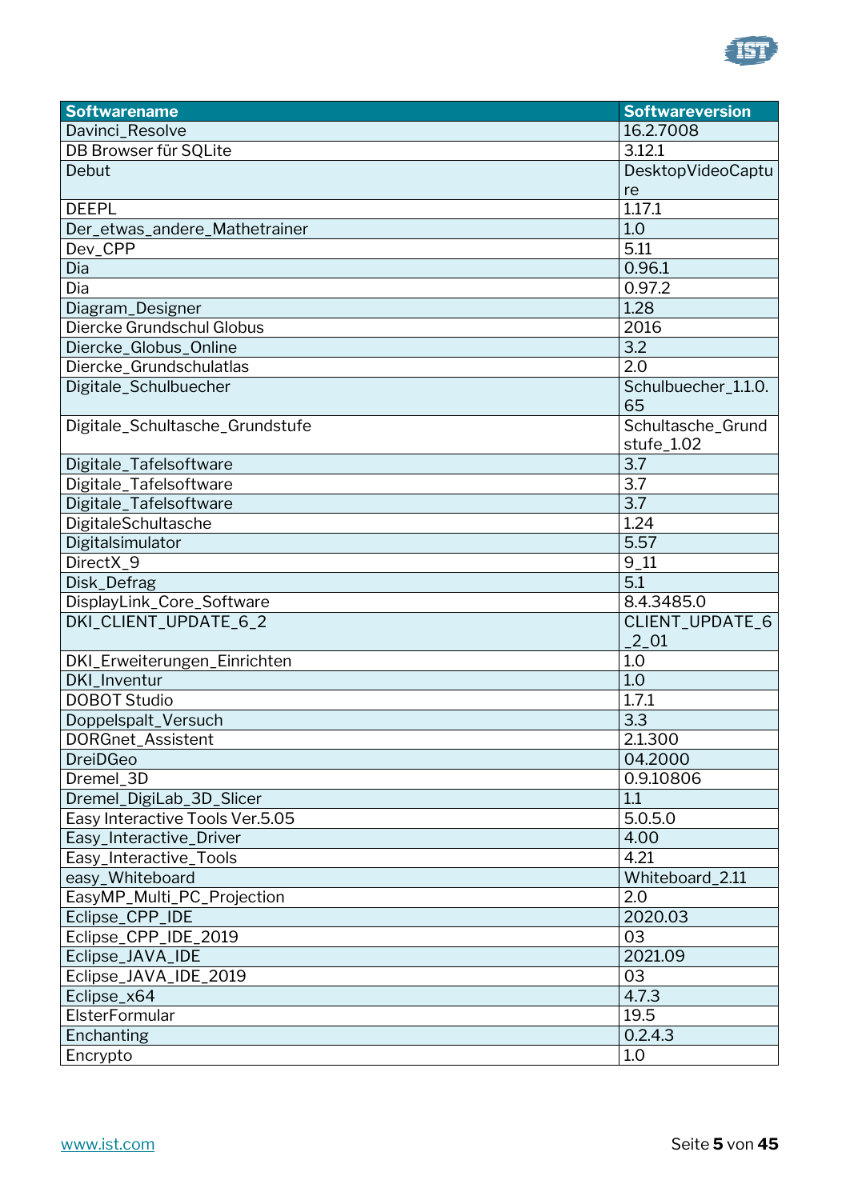| Softwarename | Softwareversion |
|---|---|
| Davinci_Resolve | 16.2.7008 |
| DB Browser für SQLite | 3.12.1 |
| Debut | DesktopVideoCapture |
| DEEPL | 1.17.1 |
| Der_etwas_andere_Mathetrainer | 1.0 |
| Dev_CPP | 5.11 |
| Dia | 0.96.1 |
| Dia | 0.97.2 |
| Diagram_Designer | 1.28 |
| Diercke Grundschul Globus | 2016 |
| Diercke_Globus_Online | 3.2 |
| Diercke_Grundschulatlas | 2.0 |
| Digitale_Schulbuecher | Schulbuecher_1.1.0.65 |
| Digitale_Schultasche_Grundstufe | Schultasche_Grundstufe_1.02 |
| Digitale_Tafelsoftware | 3.7 |
| Digitale_Tafelsoftware | 3.7 |
| Digitale_Tafelsoftware | 3.7 |
| DigitaleSchultasche | 1.24 |
| Digitalsimulator | 5.57 |
| DirectX_9 | 9_11 |
| Disk_Defrag | 5.1 |
| DisplayLink_Core_Software | 8.4.3485.0 |
| DKI_CLIENT_UPDATE_6_2 | CLIENT_UPDATE_6_2_01 |
| DKI_Erweiterungen_Einrichten | 1.0 |
| DKI_Inventur | 1.0 |
| DOBOT Studio | 1.7.1 |
| Doppelspalt_Versuch | 3.3 |
| DORGnet_Assistent | 2.1.300 |
| DreiDGeo | 04.2000 |
| Dremel_3D | 0.9.10806 |
| Dremel_DigiLab_3D_Slicer | 1.1 |
| Easy Interactive Tools Ver.5.05 | 5.0.5.0 |
| Easy_Interactive_Driver | 4.00 |
| Easy_Interactive_Tools | 4.21 |
| easy_Whiteboard | Whiteboard_2.11 |
| EasyMP_Multi_PC_Projection | 2.0 |
| Eclipse_CPP_IDE | 2020.03 |
| Eclipse_CPP_IDE_2019 | 03 |
| Eclipse_JAVA_IDE | 2021.09 |
| Eclipse_JAVA_IDE_2019 | 03 |
| Eclipse_x64 | 4.7.3 |
| ElsterFormular | 19.5 |
| Enchanting | 0.2.4.3 |
| Encrypto | 1.0 |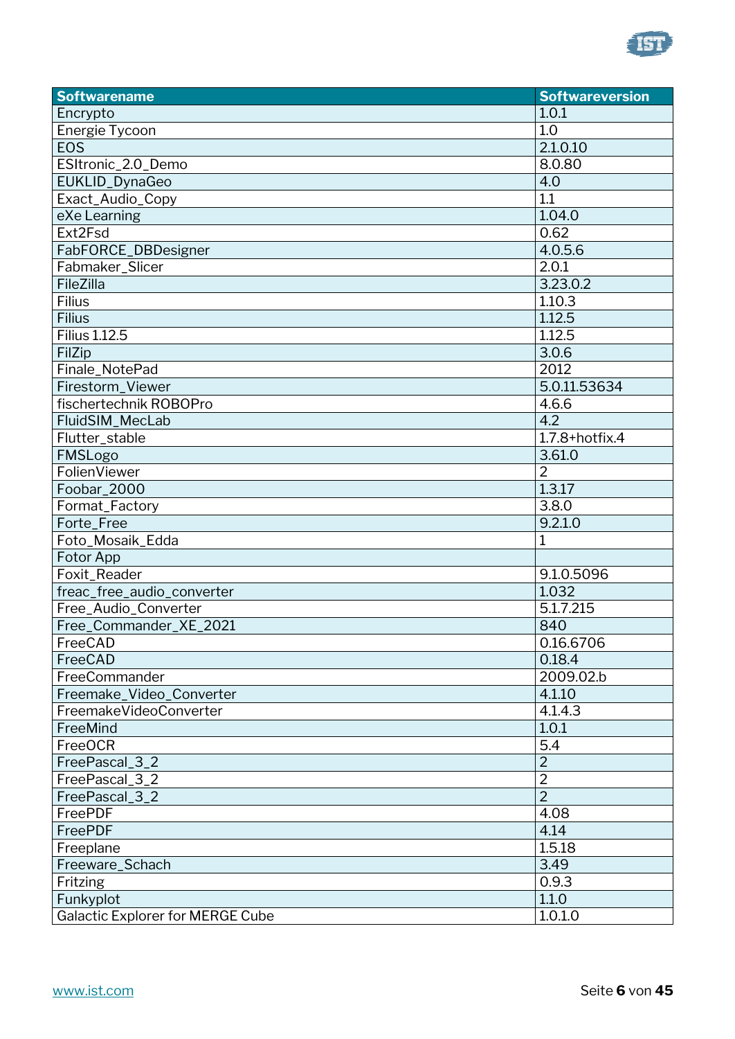| Softwarename | Softwareversion |
|---|---|
| Encrypto | 1.0.1 |
| Energie Tycoon | 1.0 |
| EOS | 2.1.0.10 |
| ESItronic_2.0_Demo | 8.0.80 |
| EUKLID_DynaGeo | 4.0 |
| Exact_Audio_Copy | 1.1 |
| eXe Learning | 1.04.0 |
| Ext2Fsd | 0.62 |
| FabFORCE_DBDesigner | 4.0.5.6 |
| Fabmaker_Slicer | 2.0.1 |
| FileZilla | 3.23.0.2 |
| Filius | 1.10.3 |
| Filius | 1.12.5 |
| Filius 1.12.5 | 1.12.5 |
| FilZip | 3.0.6 |
| Finale_NotePad | 2012 |
| Firestorm_Viewer | 5.0.11.53634 |
| fischertechnik ROBOPro | 4.6.6 |
| FluidSIM_MecLab | 4.2 |
| Flutter_stable | 1.7.8+hotfix.4 |
| FMSLogo | 3.61.0 |
| FolienViewer | 2 |
| Foobar_2000 | 1.3.17 |
| Format_Factory | 3.8.0 |
| Forte_Free | 9.2.1.0 |
| Foto_Mosaik_Edda | 1 |
| Fotor App | |
| Foxit_Reader | 9.1.0.5096 |
| freac_free_audio_converter | 1.032 |
| Free_Audio_Converter | 5.1.7.215 |
| Free_Commander_XE_2021 | 840 |
| FreeCAD | 0.16.6706 |
| FreeCAD | 0.18.4 |
| FreeCommander | 2009.02.b |
| Freemake_Video_Converter | 4.1.10 |
| FreemakeVideoConverter | 4.1.4.3 |
| FreeMind | 1.0.1 |
| FreeOCR | 5.4 |
| FreePascal_3_2 | 2 |
| FreePascal_3_2 | 2 |
| FreePascal_3_2 | 2 |
| FreePDF | 4.08 |
| FreePDF | 4.14 |
| Freeplane | 1.5.18 |
| Freeware_Schach | 3.49 |
| Fritzing | 0.9.3 |
| Funkyplot | 1.1.0 |
| Galactic Explorer for MERGE Cube | 1.0.1.0 |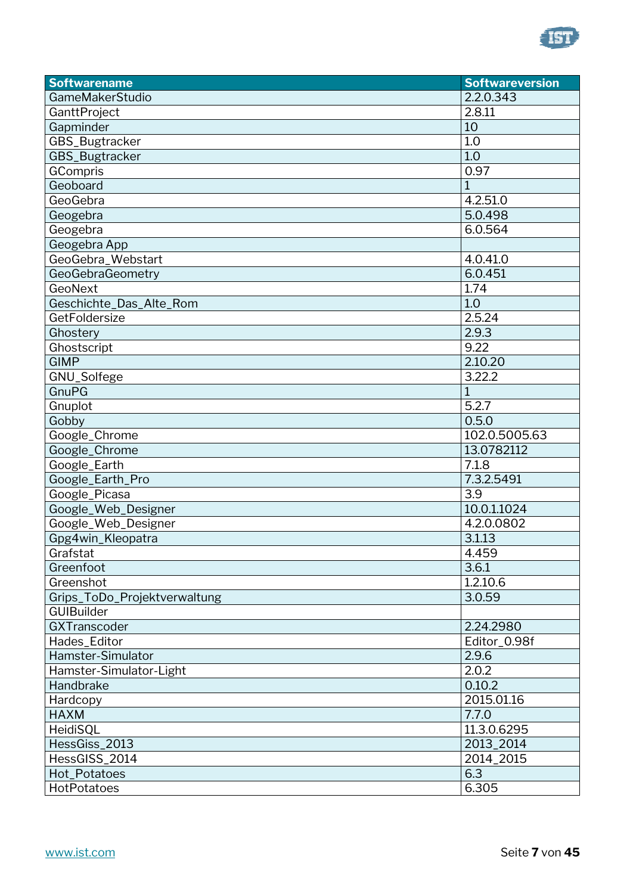| Softwarename | Softwareversion |
|---|---|
| GameMakerStudio | 2.2.0.343 |
| GanttProject | 2.8.11 |
| Gapminder | 10 |
| GBS_Bugtracker | 1.0 |
| GBS_Bugtracker | 1.0 |
| GCompris | 0.97 |
| Geoboard | 1 |
| GeoGebra | 4.2.51.0 |
| Geogebra | 5.0.498 |
| Geogebra | 6.0.564 |
| Geogebra App | |
| GeoGebra_Webstart | 4.0.41.0 |
| GeoGebraGeometry | 6.0.451 |
| GeoNext | 1.74 |
| Geschichte_Das_Alte_Rom | 1.0 |
| GetFoldersize | 2.5.24 |
| Ghostery | 2.9.3 |
| Ghostscript | 9.22 |
| GIMP | 2.10.20 |
| GNU_Solfege | 3.22.2 |
| GnuPG | 1 |
| Gnuplot | 5.2.7 |
| Gobby | 0.5.0 |
| Google_Chrome | 102.0.5005.63 |
| Google_Chrome | 13.0782112 |
| Google_Earth | 7.1.8 |
| Google_Earth_Pro | 7.3.2.5491 |
| Google_Picasa | 3.9 |
| Google_Web_Designer | 10.0.1.1024 |
| Google_Web_Designer | 4.2.0.0802 |
| Gpg4win_Kleopatra | 3.1.13 |
| Grafstat | 4.459 |
| Greenfoot | 3.6.1 |
| Greenshot | 1.2.10.6 |
| Grips_ToDo_Projektverwaltung | 3.0.59 |
| GUIBuilder | |
| GXTranscoder | 2.24.2980 |
| Hades_Editor | Editor_0.98f |
| Hamster-Simulator | 2.9.6 |
| Hamster-Simulator-Light | 2.0.2 |
| Handbrake | 0.10.2 |
| Hardcopy | 2015.01.16 |
| HAXM | 7.7.0 |
| HeidiSQL | 11.3.0.6295 |
| HessGiss_2013 | 2013_2014 |
| HessGISS_2014 | 2014_2015 |
| Hot_Potatoes | 6.3 |
| HotPotatoes | 6.305 |

[www.ist.com](http://www.ist.com)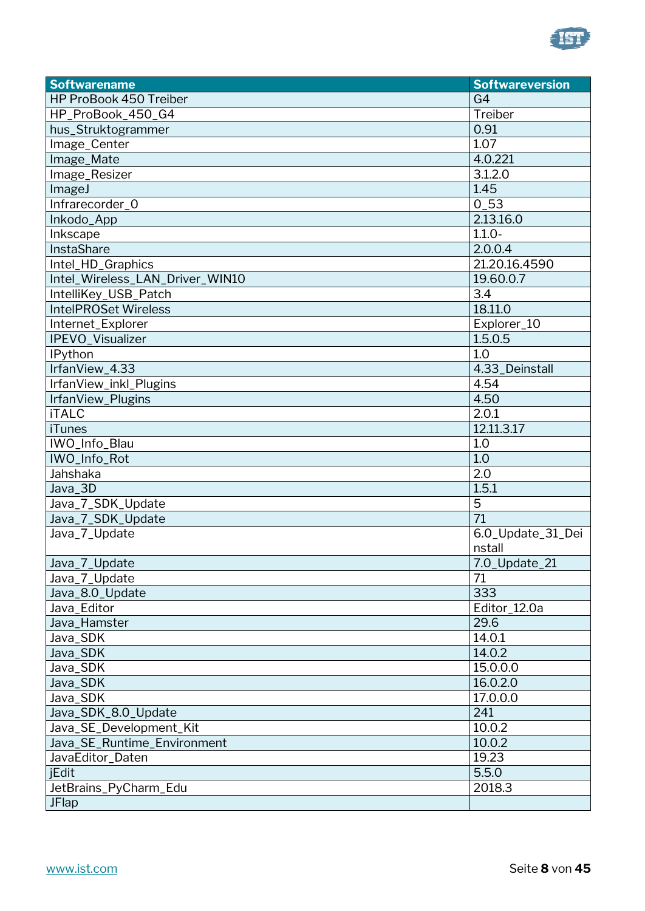| Softwarename | Softwareversion |
|---|---|
| HP ProBook 450 Treiber | G4 |
| HP_ProBook_450_G4 | Treiber |
| hus_Struktogrammer | 0.91 |
| Image_Center | 1.07 |
| Image_Mate | 4.0.221 |
| Image_Resizer | 3.1.2.0 |
| ImageJ | 1.45 |
| Infrarecorder_0 | 0_53 |
| Inkodo_App | 2.13.16.0 |
| Inkscape | 1.1.0- |
| InstaShare | 2.0.0.4 |
| Intel_HD_Graphics | 21.20.16.4590 |
| Intel_Wireless_LAN_Driver_WIN10 | 19.60.0.7 |
| IntelliKey_USB_Patch | 3.4 |
| IntelPROSet Wireless | 18.11.0 |
| Internet_Explorer | Explorer_10 |
| IPEVO_Visualizer | 1.5.0.5 |
| IPython | 1.0 |
| IrfanView_4.33 | 4.33_Deinstall |
| IrfanView_inkl_Plugins | 4.54 |
| IrfanView_Plugins | 4.50 |
| iTALC | 2.0.1 |
| iTunes | 12.11.3.17 |
| IWO_Info_Blau | 1.0 |
| IWO_Info_Rot | 1.0 |
| Jahshaka | 2.0 |
| Java_3D | 1.5.1 |
| Java_7_SDK_Update | 5 |
| Java_7_SDK_Update | 71 |
| Java_7_Update | 6.0_Update_31_Deinstall |
| Java_7_Update | 7.0_Update_21 |
| Java_7_Update | 71 |
| Java_8.0_Update | 333 |
| Java_Editor | Editor_12.0a |
| Java_Hamster | 29.6 |
| Java_SDK | 14.0.1 |
| Java_SDK | 14.0.2 |
| Java_SDK | 15.0.0.0 |
| Java_SDK | 16.0.2.0 |
| Java_SDK | 17.0.0.0 |
| Java_SDK_8.0_Update | 241 |
| Java_SE_Development_Kit | 10.0.2 |
| Java_SE_Runtime_Environment | 10.0.2 |
| JavaEditor_Daten | 19.23 |
| jEdit | 5.5.0 |
| JetBrains_PyCharm_Edu | 2018.3 |
| JFlap | |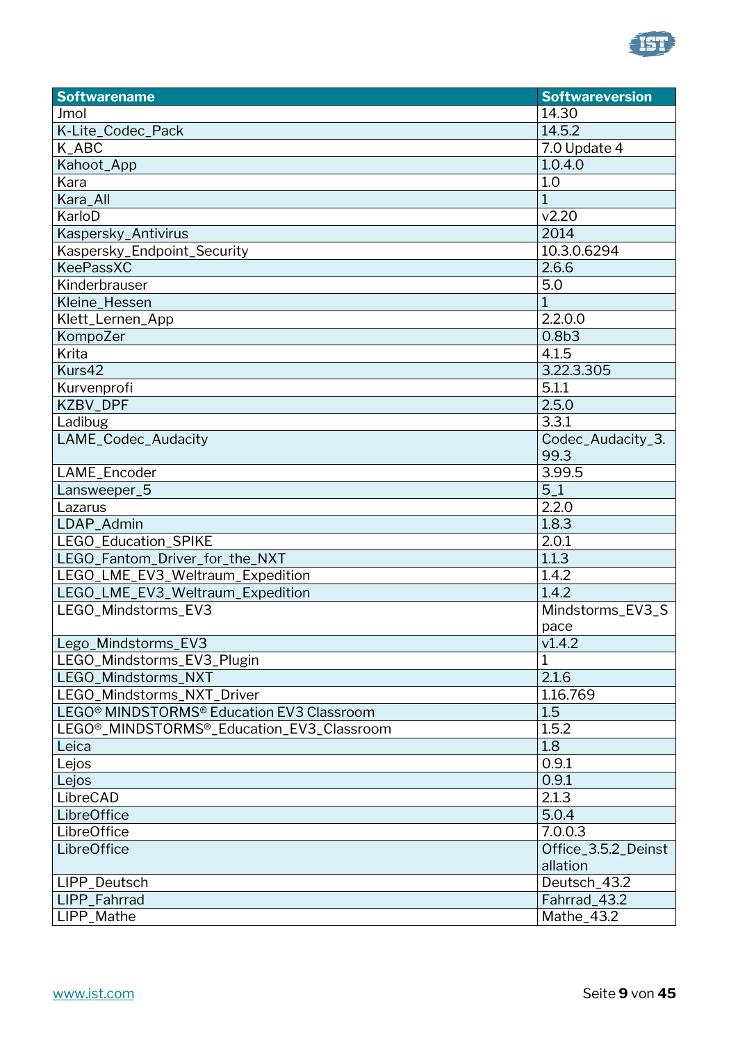| Softwarename | Softwareversion |
|---|---|
| Jmol | 14.30 |
| K-Lite_Codec_Pack | 14.5.2 |
| K_ABC | 7.0 Update 4 |
| Kahoot_App | 1.0.4.0 |
| Kara | 1.0 |
| Kara_All | 1 |
| KarloD | v2.20 |
| Kaspersky_Antivirus | 2014 |
| Kaspersky_Endpoint_Security | 10.3.0.6294 |
| KeePassXC | 2.6.6 |
| Kinderbrauser | 5.0 |
| Kleine_Hessen | 1 |
| Klett_Lernen_App | 2.2.0.0 |
| KompoZer | 0.8b3 |
| Krita | 4.1.5 |
| Kurs42 | 3.22.3.305 |
| Kurvenprofi | 5.1.1 |
| KZBV_DPF | 2.5.0 |
| Ladibug | 3.3.1 |
| LAME_Codec_Audacity | Codec_Audacity_3.99.3 |
| LAME_Encoder | 3.99.5 |
| Lansweeper_5 | 5_1 |
| Lazarus | 2.2.0 |
| LDAP_Admin | 1.8.3 |
| LEGO_Education_SPIKE | 2.0.1 |
| LEGO_Fantom_Driver_for_the_NXT | 1.1.3 |
| LEGO_LME_EV3_Weltraum_Expedition | 1.4.2 |
| LEGO_LME_EV3_Weltraum_Expedition | 1.4.2 |
| LEGO_Mindstorms_EV3 | Mindstorms_EV3_Space |
| Lego_Mindstorms_EV3 | v1.4.2 |
| LEGO_Mindstorms_EV3_Plugin | 1 |
| LEGO_Mindstorms_NXT | 2.1.6 |
| LEGO_Mindstorms_NXT_Driver | 1.16.769 |
| LEGO® MINDSTORMS® Education EV3 Classroom | 1.5 |
| LEGO®_MINDSTORMS®_Education_EV3_Classroom | 1.5.2 |
| Leica | 1.8 |
| Lejos | 0.9.1 |
| Lejos | 0.9.1 |
| LibreCAD | 2.1.3 |
| LibreOffice | 5.0.4 |
| LibreOffice | 7.0.0.3 |
| LibreOffice | Office_3.5.2_Deinstallation |
| LIPP_Deutsch | Deutsch_43.2 |
| LIPP_Fahrrad | Fahrrad_43.2 |
| LIPP_Mathe | Mathe_43.2 |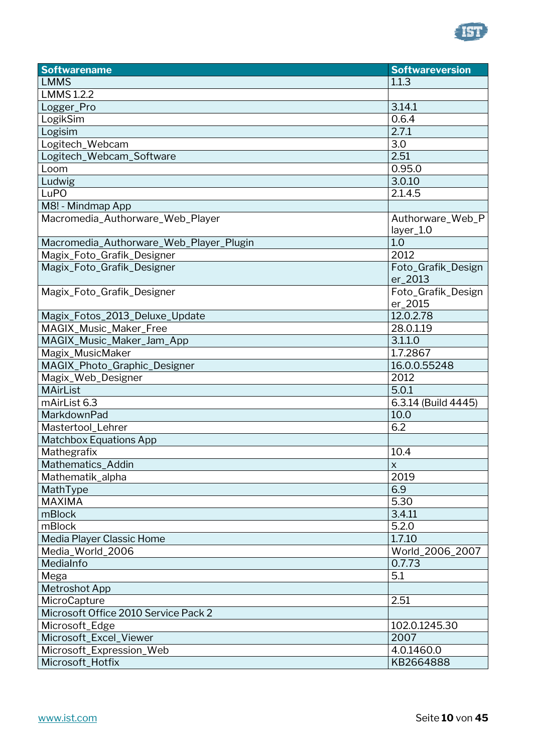| Softwarename | Softwareversion |
|---|---|
| LMMS | 1.1.3 |
| LMMS 1.2.2 | |
| Logger_Pro | 3.14.1 |
| LogikSim | 0.6.4 |
| Logisim | 2.7.1 |
| Logitech_Webcam | 3.0 |
| Logitech_Webcam_Software | 2.51 |
| Loom | 0.95.0 |
| Ludwig | 3.0.10 |
| LuPO | 2.1.4.5 |
| M8! - Mindmap App | |
| Macromedia_Authorware_Web_Player | Authorware_Web_Player_1.0 |
| Macromedia_Authorware_Web_Player_Plugin | 1.0 |
| Magix_Foto_Grafik_Designer | 2012 |
| Magix_Foto_Grafik_Designer | Foto_Grafik_Designer_2013 |
| Magix_Foto_Grafik_Designer | Foto_Grafik_Designer_2015 |
| Magix_Fotos_2013_Deluxe_Update | 12.0.2.78 |
| MAGIX_Music_Maker_Free | 28.0.1.19 |
| MAGIX_Music_Maker_Jam_App | 3.1.1.0 |
| Magix_MusicMaker | 1.7.2867 |
| MAGIX_Photo_Graphic_Designer | 16.0.0.55248 |
| Magix_Web_Designer | 2012 |
| MAirList | 5.0.1 |
| mAirList 6.3 | 6.3.14 (Build 4445) |
| MarkdownPad | 10.0 |
| Mastertool_Lehrer | 6.2 |
| Matchbox Equations App | |
| Mathegrafix | 10.4 |
| Mathematics_Addin | x |
| Mathematik_alpha | 2019 |
| MathType | 6.9 |
| MAXIMA | 5.30 |
| mBlock | 3.4.11 |
| mBlock | 5.2.0 |
| Media Player Classic Home | 1.7.10 |
| Media_World_2006 | World_2006_2007 |
| MediaInfo | 0.7.73 |
| Mega | 5.1 |
| Metroshot App | |
| MicroCapture | 2.51 |
| Microsoft Office 2010 Service Pack 2 | |
| Microsoft_Edge | 102.0.1245.30 |
| Microsoft_Excel_Viewer | 2007 |
| Microsoft_Expression_Web | 4.0.1460.0 |
| Microsoft_Hotfix | KB2664888 |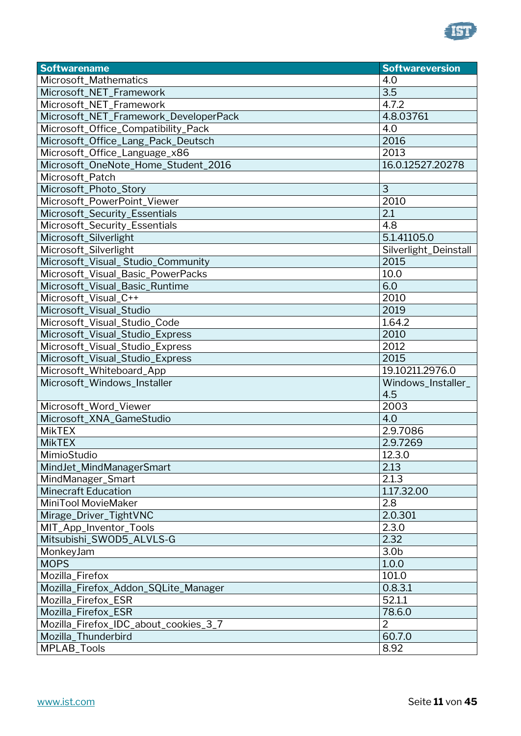| Softwarename | Softwareversion |
|---|---|
| Microsoft_Mathematics | 4.0 |
| Microsoft_NET_Framework | 3.5 |
| Microsoft_NET_Framework | 4.7.2 |
| Microsoft_NET_Framework_DeveloperPack | 4.8.03761 |
| Microsoft_Office_Compatibility_Pack | 4.0 |
| Microsoft_Office_Lang_Pack_Deutsch | 2016 |
| Microsoft_Office_Language_x86 | 2013 |
| Microsoft_OneNote_Home_Student_2016 | 16.0.12527.20278 |
| Microsoft_Patch | |
| Microsoft_Photo_Story | 3 |
| Microsoft_PowerPoint_Viewer | 2010 |
| Microsoft_Security_Essentials | 2.1 |
| Microsoft_Security_Essentials | 4.8 |
| Microsoft_Silverlight | 5.1.41105.0 |
| Microsoft_Silverlight | Silverlight_Deinstall |
| Microsoft_Visual_ Studio_Community | 2015 |
| Microsoft_Visual_Basic_PowerPacks | 10.0 |
| Microsoft_Visual_Basic_Runtime | 6.0 |
| Microsoft_Visual_C++ | 2010 |
| Microsoft_Visual_Studio | 2019 |
| Microsoft_Visual_Studio_Code | 1.64.2 |
| Microsoft_Visual_Studio_Express | 2010 |
| Microsoft_Visual_Studio_Express | 2012 |
| Microsoft_Visual_Studio_Express | 2015 |
| Microsoft_Whiteboard_App | 19.10211.2976.0 |
| Microsoft_Windows_Installer | Windows_Installer_ 4.5 |
| Microsoft_Word_Viewer | 2003 |
| Microsoft_XNA_GameStudio | 4.0 |
| MikTEX | 2.9.7086 |
| MikTEX | 2.9.7269 |
| MimioStudio | 12.3.0 |
| MindJet_MindManagerSmart | 2.13 |
| MindManager_Smart | 2.1.3 |
| Minecraft Education | 1.17.32.00 |
| MiniTool MovieMaker | 2.8 |
| Mirage_Driver_TightVNC | 2.0.301 |
| MIT_App_Inventor_Tools | 2.3.0 |
| Mitsubishi_SWOD5_ALVLS-G | 2.32 |
| MonkeyJam | 3.0b |
| MOPS | 1.0.0 |
| Mozilla_Firefox | 101.0 |
| Mozilla_Firefox_Addon_SQLite_Manager | 0.8.3.1 |
| Mozilla_Firefox_ESR | 52.1.1 |
| Mozilla_Firefox_ESR | 78.6.0 |
| Mozilla_Firefox_IDC_about_cookies_3_7 | 2 |
| Mozilla_Thunderbird | 60.7.0 |
| MPLAB_Tools | 8.92 |

[www.ist.com](http://www.ist.com)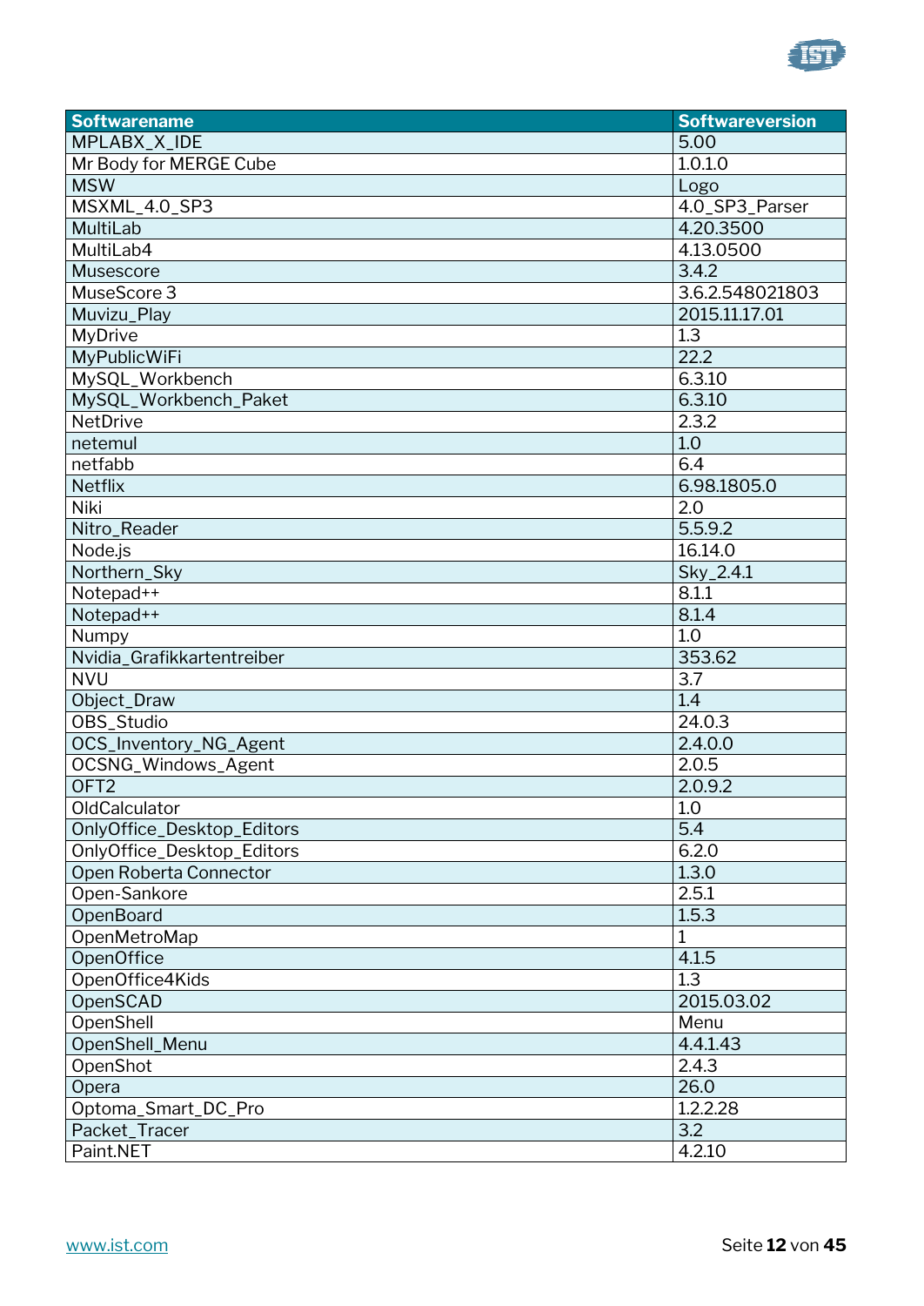| Softwarename | Softwareversion |
| --- | --- |
| MPLABX_X_IDE | 5.00 |
| Mr Body for MERGE Cube | 1.0.1.0 |
| MSW | Logo |
| MSXML_4.0_SP3 | 4.0_SP3_Parser |
| MultiLab | 4.20.3500 |
| MultiLab4 | 4.13.0500 |
| Musescore | 3.4.2 |
| MuseScore 3 | 3.6.2.548021803 |
| Muvizu_Play | 2015.11.17.01 |
| MyDrive | 1.3 |
| MyPublicWiFi | 22.2 |
| MySQL_Workbench | 6.3.10 |
| MySQL_Workbench_Paket | 6.3.10 |
| NetDrive | 2.3.2 |
| netemul | 1.0 |
| netfabb | 6.4 |
| Netflix | 6.98.1805.0 |
| Niki | 2.0 |
| Nitro_Reader | 5.5.9.2 |
| Node.js | 16.14.0 |
| Northern_Sky | Sky_2.4.1 |
| Notepad++ | 8.1.1 |
| Notepad++ | 8.1.4 |
| Numpy | 1.0 |
| Nvidia_Grafikkartentreiber | 353.62 |
| NVU | 3.7 |
| Object_Draw | 1.4 |
| OBS_Studio | 24.0.3 |
| OCS_Inventory_NG_Agent | 2.4.0.0 |
| OCSNG_Windows_Agent | 2.0.5 |
| OFT2 | 2.0.9.2 |
| OldCalculator | 1.0 |
| OnlyOffice_Desktop_Editors | 5.4 |
| OnlyOffice_Desktop_Editors | 6.2.0 |
| Open Roberta Connector | 1.3.0 |
| Open-Sankore | 2.5.1 |
| OpenBoard | 1.5.3 |
| OpenMetroMap | 1 |
| OpenOffice | 4.1.5 |
| OpenOffice4Kids | 1.3 |
| OpenSCAD | 2015.03.02 |
| OpenShell | Menu |
| OpenShell_Menu | 4.4.1.43 |
| OpenShot | 2.4.3 |
| Opera | 26.0 |
| Optoma_Smart_DC_Pro | 1.2.2.28 |
| Packet_Tracer | 3.2 |
| Paint.NET | 4.2.10 |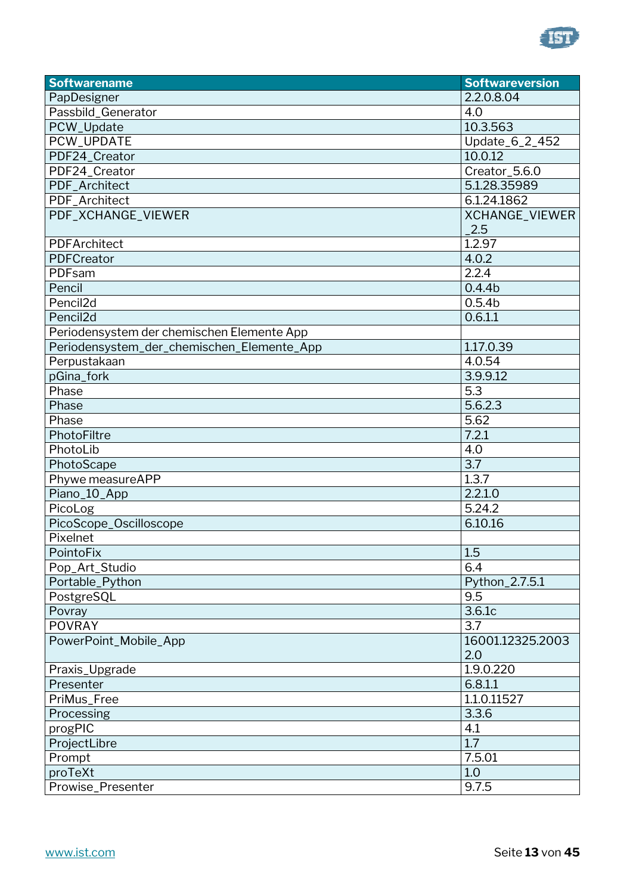| Softwarename | Softwareversion |
|---|---|
| PapDesigner | 2.2.0.8.04 |
| Passbild_Generator | 4.0 |
| PCW_Update | 10.3.563 |
| PCW_UPDATE | Update_6_2_452 |
| PDF24_Creator | 10.0.12 |
| PDF24_Creator | Creator_5.6.0 |
| PDF_Architect | 5.1.28.35989 |
| PDF_Architect | 6.1.24.1862 |
| PDF_XCHANGE_VIEWER | XCHANGE_VIEWER_2.5 |
| PDFArchitect | 1.2.97 |
| PDFCreator | 4.0.2 |
| PDFsam | 2.2.4 |
| Pencil | 0.4.4b |
| Pencil2d | 0.5.4b |
| Pencil2d | 0.6.1.1 |
| Periodensystem der chemischen Elemente App | |
| Periodensystem_der_chemischen_Elemente_App | 1.17.0.39 |
| Perpustakaan | 4.0.54 |
| pGina_fork | 3.9.9.12 |
| Phase | 5.3 |
| Phase | 5.6.2.3 |
| Phase | 5.62 |
| PhotoFiltre | 7.2.1 |
| PhotoLib | 4.0 |
| PhotoScape | 3.7 |
| Phywe measureAPP | 1.3.7 |
| Piano_10_App | 2.2.1.0 |
| PicoLog | 5.24.2 |
| PicoScope_Oscilloscope | 6.10.16 |
| Pixelnet | |
| PointoFix | 1.5 |
| Pop_Art_Studio | 6.4 |
| Portable_Python | Python_2.7.5.1 |
| PostgreSQL | 9.5 |
| Povray | 3.6.1c |
| POVRAY | 3.7 |
| PowerPoint_Mobile_App | 16001.12325.20032.0 |
| Praxis_Upgrade | 1.9.0.220 |
| Presenter | 6.8.1.1 |
| PriMus_Free | 1.1.0.11527 |
| Processing | 3.3.6 |
| progPIC | 4.1 |
| ProjectLibre | 1.7 |
| Prompt | 7.5.01 |
| proTeXt | 1.0 |
| Prowise_Presenter | 9.7.5 |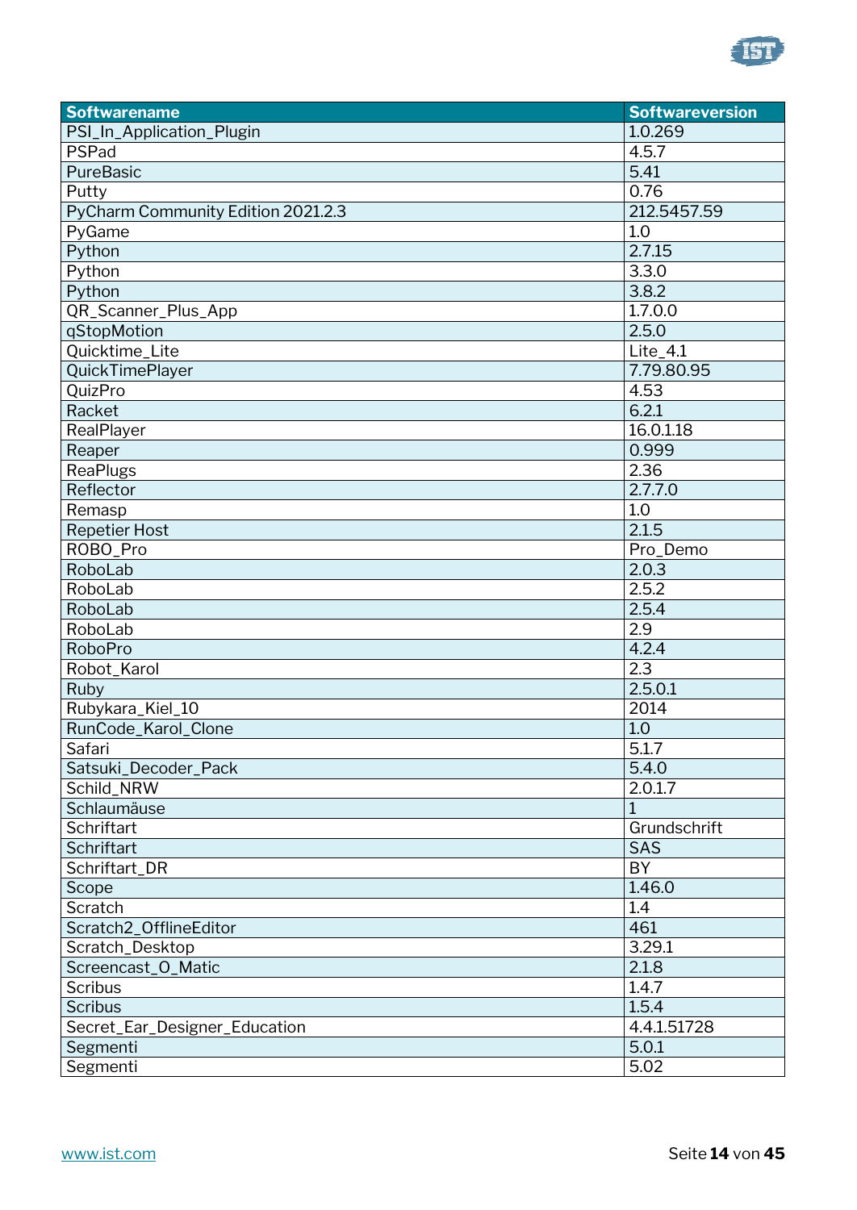| Softwarename | Softwareversion |
|---|---|
| PSI_In_Application_Plugin | 1.0.269 |
| PSPad | 4.5.7 |
| PureBasic | 5.41 |
| Putty | 0.76 |
| PyCharm Community Edition 2021.2.3 | 212.5457.59 |
| PyGame | 1.0 |
| Python | 2.7.15 |
| Python | 3.3.0 |
| Python | 3.8.2 |
| QR_Scanner_Plus_App | 1.7.0.0 |
| qStopMotion | 2.5.0 |
| Quicktime_Lite | Lite_4.1 |
| QuickTimePlayer | 7.79.80.95 |
| QuizPro | 4.53 |
| Racket | 6.2.1 |
| RealPlayer | 16.0.1.18 |
| Reaper | 0.999 |
| ReaPlugs | 2.36 |
| Reflector | 2.7.7.0 |
| Remasp | 1.0 |
| Repetier Host | 2.1.5 |
| ROBO_Pro | Pro_Demo |
| RoboLab | 2.0.3 |
| RoboLab | 2.5.2 |
| RoboLab | 2.5.4 |
| RoboLab | 2.9 |
| RoboPro | 4.2.4 |
| Robot_Karol | 2.3 |
| Ruby | 2.5.0.1 |
| Rubykara_Kiel_10 | 2014 |
| RunCode_Karol_Clone | 1.0 |
| Safari | 5.1.7 |
| Satsuki_Decoder_Pack | 5.4.0 |
| Schild_NRW | 2.0.1.7 |
| Schlaumäuse | 1 |
| Schriftart | Grundschrift |
| Schriftart | SAS |
| Schriftart_DR | BY |
| Scope | 1.46.0 |
| Scratch | 1.4 |
| Scratch2_OfflineEditor | 461 |
| Scratch_Desktop | 3.29.1 |
| Screencast_O_Matic | 2.1.8 |
| Scribus | 1.4.7 |
| Scribus | 1.5.4 |
| Secret_Ear_Designer_Education | 4.4.1.51728 |
| Segmenti | 5.0.1 |
| Segmenti | 5.02 |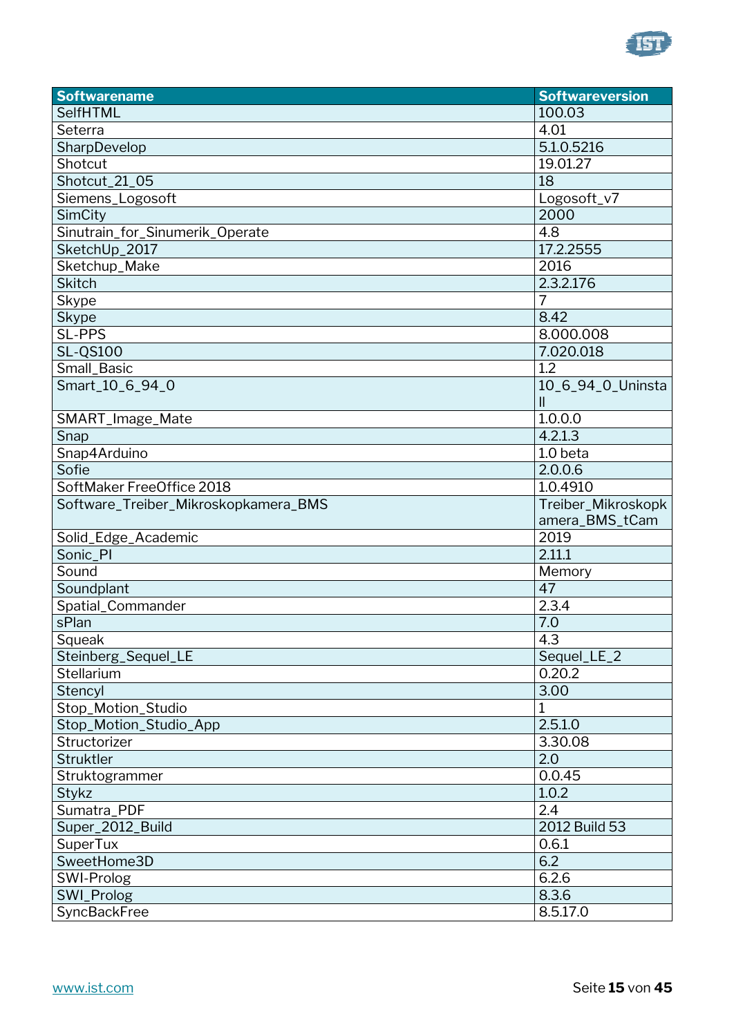| Softwarename | Softwareversion |
|---|---|
| SelfHTML | 100.03 |
| Seterra | 4.01 |
| SharpDevelop | 5.1.0.5216 |
| Shotcut | 19.01.27 |
| Shotcut_21_05 | 18 |
| Siemens_Logosoft | Logosoft_v7 |
| SimCity | 2000 |
| Sinutrain_for_Sinumerik_Operate | 4.8 |
| SketchUp_2017 | 17.2.2555 |
| Sketchup_Make | 2016 |
| Skitch | 2.3.2.176 |
| Skype | 7 |
| Skype | 8.42 |
| SL-PPS | 8.000.008 |
| SL-QS100 | 7.020.018 |
| Small_Basic | 1.2 |
| Smart_10_6_94_0 | 10_6_94_0_Uninstall |
| SMART_Image_Mate | 1.0.0.0 |
| Snap | 4.2.1.3 |
| Snap4Arduino | 1.0 beta |
| Sofie | 2.0.0.6 |
| SoftMaker FreeOffice 2018 | 1.0.4910 |
| Software_Treiber_Mikroskopkamera_BMS | Treiber_Mikroskopkamera_BMS_tCam |
| Solid_Edge_Academic | 2019 |
| Sonic_PI | 2.11.1 |
| Sound | Memory |
| Soundplant | 47 |
| Spatial_Commander | 2.3.4 |
| sPlan | 7.0 |
| Squeak | 4.3 |
| Steinberg_Sequel_LE | Sequel_LE_2 |
| Stellarium | 0.20.2 |
| Stencyl | 3.00 |
| Stop_Motion_Studio | 1 |
| Stop_Motion_Studio_App | 2.5.1.0 |
| Structorizer | 3.30.08 |
| Struktler | 2.0 |
| Struktogrammer | 0.0.45 |
| Stykz | 1.0.2 |
| Sumatra_PDF | 2.4 |
| Super_2012_Build | 2012 Build 53 |
| SuperTux | 0.6.1 |
| SweetHome3D | 6.2 |
| SWI-Prolog | 6.2.6 |
| SWI_Prolog | 8.3.6 |
| SyncBackFree | 8.5.17.0 |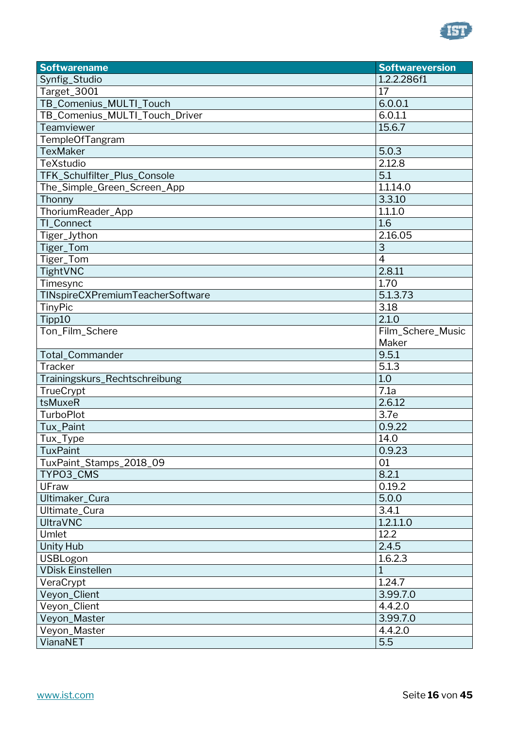| Softwarename | Softwareversion |
|---|---|
| Synfig_Studio | 1.2.2.286f1 |
| Target_3001 | 17 |
| TB_Comenius_MULTI_Touch | 6.0.0.1 |
| TB_Comenius_MULTI_Touch_Driver | 6.0.1.1 |
| Teamviewer | 15.6.7 |
| TempleOfTangram | |
| TexMaker | 5.0.3 |
| TeXstudio | 2.12.8 |
| TFK_Schulfilter_Plus_Console | 5.1 |
| The_Simple_Green_Screen_App | 1.1.14.0 |
| Thonny | 3.3.10 |
| ThoriumReader_App | 1.1.1.0 |
| TI_Connect | 1.6 |
| Tiger_Jython | 2.16.05 |
| Tiger_Tom | 3 |
| Tiger_Tom | 4 |
| TightVNC | 2.8.11 |
| Timesync | 1.70 |
| TINspireCXPremiumTeacherSoftware | 5.1.3.73 |
| TinyPic | 3.18 |
| Tipp10 | 2.1.0 |
| Ton_Film_Schere | Film_Schere_Music Maker |
| Total_Commander | 9.5.1 |
| Tracker | 5.1.3 |
| Trainingskurs_Rechtschreibung | 1.0 |
| TrueCrypt | 7.1a |
| tsMuxeR | 2.6.12 |
| TurboPlot | 3.7e |
| Tux_Paint | 0.9.22 |
| Tux_Type | 14.0 |
| TuxPaint | 0.9.23 |
| TuxPaint_Stamps_2018_09 | 01 |
| TYPO3_CMS | 8.2.1 |
| UFraw | 0.19.2 |
| Ultimaker_Cura | 5.0.0 |
| Ultimate_Cura | 3.4.1 |
| UltraVNC | 1.2.1.1.0 |
| Umlet | 12.2 |
| Unity Hub | 2.4.5 |
| USBLogon | 1.6.2.3 |
| VDisk Einstellen | 1 |
| VeraCrypt | 1.24.7 |
| Veyon_Client | 3.99.7.0 |
| Veyon_Client | 4.4.2.0 |
| Veyon_Master | 3.99.7.0 |
| Veyon_Master | 4.4.2.0 |
| VianaNET | 5.5 |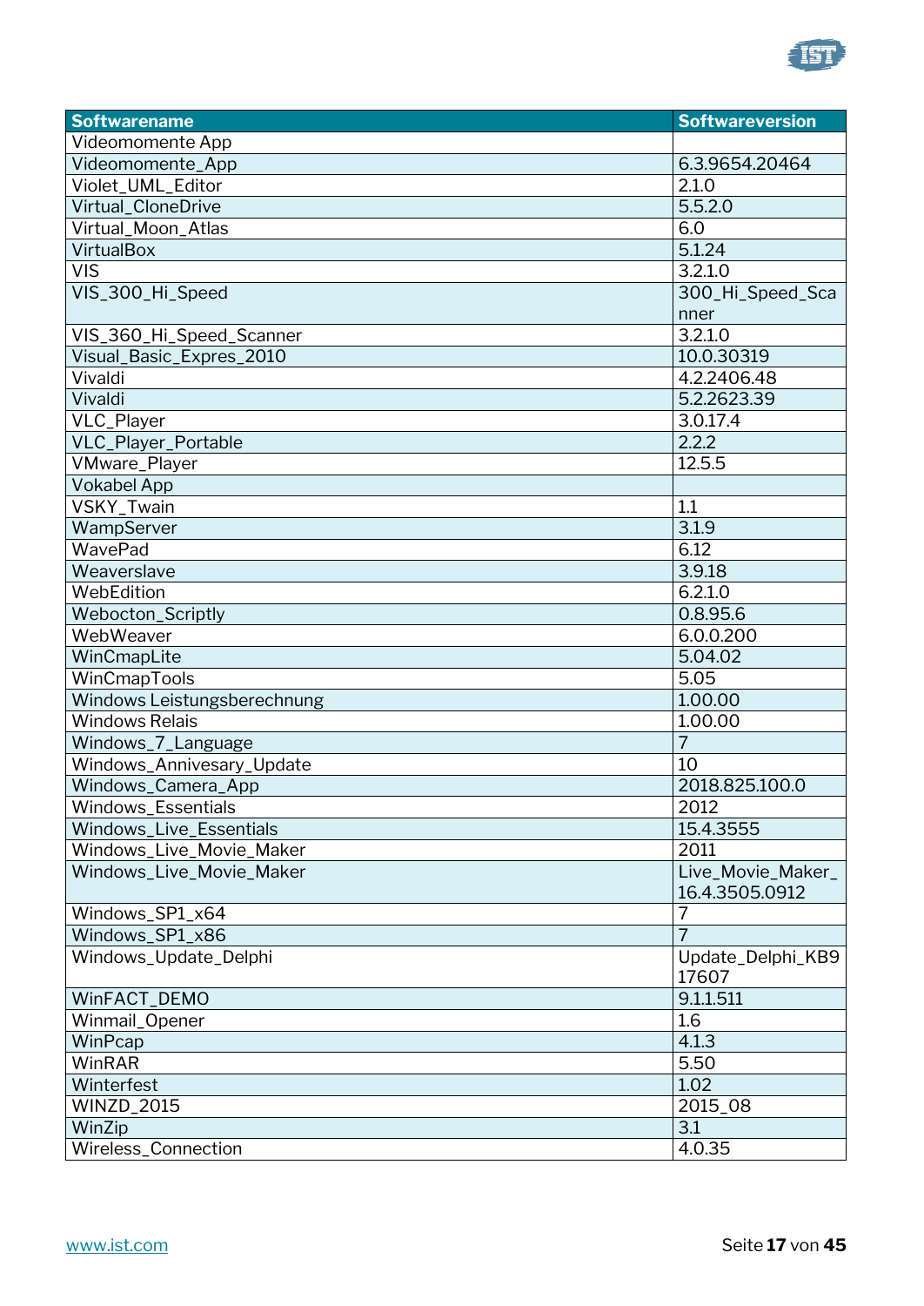| Softwarename | Softwareversion |
|---|---|
| Videomomente App | |
| Videomomente_App | 6.3.9654.20464 |
| Violet_UML_Editor | 2.1.0 |
| Virtual_CloneDrive | 5.5.2.0 |
| Virtual_Moon_Atlas | 6.0 |
| VirtualBox | 5.1.24 |
| VIS | 3.2.1.0 |
| VIS_300_Hi_Speed | 300_Hi_Speed_Scanner |
| VIS_360_Hi_Speed_Scanner | 3.2.1.0 |
| Visual_Basic_Expres_2010 | 10.0.30319 |
| Vivaldi | 4.2.2406.48 |
| Vivaldi | 5.2.2623.39 |
| VLC_Player | 3.0.17.4 |
| VLC_Player_Portable | 2.2.2 |
| VMware_Player | 12.5.5 |
| Vokabel App | |
| VSKY_Twain | 1.1 |
| WampServer | 3.1.9 |
| WavePad | 6.12 |
| Weaverslave | 3.9.18 |
| WebEdition | 6.2.1.0 |
| Webocton_Scriptly | 0.8.95.6 |
| WebWeaver | 6.0.0.200 |
| WinCmapLite | 5.04.02 |
| WinCmapTools | 5.05 |
| Windows Leistungsberechnung | 1.00.00 |
| Windows Relais | 1.00.00 |
| Windows_7_Language | 7 |
| Windows_Annivesary_Update | 10 |
| Windows_Camera_App | 2018.825.100.0 |
| Windows_Essentials | 2012 |
| Windows_Live_Essentials | 15.4.3555 |
| Windows_Live_Movie_Maker | 2011 |
| Windows_Live_Movie_Maker | Live_Movie_Maker_16.4.3505.0912 |
| Windows_SP1_x64 | 7 |
| Windows_SP1_x86 | 7 |
| Windows_Update_Delphi | Update_Delphi_KB917607 |
| WinFACT_DEMO | 9.1.1.511 |
| Winmail_Opener | 1.6 |
| WinPcap | 4.1.3 |
| WinRAR | 5.50 |
| Winterfest | 1.02 |
| WINZD_2015 | 2015_08 |
| WinZip | 3.1 |
| Wireless_Connection | 4.0.35 |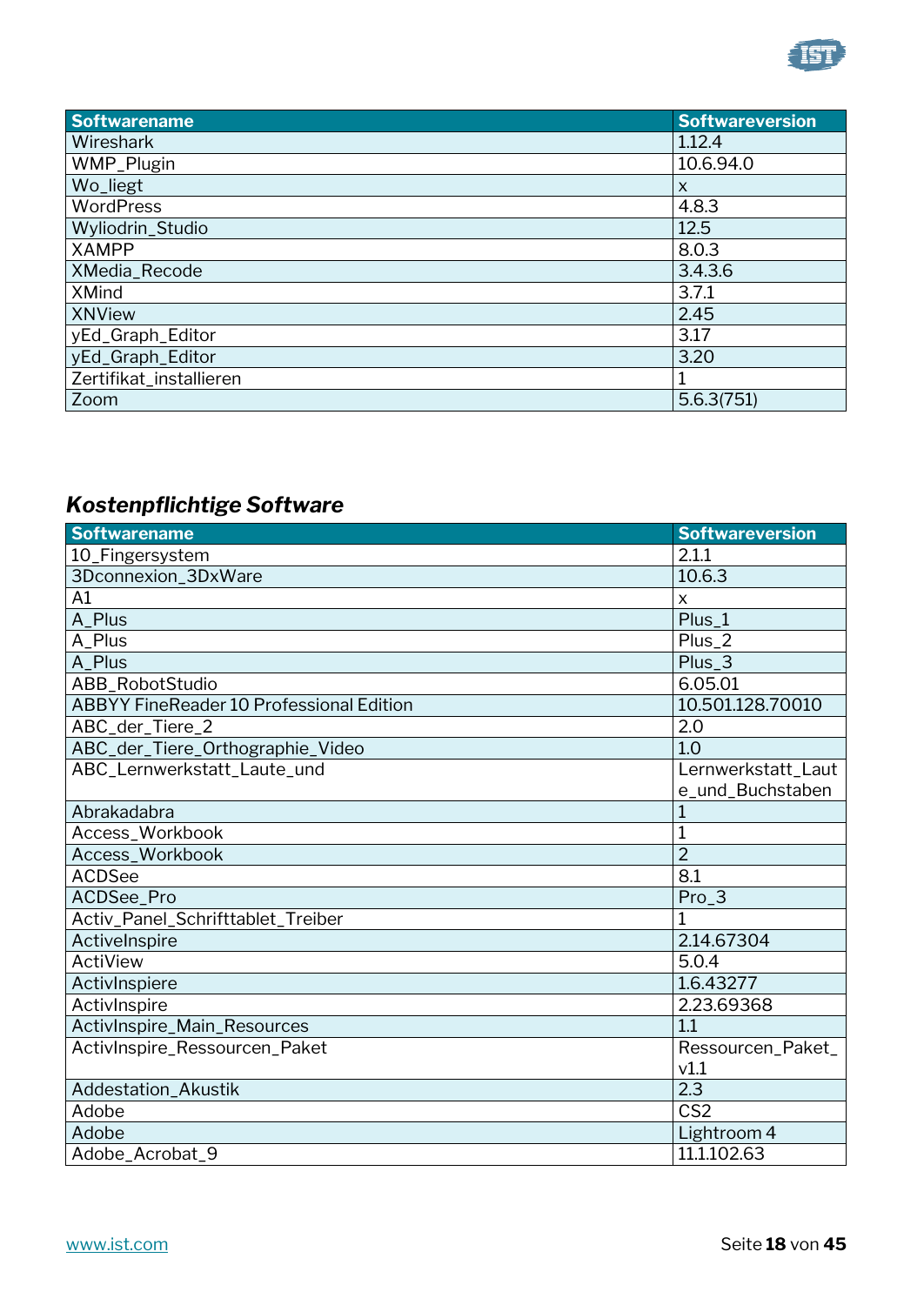| Softwarename | Softwareversion |
|---|---|
| Wireshark | 1.12.4 |
| WMP_Plugin | 10.6.94.0 |
| Wo_liegt | x |
| WordPress | 4.8.3 |
| Wyliodrin_Studio | 12.5 |
| XAMPP | 8.0.3 |
| XMedia_Recode | 3.4.3.6 |
| XMind | 3.7.1 |
| XNView | 2.45 |
| yEd_Graph_Editor | 3.17 |
| yEd_Graph_Editor | 3.20 |
| Zertifikat_installieren | 1 |
| Zoom | 5.6.3(751) |

## *Kostenpflichtige Software*

| Softwarename | Softwareversion |
|---|---|
| 10_Fingersystem | 2.1.1 |
| 3Dconnexion_3DxWare | 10.6.3 |
| A1 | x |
| A_Plus | Plus_1 |
| A_Plus | Plus_2 |
| A_Plus | Plus_3 |
| ABB_RobotStudio | 6.05.01 |
| ABBYY FineReader 10 Professional Edition | 10.501.128.70010 |
| ABC_der_Tiere_2 | 2.0 |
| ABC_der_Tiere_Orthographie_Video | 1.0 |
| ABC_Lernwerkstatt_Laute_und | Lernwerkstatt_Laute_und_Buchstaben |
| Abrakadabra | 1 |
| Access_Workbook | 1 |
| Access_Workbook | 2 |
| ACDSee | 8.1 |
| ACDSee_Pro | Pro_3 |
| Activ_Panel_Schrifttablet_Treiber | 1 |
| ActiveInspire | 2.14.67304 |
| ActiView | 5.0.4 |
| ActivInspiere | 1.6.43277 |
| ActivInspire | 2.23.69368 |
| ActivInspire_Main_Resources | 1.1 |
| ActivInspire_Ressourcen_Paket | Ressourcen_Paket_v1.1 |
| Addestation_Akustik | 2.3 |
| Adobe | CS2 |
| Adobe | Lightroom 4 |
| Adobe_Acrobat_9 | 11.1.102.63 |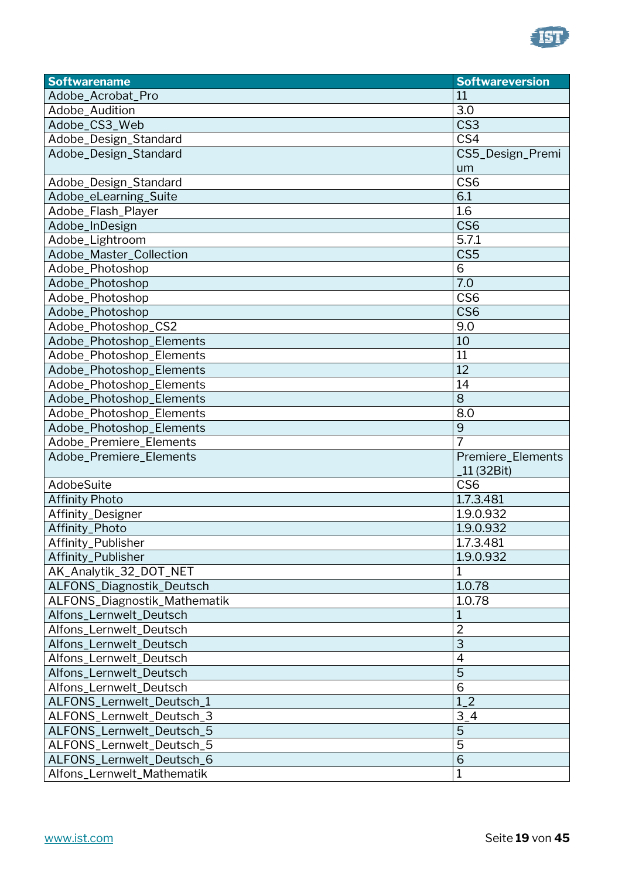| Softwarename | Softwareversion |
|---|---|
| Adobe_Acrobat_Pro | 11 |
| Adobe_Audition | 3.0 |
| Adobe_CS3_Web | CS3 |
| Adobe_Design_Standard | CS4 |
| Adobe_Design_Standard | CS5_Design_Premium |
| Adobe_Design_Standard | CS6 |
| Adobe_eLearning_Suite | 6.1 |
| Adobe_Flash_Player | 1.6 |
| Adobe_InDesign | CS6 |
| Adobe_Lightroom | 5.7.1 |
| Adobe_Master_Collection | CS5 |
| Adobe_Photoshop | 6 |
| Adobe_Photoshop | 7.0 |
| Adobe_Photoshop | CS6 |
| Adobe_Photoshop | CS6 |
| Adobe_Photoshop_CS2 | 9.0 |
| Adobe_Photoshop_Elements | 10 |
| Adobe_Photoshop_Elements | 11 |
| Adobe_Photoshop_Elements | 12 |
| Adobe_Photoshop_Elements | 14 |
| Adobe_Photoshop_Elements | 8 |
| Adobe_Photoshop_Elements | 8.0 |
| Adobe_Photoshop_Elements | 9 |
| Adobe_Premiere_Elements | 7 |
| Adobe_Premiere_Elements | Premiere_Elements_11 (32Bit) |
| AdobeSuite | CS6 |
| Affinity Photo | 1.7.3.481 |
| Affinity_Designer | 1.9.0.932 |
| Affinity_Photo | 1.9.0.932 |
| Affinity_Publisher | 1.7.3.481 |
| Affinity_Publisher | 1.9.0.932 |
| AK_Analytik_32_DOT_NET | 1 |
| ALFONS_Diagnostik_Deutsch | 1.0.78 |
| ALFONS_Diagnostik_Mathematik | 1.0.78 |
| Alfons_Lernwelt_Deutsch | 1 |
| Alfons_Lernwelt_Deutsch | 2 |
| Alfons_Lernwelt_Deutsch | 3 |
| Alfons_Lernwelt_Deutsch | 4 |
| Alfons_Lernwelt_Deutsch | 5 |
| Alfons_Lernwelt_Deutsch | 6 |
| ALFONS_Lernwelt_Deutsch_1 | 1_2 |
| ALFONS_Lernwelt_Deutsch_3 | 3_4 |
| ALFONS_Lernwelt_Deutsch_5 | 5 |
| ALFONS_Lernwelt_Deutsch_5 | 5 |
| ALFONS_Lernwelt_Deutsch_6 | 6 |
| Alfons_Lernwelt_Mathematik | 1 |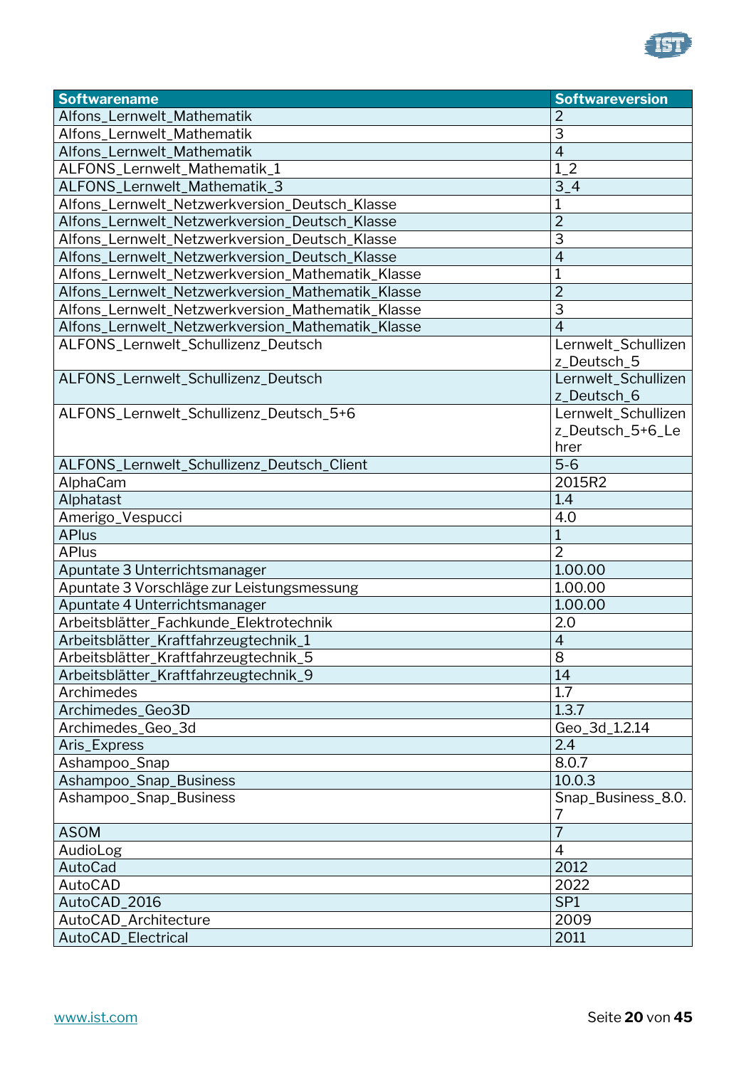| Softwarename | Softwareversion |
|---|---|
| Alfons_Lernwelt_Mathematik | 2 |
| Alfons_Lernwelt_Mathematik | 3 |
| Alfons_Lernwelt_Mathematik | 4 |
| ALFONS_Lernwelt_Mathematik_1 | 1_2 |
| ALFONS_Lernwelt_Mathematik_3 | 3_4 |
| Alfons_Lernwelt_Netzwerkversion_Deutsch_Klasse | 1 |
| Alfons_Lernwelt_Netzwerkversion_Deutsch_Klasse | 2 |
| Alfons_Lernwelt_Netzwerkversion_Deutsch_Klasse | 3 |
| Alfons_Lernwelt_Netzwerkversion_Deutsch_Klasse | 4 |
| Alfons_Lernwelt_Netzwerkversion_Mathematik_Klasse | 1 |
| Alfons_Lernwelt_Netzwerkversion_Mathematik_Klasse | 2 |
| Alfons_Lernwelt_Netzwerkversion_Mathematik_Klasse | 3 |
| Alfons_Lernwelt_Netzwerkversion_Mathematik_Klasse | 4 |
| ALFONS_Lernwelt_Schullizenz_Deutsch | Lernwelt_Schullizenz_Deutsch_5 |
| ALFONS_Lernwelt_Schullizenz_Deutsch | Lernwelt_Schullizenz_Deutsch_6 |
| ALFONS_Lernwelt_Schullizenz_Deutsch_5+6 | Lernwelt_Schullizenz_Deutsch_5+6_Lehrer |
| ALFONS_Lernwelt_Schullizenz_Deutsch_Client | 5-6 |
| AlphaCam | 2015R2 |
| Alphatast | 1.4 |
| Amerigo_Vespucci | 4.0 |
| APlus | 1 |
| APlus | 2 |
| Apuntate 3 Unterrichtsmanager | 1.00.00 |
| Apuntate 3 Vorschläge zur Leistungsmessung | 1.00.00 |
| Apuntate 4 Unterrichtsmanager | 1.00.00 |
| Arbeitsblätter_Fachkunde_Elektrotechnik | 2.0 |
| Arbeitsblätter_Kraftfahrzeugtechnik_1 | 4 |
| Arbeitsblätter_Kraftfahrzeugtechnik_5 | 8 |
| Arbeitsblätter_Kraftfahrzeugtechnik_9 | 14 |
| Archimedes | 1.7 |
| Archimedes_Geo3D | 1.3.7 |
| Archimedes_Geo_3d | Geo_3d_1.2.14 |
| Aris_Express | 2.4 |
| Ashampoo_Snap | 8.0.7 |
| Ashampoo_Snap_Business | 10.0.3 |
| Ashampoo_Snap_Business | Snap_Business_8.0.7 |
| ASOM | 7 |
| AudioLog | 4 |
| AutoCad | 2012 |
| AutoCAD | 2022 |
| AutoCAD_2016 | SP1 |
| AutoCAD_Architecture | 2009 |
| AutoCAD_Electrical | 2011 |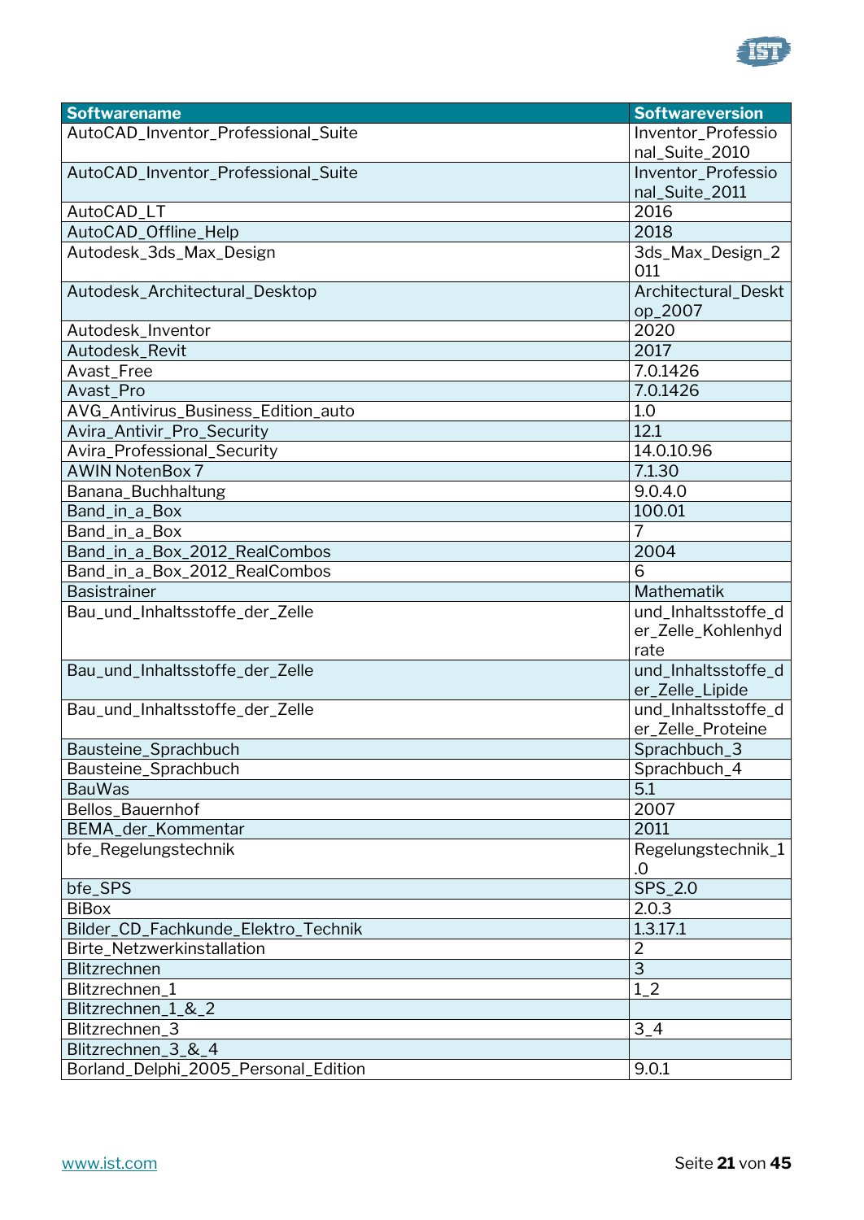| Softwarename | Softwareversion |
| --- | --- |
| AutoCAD_Inventor_Professional_Suite | Inventor_Professional_Suite_2010 |
| AutoCAD_Inventor_Professional_Suite | Inventor_Professional_Suite_2011 |
| AutoCAD_LT | 2016 |
| AutoCAD_Offline_Help | 2018 |
| Autodesk_3ds_Max_Design | 3ds_Max_Design_2011 |
| Autodesk_Architectural_Desktop | Architectural_Desktop_2007 |
| Autodesk_Inventor | 2020 |
| Autodesk_Revit | 2017 |
| Avast_Free | 7.0.1426 |
| Avast_Pro | 7.0.1426 |
| AVG_Antivirus_Business_Edition_auto | 1.0 |
| Avira_Antivir_Pro_Security | 12.1 |
| Avira_Professional_Security | 14.0.10.96 |
| AWIN NotenBox 7 | 7.1.30 |
| Banana_Buchhaltung | 9.0.4.0 |
| Band_in_a_Box | 100.01 |
| Band_in_a_Box | 7 |
| Band_in_a_Box_2012_RealCombos | 2004 |
| Band_in_a_Box_2012_RealCombos | 6 |
| Basistrainer | Mathematik |
| Bau_und_Inhaltsstoffe_der_Zelle | und_Inhaltsstoffe_der_Zelle_Kohlenhydrate |
| Bau_und_Inhaltsstoffe_der_Zelle | und_Inhaltsstoffe_der_Zelle_Lipide |
| Bau_und_Inhaltsstoffe_der_Zelle | und_Inhaltsstoffe_der_Zelle_Proteine |
| Bausteine_Sprachbuch | Sprachbuch_3 |
| Bausteine_Sprachbuch | Sprachbuch_4 |
| BauWas | 5.1 |
| Bellos_Bauernhof | 2007 |
| BEMA_der_Kommentar | 2011 |
| bfe_Regelungstechnik | Regelungstechnik_1.0 |
| bfe_SPS | SPS_2.0 |
| BiBox | 2.0.3 |
| Bilder_CD_Fachkunde_Elektro_Technik | 1.3.17.1 |
| Birte_Netzwerkinstallation | 2 |
| Blitzrechnen | 3 |
| Blitzrechnen_1 | 1_2 |
| Blitzrechnen_1_&_2 | |
| Blitzrechnen_3 | 3_4 |
| Blitzrechnen_3_&_4 | |
| Borland_Delphi_2005_Personal_Edition | 9.0.1 |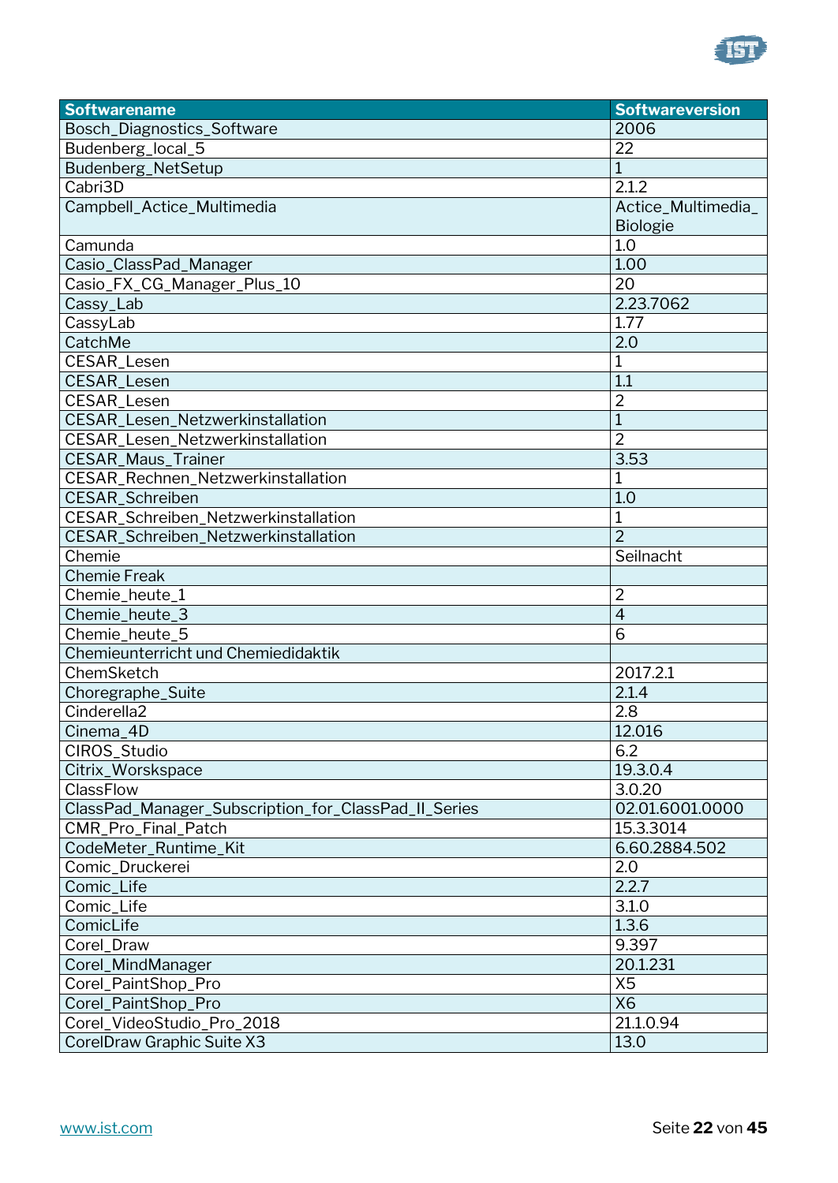| Softwarename | Softwareversion |
|---|---|
| Bosch_Diagnostics_Software | 2006 |
| Budenberg_local_5 | 22 |
| Budenberg_NetSetup | 1 |
| Cabri3D | 2.1.2 |
| Campbell_Actice_Multimedia | Actice_Multimedia_Biologie |
| Camunda | 1.0 |
| Casio_ClassPad_Manager | 1.00 |
| Casio_FX_CG_Manager_Plus_10 | 20 |
| Cassy_Lab | 2.23.7062 |
| CassyLab | 1.77 |
| CatchMe | 2.0 |
| CESAR_Lesen | 1 |
| CESAR_Lesen | 1.1 |
| CESAR_Lesen | 2 |
| CESAR_Lesen_Netzwerkinstallation | 1 |
| CESAR_Lesen_Netzwerkinstallation | 2 |
| CESAR_Maus_Trainer | 3.53 |
| CESAR_Rechnen_Netzwerkinstallation | 1 |
| CESAR_Schreiben | 1.0 |
| CESAR_Schreiben_Netzwerkinstallation | 1 |
| CESAR_Schreiben_Netzwerkinstallation | 2 |
| Chemie | Seilnacht |
| Chemie Freak | |
| Chemie_heute_1 | 2 |
| Chemie_heute_3 | 4 |
| Chemie_heute_5 | 6 |
| Chemieunterricht und Chemiedidaktik | |
| ChemSketch | 2017.2.1 |
| Choregraphe_Suite | 2.1.4 |
| Cinderella2 | 2.8 |
| Cinema_4D | 12.016 |
| CIROS_Studio | 6.2 |
| Citrix_Worskspace | 19.3.0.4 |
| ClassFlow | 3.0.20 |
| ClassPad_Manager_Subscription_for_ClassPad_II_Series | 02.01.6001.0000 |
| CMR_Pro_Final_Patch | 15.3.3014 |
| CodeMeter_Runtime_Kit | 6.60.2884.502 |
| Comic_Druckerei | 2.0 |
| Comic_Life | 2.2.7 |
| Comic_Life | 3.1.0 |
| ComicLife | 1.3.6 |
| Corel_Draw | 9.397 |
| Corel_MindManager | 20.1.231 |
| Corel_PaintShop_Pro | X5 |
| Corel_PaintShop_Pro | X6 |
| Corel_VideoStudio_Pro_2018 | 21.1.0.94 |
| CorelDraw Graphic Suite X3 | 13.0 |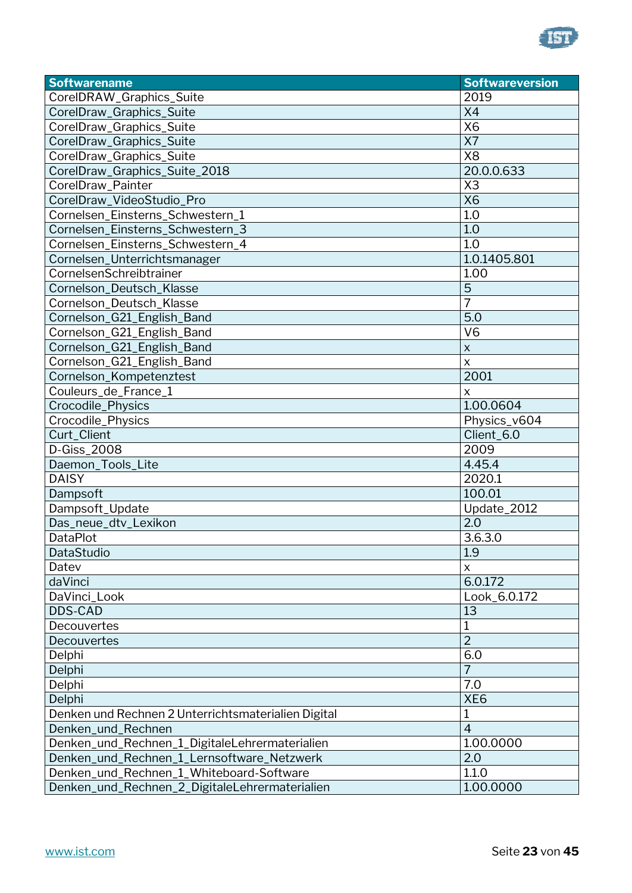| Softwarename | Softwareversion |
|---|---|
| CorelDRAW_Graphics_Suite | 2019 |
| CorelDraw_Graphics_Suite | X4 |
| CorelDraw_Graphics_Suite | X6 |
| CorelDraw_Graphics_Suite | X7 |
| CorelDraw_Graphics_Suite | X8 |
| CorelDraw_Graphics_Suite_2018 | 20.0.0.633 |
| CorelDraw_Painter | X3 |
| CorelDraw_VideoStudio_Pro | X6 |
| Cornelsen_Einsterns_Schwestern_1 | 1.0 |
| Cornelsen_Einsterns_Schwestern_3 | 1.0 |
| Cornelsen_Einsterns_Schwestern_4 | 1.0 |
| Cornelsen_Unterrichtsmanager | 1.0.1405.801 |
| CornelsenSchreibtrainer | 1.00 |
| Cornelson_Deutsch_Klasse | 5 |
| Cornelson_Deutsch_Klasse | 7 |
| Cornelson_G21_English_Band | 5.0 |
| Cornelson_G21_English_Band | V6 |
| Cornelson_G21_English_Band | x |
| Cornelson_G21_English_Band | x |
| Cornelson_Kompetenztest | 2001 |
| Couleurs_de_France_1 | x |
| Crocodile_Physics | 1.00.0604 |
| Crocodile_Physics | Physics_v604 |
| Curt_Client | Client_6.0 |
| D-Giss_2008 | 2009 |
| Daemon_Tools_Lite | 4.45.4 |
| DAISY | 2020.1 |
| Dampsoft | 100.01 |
| Dampsoft_Update | Update_2012 |
| Das_neue_dtv_Lexikon | 2.0 |
| DataPlot | 3.6.3.0 |
| DataStudio | 1.9 |
| Datev | x |
| daVinci | 6.0.172 |
| DaVinci_Look | Look_6.0.172 |
| DDS-CAD | 13 |
| Decouvertes | 1 |
| Decouvertes | 2 |
| Delphi | 6.0 |
| Delphi | 7 |
| Delphi | 7.0 |
| Delphi | XE6 |
| Denken und Rechnen 2 Unterrichtsmaterialien Digital | 1 |
| Denken_und_Rechnen | 4 |
| Denken_und_Rechnen_1_DigitaleLehrermaterialien | 1.00.0000 |
| Denken_und_Rechnen_1_Lernsoftware_Netzwerk | 2.0 |
| Denken_und_Rechnen_1_Whiteboard-Software | 1.1.0 |
| Denken_und_Rechnen_2_DigitaleLehrermaterialien | 1.00.0000 |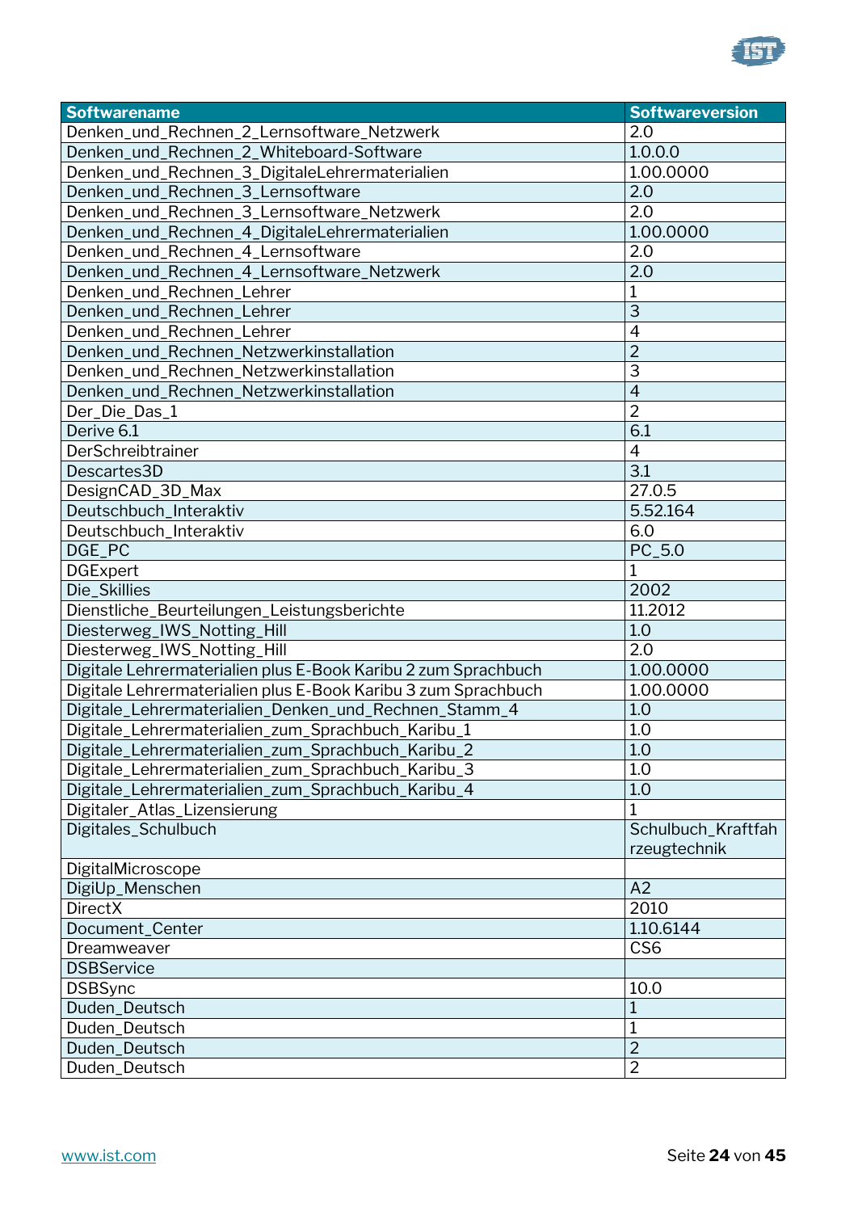| Softwarename | Softwareversion |
|---|---|
| Denken_und_Rechnen_2_Lernsoftware_Netzwerk | 2.0 |
| Denken_und_Rechnen_2_Whiteboard-Software | 1.0.0.0 |
| Denken_und_Rechnen_3_DigitaleLehrermaterialien | 1.00.0000 |
| Denken_und_Rechnen_3_Lernsoftware | 2.0 |
| Denken_und_Rechnen_3_Lernsoftware_Netzwerk | 2.0 |
| Denken_und_Rechnen_4_DigitaleLehrermaterialien | 1.00.0000 |
| Denken_und_Rechnen_4_Lernsoftware | 2.0 |
| Denken_und_Rechnen_4_Lernsoftware_Netzwerk | 2.0 |
| Denken_und_Rechnen_Lehrer | 1 |
| Denken_und_Rechnen_Lehrer | 3 |
| Denken_und_Rechnen_Lehrer | 4 |
| Denken_und_Rechnen_Netzwerkinstallation | 2 |
| Denken_und_Rechnen_Netzwerkinstallation | 3 |
| Denken_und_Rechnen_Netzwerkinstallation | 4 |
| Der_Die_Das_1 | 2 |
| Derive 6.1 | 6.1 |
| DerSchreibtrainer | 4 |
| Descartes3D | 3.1 |
| DesignCAD_3D_Max | 27.0.5 |
| Deutschbuch_Interaktiv | 5.52.164 |
| Deutschbuch_Interaktiv | 6.0 |
| DGE_PC | PC_5.0 |
| DGExpert | 1 |
| Die_Skillies | 2002 |
| Dienstliche_Beurteilungen_Leistungsberichte | 11.2012 |
| Diesterweg_IWS_Notting_Hill | 1.0 |
| Diesterweg_IWS_Notting_Hill | 2.0 |
| Digitale Lehrermaterialien plus E-Book Karibu 2 zum Sprachbuch | 1.00.0000 |
| Digitale Lehrermaterialien plus E-Book Karibu 3 zum Sprachbuch | 1.00.0000 |
| Digitale_Lehrermaterialien_Denken_und_Rechnen_Stamm_4 | 1.0 |
| Digitale_Lehrermaterialien_zum_Sprachbuch_Karibu_1 | 1.0 |
| Digitale_Lehrermaterialien_zum_Sprachbuch_Karibu_2 | 1.0 |
| Digitale_Lehrermaterialien_zum_Sprachbuch_Karibu_3 | 1.0 |
| Digitale_Lehrermaterialien_zum_Sprachbuch_Karibu_4 | 1.0 |
| Digitaler_Atlas_Lizensierung | 1 |
| Digitales_Schulbuch | Schulbuch_Kraftfahrzeugtechnik |
| DigitalMicroscope | |
| DigiUp_Menschen | A2 |
| DirectX | 2010 |
| Document_Center | 1.10.6144 |
| Dreamweaver | CS6 |
| DSBService | |
| DSBSync | 10.0 |
| Duden_Deutsch | 1 |
| Duden_Deutsch | 1 |
| Duden_Deutsch | 2 |
| Duden_Deutsch | 2 |

www.ist.com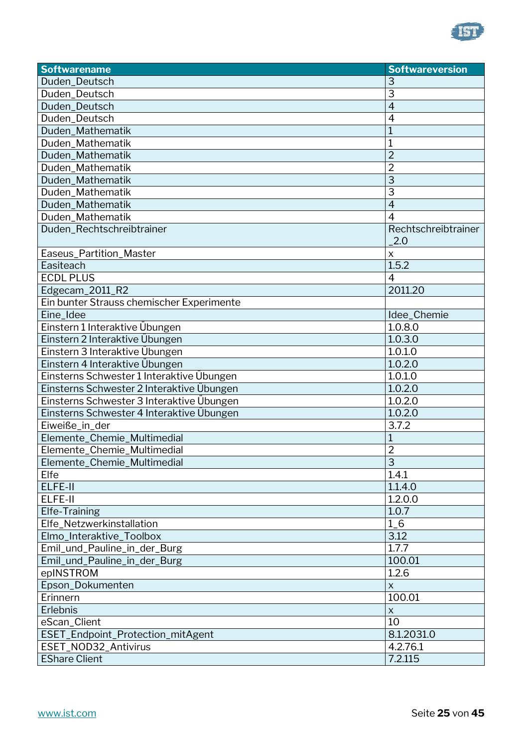| Softwarename | Softwareversion |
|---|---|
| Duden_Deutsch | 3 |
| Duden_Deutsch | 3 |
| Duden_Deutsch | 4 |
| Duden_Deutsch | 4 |
| Duden_Mathematik | 1 |
| Duden_Mathematik | 1 |
| Duden_Mathematik | 2 |
| Duden_Mathematik | 2 |
| Duden_Mathematik | 3 |
| Duden_Mathematik | 3 |
| Duden_Mathematik | 4 |
| Duden_Mathematik | 4 |
| Duden_Rechtschreibtrainer | Rechtschreibtrainer_2.0 |
| Easeus_Partition_Master | x |
| Easiteach | 1.5.2 |
| ECDL PLUS | 4 |
| Edgecam_2011_R2 | 2011.20 |
| Ein bunter Strauss chemischer Experimente | |
| Eine_Idee | Idee_Chemie |
| Einstern 1 Interaktive Übungen | 1.0.8.0 |
| Einstern 2 Interaktive Übungen | 1.0.3.0 |
| Einstern 3 Interaktive Übungen | 1.0.1.0 |
| Einstern 4 Interaktive Übungen | 1.0.2.0 |
| Einsterns Schwester 1 Interaktive Übungen | 1.0.1.0 |
| Einsterns Schwester 2 Interaktive Übungen | 1.0.2.0 |
| Einsterns Schwester 3 Interaktive Übungen | 1.0.2.0 |
| Einsterns Schwester 4 Interaktive Übungen | 1.0.2.0 |
| Eiweiße_in_der | 3.7.2 |
| Elemente_Chemie_Multimedial | 1 |
| Elemente_Chemie_Multimedial | 2 |
| Elemente_Chemie_Multimedial | 3 |
| Elfe | 1.4.1 |
| ELFE-II | 1.1.4.0 |
| ELFE-II | 1.2.0.0 |
| Elfe-Training | 1.0.7 |
| Elfe_Netzwerkinstallation | 1_6 |
| Elmo_Interaktive_Toolbox | 3.12 |
| Emil_und_Pauline_in_der_Burg | 1.7.7 |
| Emil_und_Pauline_in_der_Burg | 100.01 |
| epINSTROM | 1.2.6 |
| Epson_Dokumenten | x |
| Erinnern | 100.01 |
| Erlebnis | x |
| eScan_Client | 10 |
| ESET_Endpoint_Protection_mitAgent | 8.1.2031.0 |
| ESET_NOD32_Antivirus | 4.2.76.1 |
| EShare Client | 7.2.115 |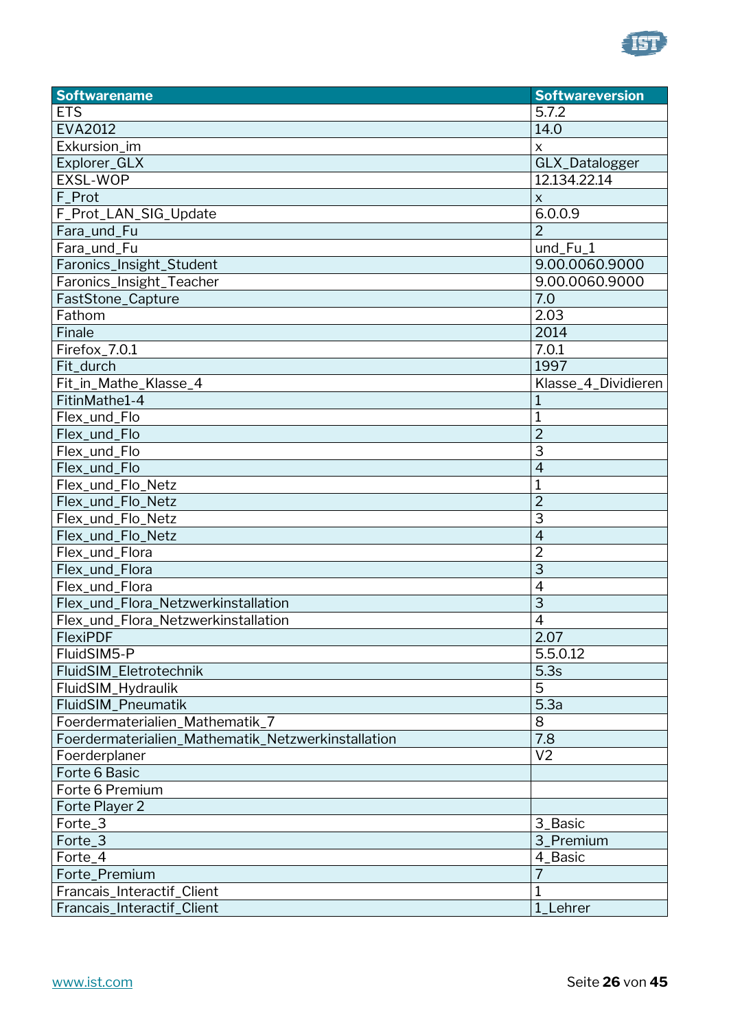| Softwarename | Softwareversion |
| --- | --- |
| ETS | 5.7.2 |
| EVA2012 | 14.0 |
| Exkursion_im | x |
| Explorer_GLX | GLX_Datalogger |
| EXSL-WOP | 12.134.22.14 |
| F_Prot | x |
| F_Prot_LAN_SIG_Update | 6.0.0.9 |
| Fara_und_Fu | 2 |
| Fara_und_Fu | und_Fu_1 |
| Faronics_Insight_Student | 9.00.0060.9000 |
| Faronics_Insight_Teacher | 9.00.0060.9000 |
| FastStone_Capture | 7.0 |
| Fathom | 2.03 |
| Finale | 2014 |
| Firefox_7.0.1 | 7.0.1 |
| Fit_durch | 1997 |
| Fit_in_Mathe_Klasse_4 | Klasse_4_Dividieren |
| FitinMathe1-4 | 1 |
| Flex_und_Flo | 1 |
| Flex_und_Flo | 2 |
| Flex_und_Flo | 3 |
| Flex_und_Flo | 4 |
| Flex_und_Flo_Netz | 1 |
| Flex_und_Flo_Netz | 2 |
| Flex_und_Flo_Netz | 3 |
| Flex_und_Flo_Netz | 4 |
| Flex_und_Flora | 2 |
| Flex_und_Flora | 3 |
| Flex_und_Flora | 4 |
| Flex_und_Flora_Netzwerkinstallation | 3 |
| Flex_und_Flora_Netzwerkinstallation | 4 |
| FlexiPDF | 2.07 |
| FluidSIM5-P | 5.5.0.12 |
| FluidSIM_Eletrotechnik | 5.3s |
| FluidSIM_Hydraulik | 5 |
| FluidSIM_Pneumatik | 5.3a |
| Foerdermaterialien_Mathematik_7 | 8 |
| Foerdermaterialien_Mathematik_Netzwerkinstallation | 7.8 |
| Foerderplaner | V2 |
| Forte 6 Basic | |
| Forte 6 Premium | |
| Forte Player 2 | |
| Forte_3 | 3_Basic |
| Forte_3 | 3_Premium |
| Forte_4 | 4_Basic |
| Forte_Premium | 7 |
| Francais_Interactif_Client | 1 |
| Francais_Interactif_Client | 1_Lehrer |

www.ist.com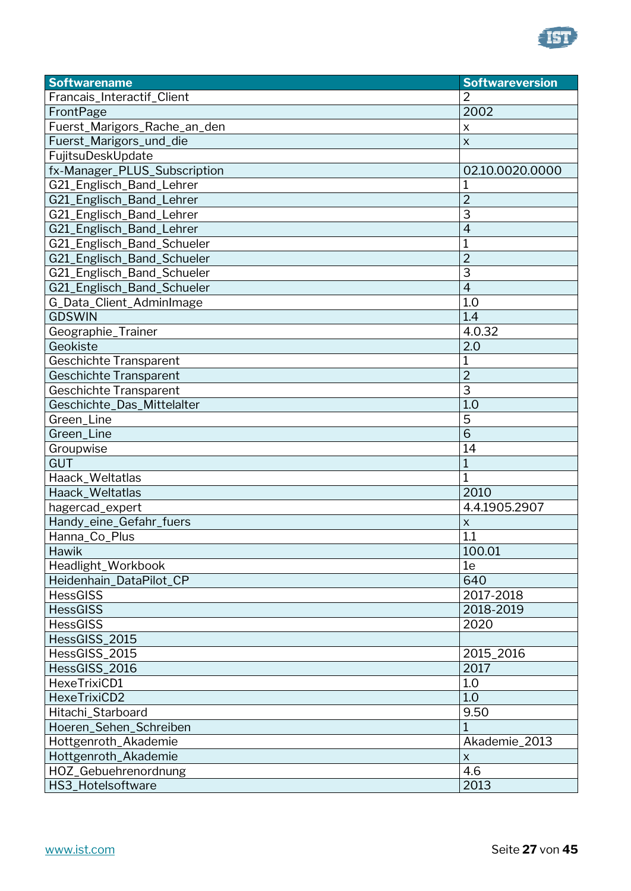| Softwarename | Softwareversion |
| --- | --- |
| Francais_Interactif_Client | 2 |
| FrontPage | 2002 |
| Fuerst_Marigors_Rache_an_den | x |
| Fuerst_Marigors_und_die | x |
| FujitsuDeskUpdate | |
| fx-Manager_PLUS_Subscription | 02.10.0020.0000 |
| G21_Englisch_Band_Lehrer | 1 |
| G21_Englisch_Band_Lehrer | 2 |
| G21_Englisch_Band_Lehrer | 3 |
| G21_Englisch_Band_Lehrer | 4 |
| G21_Englisch_Band_Schueler | 1 |
| G21_Englisch_Band_Schueler | 2 |
| G21_Englisch_Band_Schueler | 3 |
| G21_Englisch_Band_Schueler | 4 |
| G_Data_Client_AdminImage | 1.0 |
| GDSWIN | 1.4 |
| Geographie_Trainer | 4.0.32 |
| Geokiste | 2.0 |
| Geschichte Transparent | 1 |
| Geschichte Transparent | 2 |
| Geschichte Transparent | 3 |
| Geschichte_Das_Mittelalter | 1.0 |
| Green_Line | 5 |
| Green_Line | 6 |
| Groupwise | 14 |
| GUT | 1 |
| Haack_Weltatlas | 1 |
| Haack_Weltatlas | 2010 |
| hagercad_expert | 4.4.1905.2907 |
| Handy_eine_Gefahr_fuers | x |
| Hanna_Co_Plus | 1.1 |
| Hawik | 100.01 |
| Headlight_Workbook | 1e |
| Heidenhain_DataPilot_CP | 640 |
| HessGISS | 2017-2018 |
| HessGISS | 2018-2019 |
| HessGISS | 2020 |
| HessGISS_2015 | |
| HessGISS_2015 | 2015_2016 |
| HessGISS_2016 | 2017 |
| HexeTrixiCD1 | 1.0 |
| HexeTrixiCD2 | 1.0 |
| Hitachi_Starboard | 9.50 |
| Hoeren_Sehen_Schreiben | 1 |
| Hottgenroth_Akademie | Akademie_2013 |
| Hottgenroth_Akademie | x |
| HOZ_Gebuehrenordnung | 4.6 |
| HS3_Hotelsoftware | 2013 |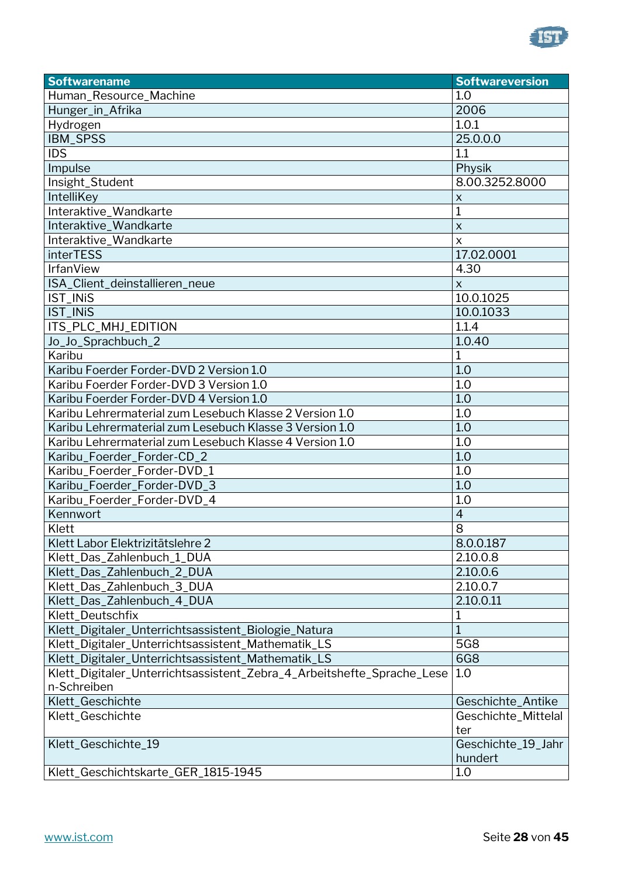| Softwarename | Softwareversion |
|---|---|
| Human_Resource_Machine | 1.0 |
| Hunger_in_Afrika | 2006 |
| Hydrogen | 1.0.1 |
| IBM_SPSS | 25.0.0.0 |
| IDS | 1.1 |
| Impulse | Physik |
| Insight_Student | 8.00.3252.8000 |
| IntelliKey | x |
| Interaktive_Wandkarte | 1 |
| Interaktive_Wandkarte | x |
| Interaktive_Wandkarte | x |
| interTESS | 17.02.0001 |
| IrfanView | 4.30 |
| ISA_Client_deinstallieren_neue | x |
| IST_INiS | 10.0.1025 |
| IST_INiS | 10.0.1033 |
| ITS_PLC_MHJ_EDITION | 1.1.4 |
| Jo_Jo_Sprachbuch_2 | 1.0.40 |
| Karibu | 1 |
| Karibu Foerder Forder-DVD 2 Version 1.0 | 1.0 |
| Karibu Foerder Forder-DVD 3 Version 1.0 | 1.0 |
| Karibu Foerder Forder-DVD 4 Version 1.0 | 1.0 |
| Karibu Lehrermaterial zum Lesebuch Klasse 2 Version 1.0 | 1.0 |
| Karibu Lehrermaterial zum Lesebuch Klasse 3 Version 1.0 | 1.0 |
| Karibu Lehrermaterial zum Lesebuch Klasse 4 Version 1.0 | 1.0 |
| Karibu_Foerder_Forder-CD_2 | 1.0 |
| Karibu_Foerder_Forder-DVD_1 | 1.0 |
| Karibu_Foerder_Forder-DVD_3 | 1.0 |
| Karibu_Foerder_Forder-DVD_4 | 1.0 |
| Kennwort | 4 |
| Klett | 8 |
| Klett Labor Elektrizitätslehre 2 | 8.0.0.187 |
| Klett_Das_Zahlenbuch_1_DUA | 2.10.0.8 |
| Klett_Das_Zahlenbuch_2_DUA | 2.10.0.6 |
| Klett_Das_Zahlenbuch_3_DUA | 2.10.0.7 |
| Klett_Das_Zahlenbuch_4_DUA | 2.10.0.11 |
| Klett_Deutschfix | 1 |
| Klett_Digitaler_Unterrichtsassistent_Biologie_Natura | 1 |
| Klett_Digitaler_Unterrichtsassistent_Mathematik_LS | 5G8 |
| Klett_Digitaler_Unterrichtsassistent_Mathematik_LS | 6G8 |
| Klett_Digitaler_Unterrichtsassistent_Zebra_4_Arbeitshefte_Sprache_Lesen-Schreiben | 1.0 |
| Klett_Geschichte | Geschichte_Antike |
| Klett_Geschichte | Geschichte_Mittelalter |
| Klett_Geschichte_19 | Geschichte_19_Jahrhundert |
| Klett_Geschichtskarte_GER_1815-1945 | 1.0 |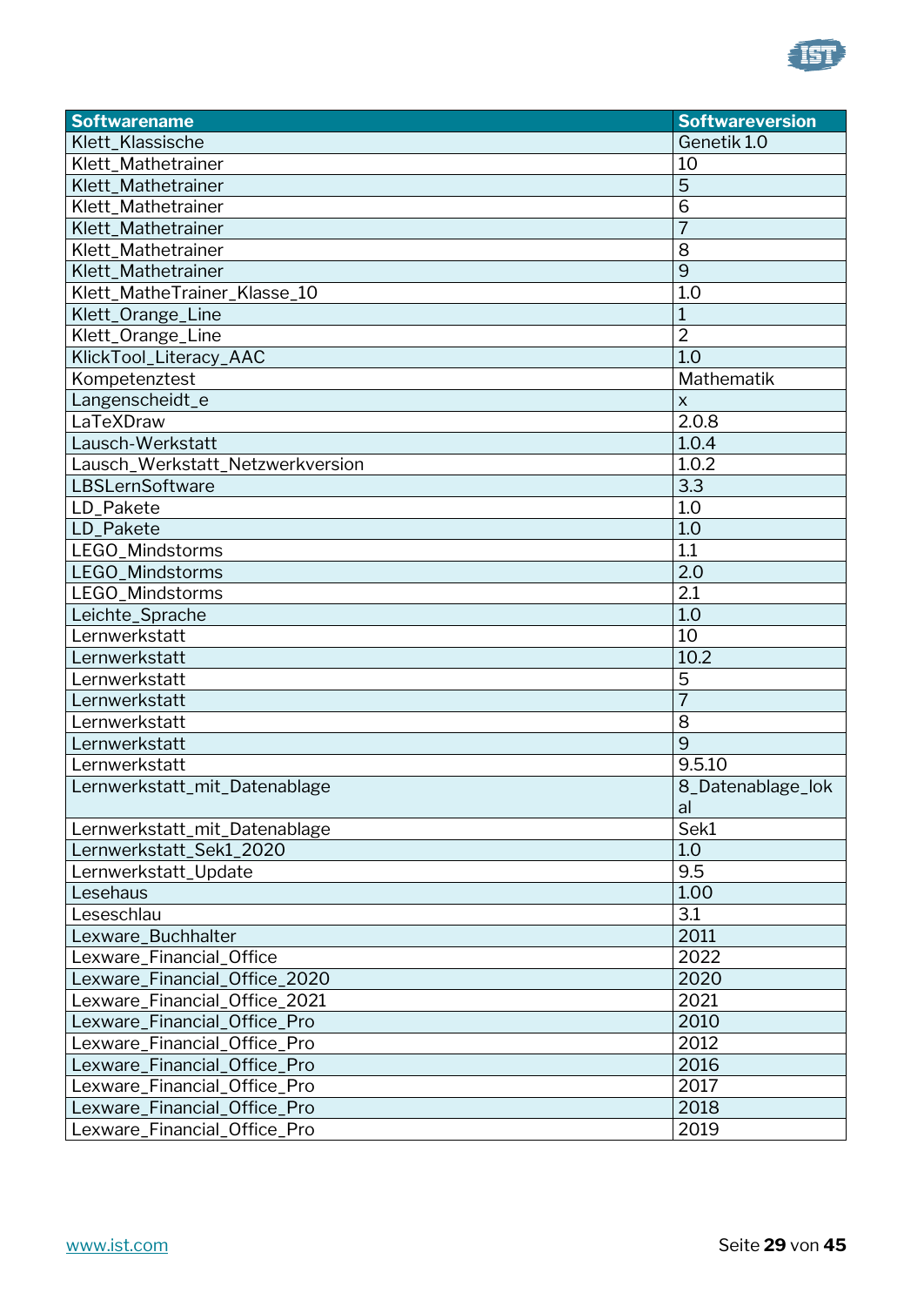| Softwarename | Softwareversion |
|---|---|
| Klett_Klassische | Genetik 1.0 |
| Klett_Mathetrainer | 10 |
| Klett_Mathetrainer | 5 |
| Klett_Mathetrainer | 6 |
| Klett_Mathetrainer | 7 |
| Klett_Mathetrainer | 8 |
| Klett_Mathetrainer | 9 |
| Klett_MatheTrainer_Klasse_10 | 1.0 |
| Klett_Orange_Line | 1 |
| Klett_Orange_Line | 2 |
| KlickTool_Literacy_AAC | 1.0 |
| Kompetenztest | Mathematik |
| Langenscheidt_e | x |
| LaTeXDraw | 2.0.8 |
| Lausch-Werkstatt | 1.0.4 |
| Lausch_Werkstatt_Netzwerkversion | 1.0.2 |
| LBSLernSoftware | 3.3 |
| LD_Pakete | 1.0 |
| LD_Pakete | 1.0 |
| LEGO_Mindstorms | 1.1 |
| LEGO_Mindstorms | 2.0 |
| LEGO_Mindstorms | 2.1 |
| Leichte_Sprache | 1.0 |
| Lernwerkstatt | 10 |
| Lernwerkstatt | 10.2 |
| Lernwerkstatt | 5 |
| Lernwerkstatt | 7 |
| Lernwerkstatt | 8 |
| Lernwerkstatt | 9 |
| Lernwerkstatt | 9.5.10 |
| Lernwerkstatt_mit_Datenablage | 8_Datenablage_lokal |
| Lernwerkstatt_mit_Datenablage | Sek1 |
| Lernwerkstatt_Sek1_2020 | 1.0 |
| Lernwerkstatt_Update | 9.5 |
| Lesehaus | 1.00 |
| Leseschlau | 3.1 |
| Lexware_Buchhalter | 2011 |
| Lexware_Financial_Office | 2022 |
| Lexware_Financial_Office_2020 | 2020 |
| Lexware_Financial_Office_2021 | 2021 |
| Lexware_Financial_Office_Pro | 2010 |
| Lexware_Financial_Office_Pro | 2012 |
| Lexware_Financial_Office_Pro | 2016 |
| Lexware_Financial_Office_Pro | 2017 |
| Lexware_Financial_Office_Pro | 2018 |
| Lexware_Financial_Office_Pro | 2019 |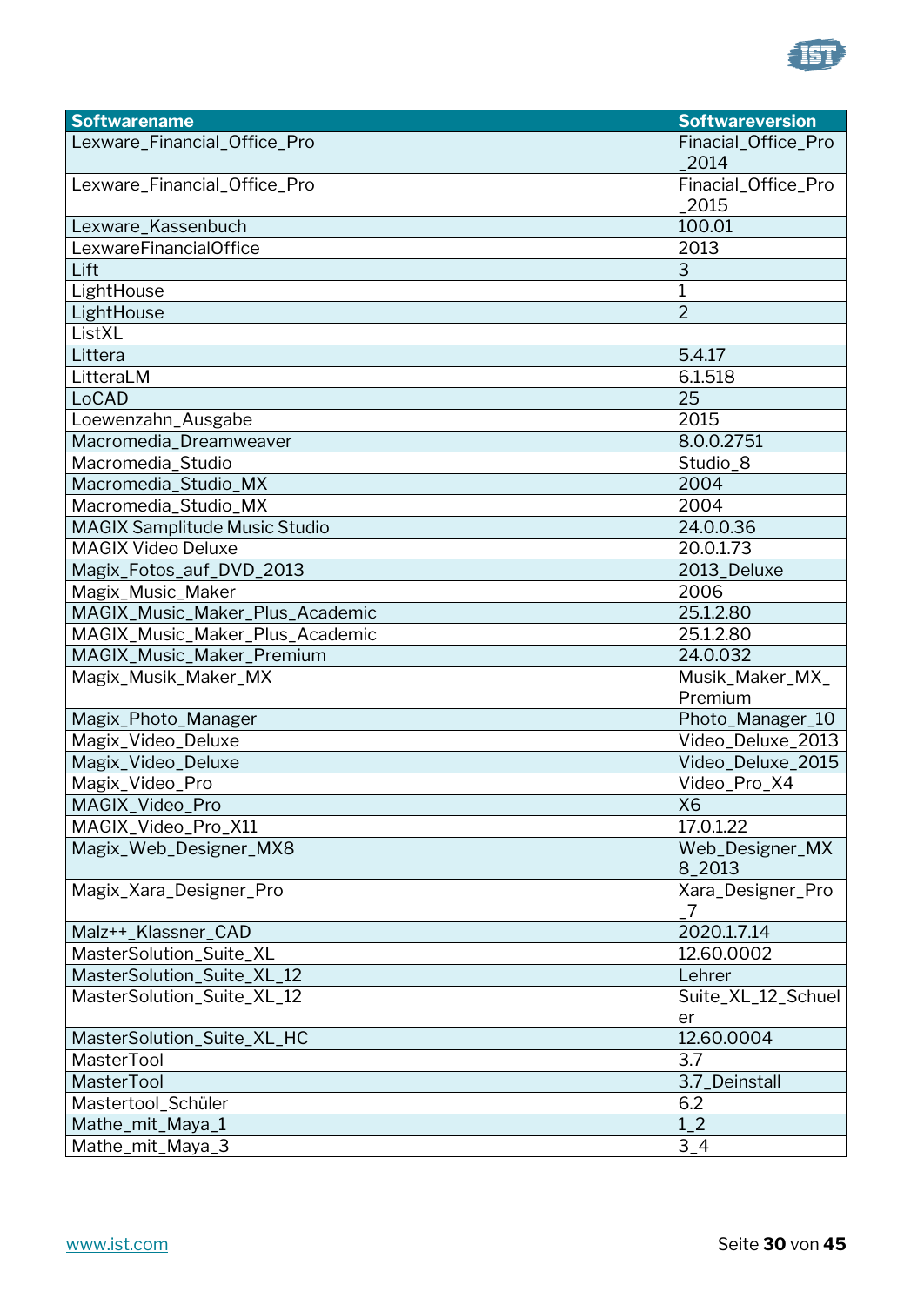| Softwarename | Softwareversion |
|---|---|
| Lexware_Financial_Office_Pro | Finacial_Office_Pro_2014 |
| Lexware_Financial_Office_Pro | Finacial_Office_Pro_2015 |
| Lexware_Kassenbuch | 100.01 |
| LexwareFinancialOffice | 2013 |
| Lift | 3 |
| LightHouse | 1 |
| LightHouse | 2 |
| ListXL | |
| Littera | 5.4.17 |
| LitteraLM | 6.1.518 |
| LoCAD | 25 |
| Loewenzahn_Ausgabe | 2015 |
| Macromedia_Dreamweaver | 8.0.0.2751 |
| Macromedia_Studio | Studio_8 |
| Macromedia_Studio_MX | 2004 |
| Macromedia_Studio_MX | 2004 |
| MAGIX Samplitude Music Studio | 24.0.0.36 |
| MAGIX Video Deluxe | 20.0.1.73 |
| Magix_Fotos_auf_DVD_2013 | 2013_Deluxe |
| Magix_Music_Maker | 2006 |
| MAGIX_Music_Maker_Plus_Academic | 25.1.2.80 |
| MAGIX_Music_Maker_Plus_Academic | 25.1.2.80 |
| MAGIX_Music_Maker_Premium | 24.0.032 |
| Magix_Musik_Maker_MX | Musik_Maker_MX_Premium |
| Magix_Photo_Manager | Photo_Manager_10 |
| Magix_Video_Deluxe | Video_Deluxe_2013 |
| Magix_Video_Deluxe | Video_Deluxe_2015 |
| Magix_Video_Pro | Video_Pro_X4 |
| MAGIX_Video_Pro | X6 |
| MAGIX_Video_Pro_X11 | 17.0.1.22 |
| Magix_Web_Designer_MX8 | Web_Designer_MX8_2013 |
| Magix_Xara_Designer_Pro | Xara_Designer_Pro_7 |
| Malz++_Klassner_CAD | 2020.1.7.14 |
| MasterSolution_Suite_XL | 12.60.0002 |
| MasterSolution_Suite_XL_12 | Lehrer |
| MasterSolution_Suite_XL_12 | Suite_XL_12_Schueler |
| MasterSolution_Suite_XL_HC | 12.60.0004 |
| MasterTool | 3.7 |
| MasterTool | 3.7_Deinstall |
| Mastertool_Schüler | 6.2 |
| Mathe_mit_Maya_1 | 1_2 |
| Mathe_mit_Maya_3 | 3_4 |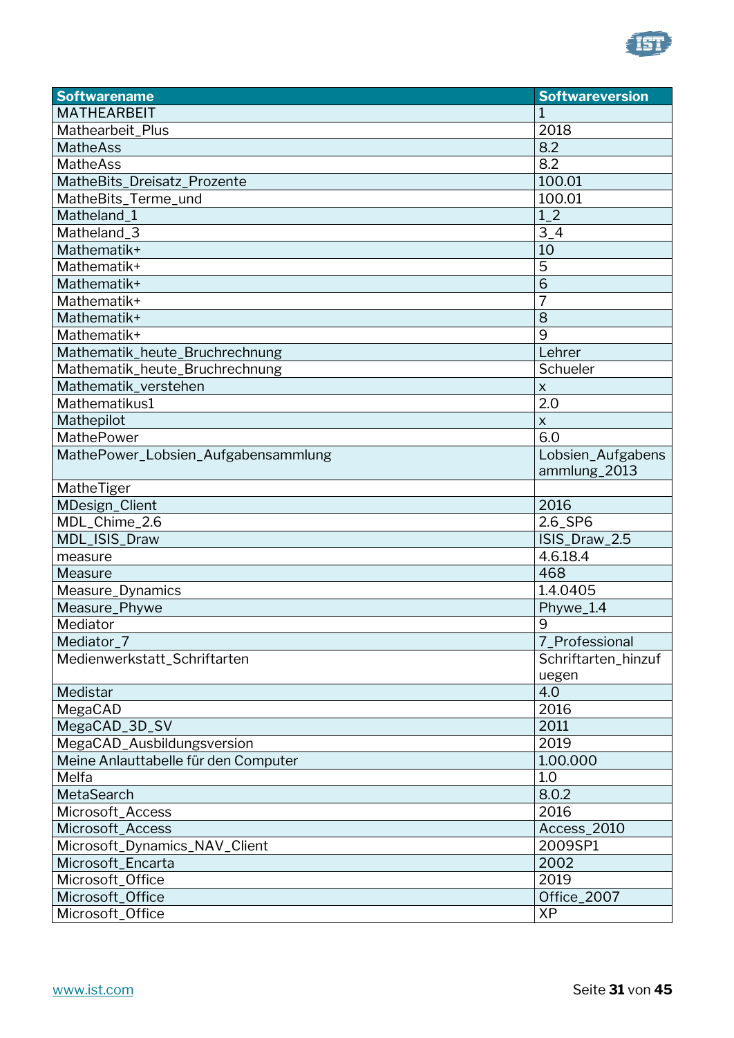| Softwarename | Softwareversion |
|---|---|
| MATHEARBEIT | 1 |
| Mathearbeit_Plus | 2018 |
| MatheAss | 8.2 |
| MatheAss | 8.2 |
| MatheBits_Dreisatz_Prozente | 100.01 |
| MatheBits_Terme_und | 100.01 |
| Matheland_1 | 1_2 |
| Matheland_3 | 3_4 |
| Mathematik+ | 10 |
| Mathematik+ | 5 |
| Mathematik+ | 6 |
| Mathematik+ | 7 |
| Mathematik+ | 8 |
| Mathematik+ | 9 |
| Mathematik_heute_Bruchrechnung | Lehrer |
| Mathematik_heute_Bruchrechnung | Schueler |
| Mathematik_verstehen | x |
| Mathematikus1 | 2.0 |
| Mathepilot | x |
| MathePower | 6.0 |
| MathePower_Lobsien_Aufgabensammlung | Lobsien_Aufgabensammlung_2013 |
| MatheTiger | |
| MDesign_Client | 2016 |
| MDL_Chime_2.6 | 2.6_SP6 |
| MDL_ISIS_Draw | ISIS_Draw_2.5 |
| measure | 4.6.18.4 |
| Measure | 468 |
| Measure_Dynamics | 1.4.0405 |
| Measure_Phywe | Phywe_1.4 |
| Mediator | 9 |
| Mediator_7 | 7_Professional |
| Medienwerkstatt_Schriftarten | Schriftarten_hinzufuegen |
| Medistar | 4.0 |
| MegaCAD | 2016 |
| MegaCAD_3D_SV | 2011 |
| MegaCAD_Ausbildungsversion | 2019 |
| Meine Anlauttabelle für den Computer | 1.00.000 |
| Melfa | 1.0 |
| MetaSearch | 8.0.2 |
| Microsoft_Access | 2016 |
| Microsoft_Access | Access_2010 |
| Microsoft_Dynamics_NAV_Client | 2009SP1 |
| Microsoft_Encarta | 2002 |
| Microsoft_Office | 2019 |
| Microsoft_Office | Office_2007 |
| Microsoft_Office | XP |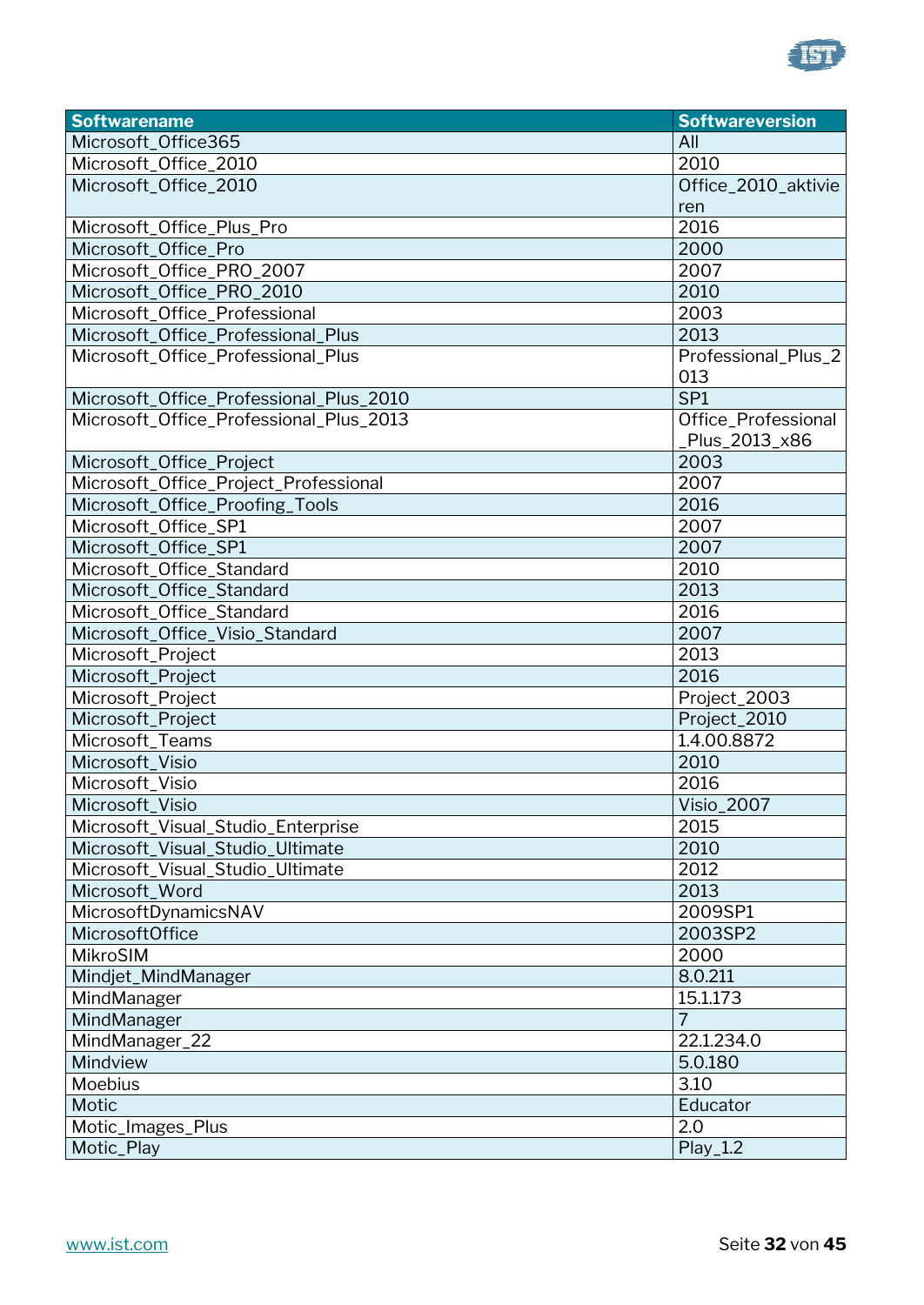| Softwarename | Softwareversion |
|---|---|
| Microsoft_Office365 | All |
| Microsoft_Office_2010 | 2010 |
| Microsoft_Office_2010 | Office_2010_aktivieren |
| Microsoft_Office_Plus_Pro | 2016 |
| Microsoft_Office_Pro | 2000 |
| Microsoft_Office_PRO_2007 | 2007 |
| Microsoft_Office_PRO_2010 | 2010 |
| Microsoft_Office_Professional | 2003 |
| Microsoft_Office_Professional_Plus | 2013 |
| Microsoft_Office_Professional_Plus | Professional_Plus_2013 |
| Microsoft_Office_Professional_Plus_2010 | SP1 |
| Microsoft_Office_Professional_Plus_2013 | Office_Professional_Plus_2013_x86 |
| Microsoft_Office_Project | 2003 |
| Microsoft_Office_Project_Professional | 2007 |
| Microsoft_Office_Proofing_Tools | 2016 |
| Microsoft_Office_SP1 | 2007 |
| Microsoft_Office_SP1 | 2007 |
| Microsoft_Office_Standard | 2010 |
| Microsoft_Office_Standard | 2013 |
| Microsoft_Office_Standard | 2016 |
| Microsoft_Office_Visio_Standard | 2007 |
| Microsoft_Project | 2013 |
| Microsoft_Project | 2016 |
| Microsoft_Project | Project_2003 |
| Microsoft_Project | Project_2010 |
| Microsoft_Teams | 1.4.00.8872 |
| Microsoft_Visio | 2010 |
| Microsoft_Visio | 2016 |
| Microsoft_Visio | Visio_2007 |
| Microsoft_Visual_Studio_Enterprise | 2015 |
| Microsoft_Visual_Studio_Ultimate | 2010 |
| Microsoft_Visual_Studio_Ultimate | 2012 |
| Microsoft_Word | 2013 |
| MicrosoftDynamicsNAV | 2009SP1 |
| MicrosoftOffice | 2003SP2 |
| MikroSIM | 2000 |
| Mindjet_MindManager | 8.0.211 |
| MindManager | 15.1.173 |
| MindManager | 7 |
| MindManager_22 | 22.1.234.0 |
| Mindview | 5.0.180 |
| Moebius | 3.10 |
| Motic | Educator |
| Motic_Images_Plus | 2.0 |
| Motic_Play | Play_1.2 |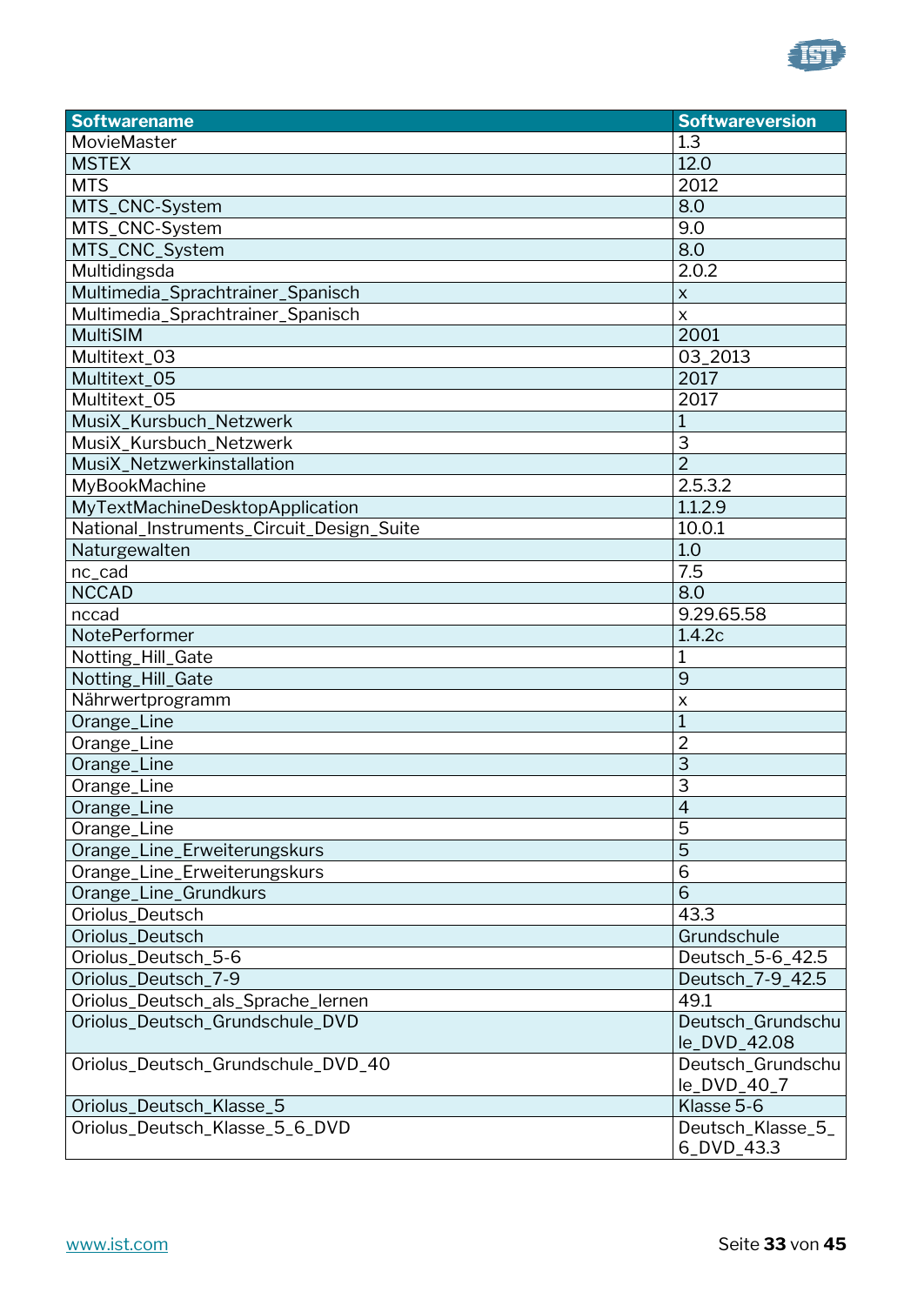| Softwarename | Softwareversion |
|---|---|
| MovieMaster | 1.3 |
| MSTEX | 12.0 |
| MTS | 2012 |
| MTS_CNC-System | 8.0 |
| MTS_CNC-System | 9.0 |
| MTS_CNC_System | 8.0 |
| Multidingsda | 2.0.2 |
| Multimedia_Sprachtrainer_Spanisch | x |
| Multimedia_Sprachtrainer_Spanisch | x |
| MultiSIM | 2001 |
| Multitext_03 | 03_2013 |
| Multitext_05 | 2017 |
| Multitext_05 | 2017 |
| MusiX_Kursbuch_Netzwerk | 1 |
| MusiX_Kursbuch_Netzwerk | 3 |
| MusiX_Netzwerkinstallation | 2 |
| MyBookMachine | 2.5.3.2 |
| MyTextMachineDesktopApplication | 1.1.2.9 |
| National_Instruments_Circuit_Design_Suite | 10.0.1 |
| Naturgewalten | 1.0 |
| nc_cad | 7.5 |
| NCCAD | 8.0 |
| nccad | 9.29.65.58 |
| NotePerformer | 1.4.2c |
| Notting_Hill_Gate | 1 |
| Notting_Hill_Gate | 9 |
| Nährwertprogramm | x |
| Orange_Line | 1 |
| Orange_Line | 2 |
| Orange_Line | 3 |
| Orange_Line | 3 |
| Orange_Line | 4 |
| Orange_Line | 5 |
| Orange_Line_Erweiterungskurs | 5 |
| Orange_Line_Erweiterungskurs | 6 |
| Orange_Line_Grundkurs | 6 |
| Oriolus_Deutsch | 43.3 |
| Oriolus_Deutsch | Grundschule |
| Oriolus_Deutsch_5-6 | Deutsch_5-6_42.5 |
| Oriolus_Deutsch_7-9 | Deutsch_7-9_42.5 |
| Oriolus_Deutsch_als_Sprache_lernen | 49.1 |
| Oriolus_Deutsch_Grundschule_DVD | Deutsch_Grundschule_DVD_42.08 |
| Oriolus_Deutsch_Grundschule_DVD_40 | Deutsch_Grundschule_DVD_40_7 |
| Oriolus_Deutsch_Klasse_5 | Klasse 5-6 |
| Oriolus_Deutsch_Klasse_5_6_DVD | Deutsch_Klasse_5_6_DVD_43.3 |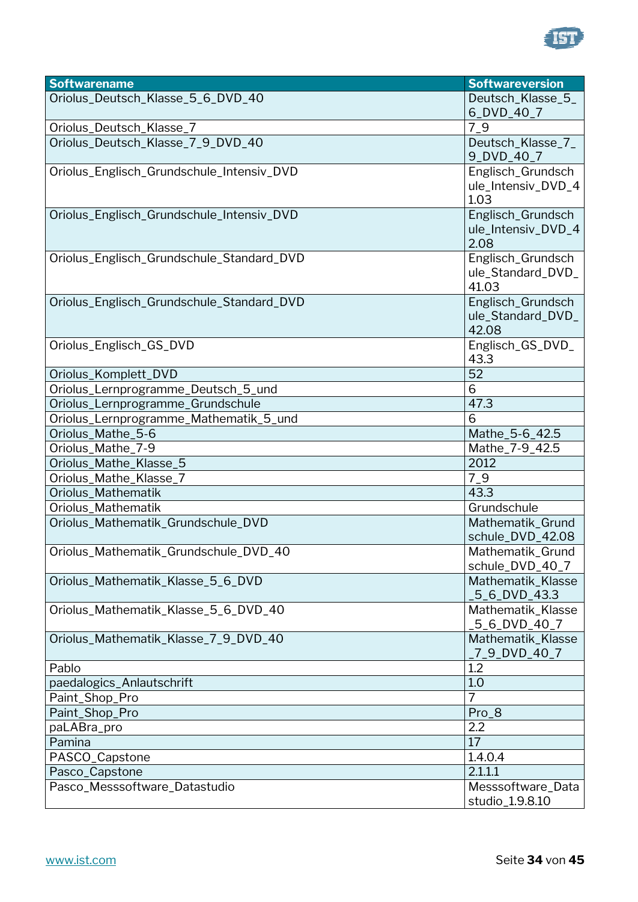| Softwarename | Softwareversion |
|---|---|
| Oriolus_Deutsch_Klasse_5_6_DVD_40 | Deutsch_Klasse_5_6_DVD_40_7 |
| Oriolus_Deutsch_Klasse_7 | 7_9 |
| Oriolus_Deutsch_Klasse_7_9_DVD_40 | Deutsch_Klasse_7_9_DVD_40_7 |
| Oriolus_Englisch_Grundschule_Intensiv_DVD | Englisch_Grundschule_Intensiv_DVD_41.03 |
| Oriolus_Englisch_Grundschule_Intensiv_DVD | Englisch_Grundschule_Intensiv_DVD_42.08 |
| Oriolus_Englisch_Grundschule_Standard_DVD | Englisch_Grundschule_Standard_DVD_41.03 |
| Oriolus_Englisch_Grundschule_Standard_DVD | Englisch_Grundschule_Standard_DVD_42.08 |
| Oriolus_Englisch_GS_DVD | Englisch_GS_DVD_43.3 |
| Oriolus_Komplett_DVD | 52 |
| Oriolus_Lernprogramme_Deutsch_5_und | 6 |
| Oriolus_Lernprogramme_Grundschule | 47.3 |
| Oriolus_Lernprogramme_Mathematik_5_und | 6 |
| Oriolus_Mathe_5-6 | Mathe_5-6_42.5 |
| Oriolus_Mathe_7-9 | Mathe_7-9_42.5 |
| Oriolus_Mathe_Klasse_5 | 2012 |
| Oriolus_Mathe_Klasse_7 | 7_9 |
| Oriolus_Mathematik | 43.3 |
| Oriolus_Mathematik | Grundschule |
| Oriolus_Mathematik_Grundschule_DVD | Mathematik_Grundschule_DVD_42.08 |
| Oriolus_Mathematik_Grundschule_DVD_40 | Mathematik_Grundschule_DVD_40_7 |
| Oriolus_Mathematik_Klasse_5_6_DVD | Mathematik_Klasse_5_6_DVD_43.3 |
| Oriolus_Mathematik_Klasse_5_6_DVD_40 | Mathematik_Klasse_5_6_DVD_40_7 |
| Oriolus_Mathematik_Klasse_7_9_DVD_40 | Mathematik_Klasse_7_9_DVD_40_7 |
| Pablo | 1.2 |
| paedalogics_Anlautschrift | 1.0 |
| Paint_Shop_Pro | 7 |
| Paint_Shop_Pro | Pro_8 |
| paLABra_pro | 2.2 |
| Pamina | 17 |
| PASCO_Capstone | 1.4.0.4 |
| Pasco_Capstone | 2.1.1.1 |
| Pasco_Messsoftware_Datastudio | Messsoftware_Datastudio_1.9.8.10 |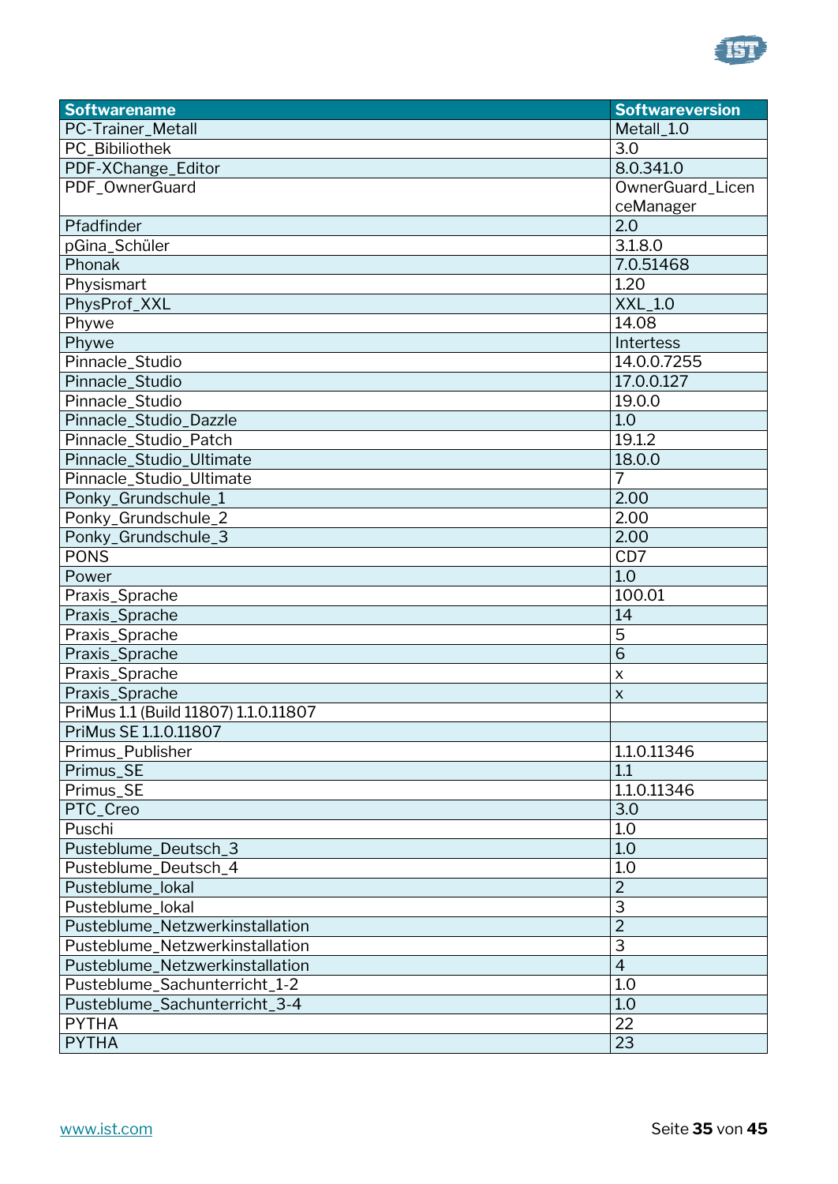| Softwarename | Softwareversion |
|---|---|
| PC-Trainer_Metall | Metall_1.0 |
| PC_Bibiliothek | 3.0 |
| PDF-XChange_Editor | 8.0.341.0 |
| PDF_OwnerGuard | OwnerGuard_LicenceManager |
| Pfadfinder | 2.0 |
| pGina_Schüler | 3.1.8.0 |
| Phonak | 7.0.51468 |
| Physismart | 1.20 |
| PhysProf_XXL | XXL_1.0 |
| Phywe | 14.08 |
| Phywe | Intertess |
| Pinnacle_Studio | 14.0.0.7255 |
| Pinnacle_Studio | 17.0.0.127 |
| Pinnacle_Studio | 19.0.0 |
| Pinnacle_Studio_Dazzle | 1.0 |
| Pinnacle_Studio_Patch | 19.1.2 |
| Pinnacle_Studio_Ultimate | 18.0.0 |
| Pinnacle_Studio_Ultimate | 7 |
| Ponky_Grundschule_1 | 2.00 |
| Ponky_Grundschule_2 | 2.00 |
| Ponky_Grundschule_3 | 2.00 |
| PONS | CD7 |
| Power | 1.0 |
| Praxis_Sprache | 100.01 |
| Praxis_Sprache | 14 |
| Praxis_Sprache | 5 |
| Praxis_Sprache | 6 |
| Praxis_Sprache | x |
| Praxis_Sprache | x |
| PriMus 1.1 (Build 11807) 1.1.0.11807 | |
| PriMus SE 1.1.0.11807 | |
| Primus_Publisher | 1.1.0.11346 |
| Primus_SE | 1.1 |
| Primus_SE | 1.1.0.11346 |
| PTC_Creo | 3.0 |
| Puschi | 1.0 |
| Pusteblume_Deutsch_3 | 1.0 |
| Pusteblume_Deutsch_4 | 1.0 |
| Pusteblume_lokal | 2 |
| Pusteblume_lokal | 3 |
| Pusteblume_Netzwerkinstallation | 2 |
| Pusteblume_Netzwerkinstallation | 3 |
| Pusteblume_Netzwerkinstallation | 4 |
| Pusteblume_Sachunterricht_1-2 | 1.0 |
| Pusteblume_Sachunterricht_3-4 | 1.0 |
| PYTHA | 22 |
| PYTHA | 23 |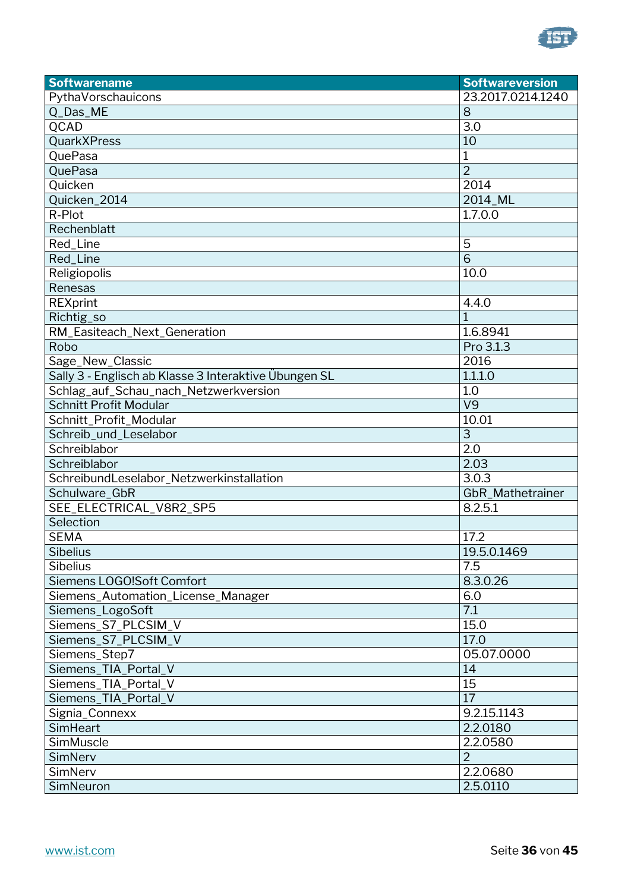| Softwarename | Softwareversion |
|---|---|
| PythaVorschauicons | 23.2017.0214.1240 |
| Q_Das_ME | 8 |
| QCAD | 3.0 |
| QuarkXPress | 10 |
| QuePasa | 1 |
| QuePasa | 2 |
| Quicken | 2014 |
| Quicken_2014 | 2014_ML |
| R-Plot | 1.7.0.0 |
| Rechenblatt | |
| Red_Line | 5 |
| Red_Line | 6 |
| Religiopolis | 10.0 |
| Renesas | |
| REXprint | 4.4.0 |
| Richtig_so | 1 |
| RM_Easiteach_Next_Generation | 1.6.8941 |
| Robo | Pro 3.1.3 |
| Sage_New_Classic | 2016 |
| Sally 3 - Englisch ab Klasse 3 Interaktive Übungen SL | 1.1.1.0 |
| Schlag_auf_Schau_nach_Netzwerkversion | 1.0 |
| Schnitt Profit Modular | V9 |
| Schnitt_Profit_Modular | 10.01 |
| Schreib_und_Leselabor | 3 |
| Schreiblabor | 2.0 |
| Schreiblabor | 2.03 |
| SchreibundLeselabor_Netzwerkinstallation | 3.0.3 |
| Schulware_GbR | GbR_Mathetrainer |
| SEE_ELECTRICAL_V8R2_SP5 | 8.2.5.1 |
| Selection | |
| SEMA | 17.2 |
| Sibelius | 19.5.0.1469 |
| Sibelius | 7.5 |
| Siemens LOGO!Soft Comfort | 8.3.0.26 |
| Siemens_Automation_License_Manager | 6.0 |
| Siemens_LogoSoft | 7.1 |
| Siemens_S7_PLCSIM_V | 15.0 |
| Siemens_S7_PLCSIM_V | 17.0 |
| Siemens_Step7 | 05.07.0000 |
| Siemens_TIA_Portal_V | 14 |
| Siemens_TIA_Portal_V | 15 |
| Siemens_TIA_Portal_V | 17 |
| Signia_Connexx | 9.2.15.1143 |
| SimHeart | 2.2.0180 |
| SimMuscle | 2.2.0580 |
| SimNerv | 2 |
| SimNerv | 2.2.0680 |
| SimNeuron | 2.5.0110 |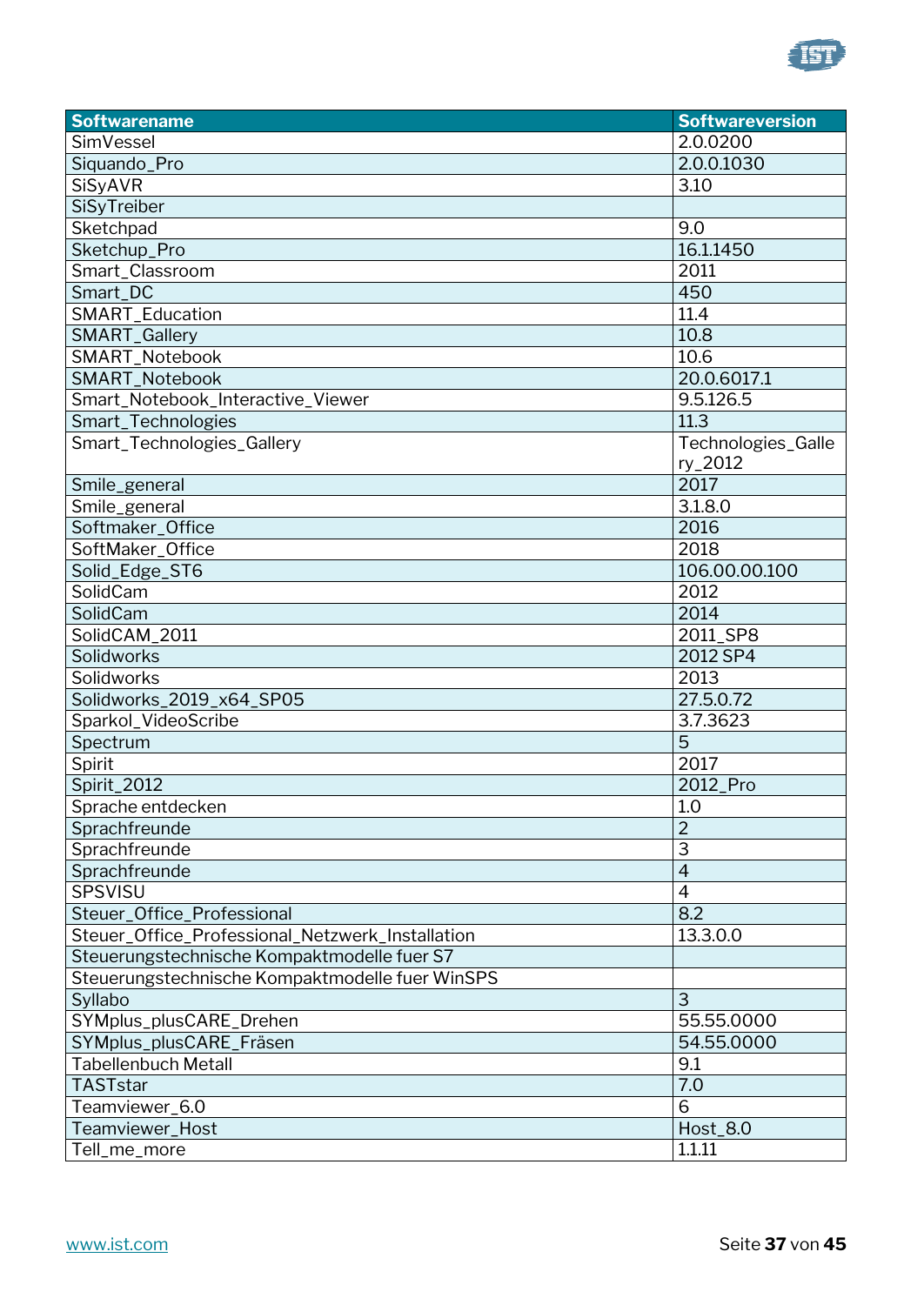| Softwarename | Softwareversion |
|---|---|
| SimVessel | 2.0.0200 |
| Siquando_Pro | 2.0.0.1030 |
| SiSyAVR | 3.10 |
| SiSyTreiber | |
| Sketchpad | 9.0 |
| Sketchup_Pro | 16.1.1450 |
| Smart_Classroom | 2011 |
| Smart_DC | 450 |
| SMART_Education | 11.4 |
| SMART_Gallery | 10.8 |
| SMART_Notebook | 10.6 |
| SMART_Notebook | 20.0.6017.1 |
| Smart_Notebook_Interactive_Viewer | 9.5.126.5 |
| Smart_Technologies | 11.3 |
| Smart_Technologies_Gallery | Technologies_Gallery_2012 |
| Smile_general | 2017 |
| Smile_general | 3.1.8.0 |
| Softmaker_Office | 2016 |
| SoftMaker_Office | 2018 |
| Solid_Edge_ST6 | 106.00.00.100 |
| SolidCam | 2012 |
| SolidCam | 2014 |
| SolidCAM_2011 | 2011_SP8 |
| Solidworks | 2012 SP4 |
| Solidworks | 2013 |
| Solidworks_2019_x64_SP05 | 27.5.0.72 |
| Sparkol_VideoScribe | 3.7.3623 |
| Spectrum | 5 |
| Spirit | 2017 |
| Spirit_2012 | 2012_Pro |
| Sprache entdecken | 1.0 |
| Sprachfreunde | 2 |
| Sprachfreunde | 3 |
| Sprachfreunde | 4 |
| SPSVISU | 4 |
| Steuer_Office_Professional | 8.2 |
| Steuer_Office_Professional_Netzwerk_Installation | 13.3.0.0 |
| Steuerungstechnische Kompaktmodelle fuer S7 | |
| Steuerungstechnische Kompaktmodelle fuer WinSPS | |
| Syllabo | 3 |
| SYMplus_plusCARE_Drehen | 55.55.0000 |
| SYMplus_plusCARE_Fräsen | 54.55.0000 |
| Tabellenbuch Metall | 9.1 |
| TASTstar | 7.0 |
| Teamviewer_6.0 | 6 |
| Teamviewer_Host | Host_8.0 |
| Tell_me_more | 1.1.11 |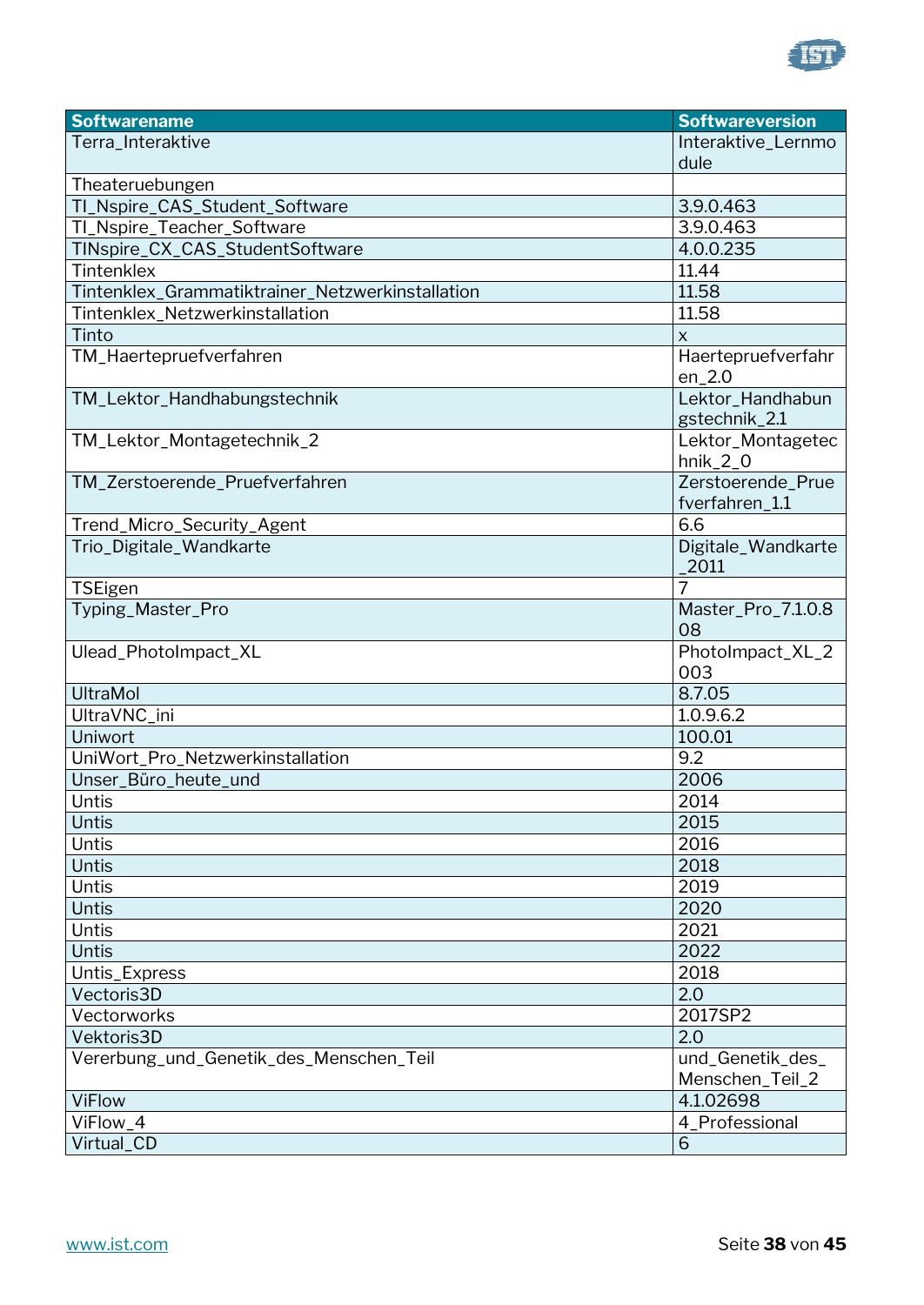| Softwarename | Softwareversion |
|---|---|
| Terra_Interaktive | Interaktive_Lernmodule |
| Theateruebungen | |
| TI_Nspire_CAS_Student_Software | 3.9.0.463 |
| TI_Nspire_Teacher_Software | 3.9.0.463 |
| TINspire_CX_CAS_StudentSoftware | 4.0.0.235 |
| Tintenklex | 11.44 |
| Tintenklex_Grammatiktrainer_Netzwerkinstallation | 11.58 |
| Tintenklex_Netzwerkinstallation | 11.58 |
| Tinto | x |
| TM_Haertepruefverfahren | Haertepruefverfahren_2.0 |
| TM_Lektor_Handhabungstechnik | Lektor_Handhabungstechnik_2.1 |
| TM_Lektor_Montagetechnik_2 | Lektor_Montagetechnik_2_0 |
| TM_Zerstoerende_Pruefverfahren | Zerstoerende_Pruefverfahren_1.1 |
| Trend_Micro_Security_Agent | 6.6 |
| Trio_Digitale_Wandkarte | Digitale_Wandkarte_2011 |
| TSEigen | 7 |
| Typing_Master_Pro | Master_Pro_7.1.0.808 |
| Ulead_PhotoImpact_XL | PhotoImpact_XL_2003 |
| UltraMol | 8.7.05 |
| UltraVNC_ini | 1.0.9.6.2 |
| Uniwort | 100.01 |
| UniWort_Pro_Netzwerkinstallation | 9.2 |
| Unser_Büro_heute_und | 2006 |
| Untis | 2014 |
| Untis | 2015 |
| Untis | 2016 |
| Untis | 2018 |
| Untis | 2019 |
| Untis | 2020 |
| Untis | 2021 |
| Untis | 2022 |
| Untis_Express | 2018 |
| Vectoris3D | 2.0 |
| Vectorworks | 2017SP2 |
| Vektoris3D | 2.0 |
| Vererbung_und_Genetik_des_Menschen_Teil | und_Genetik_des_Menschen_Teil_2 |
| ViFlow | 4.1.02698 |
| ViFlow_4 | 4_Professional |
| Virtual_CD | 6 |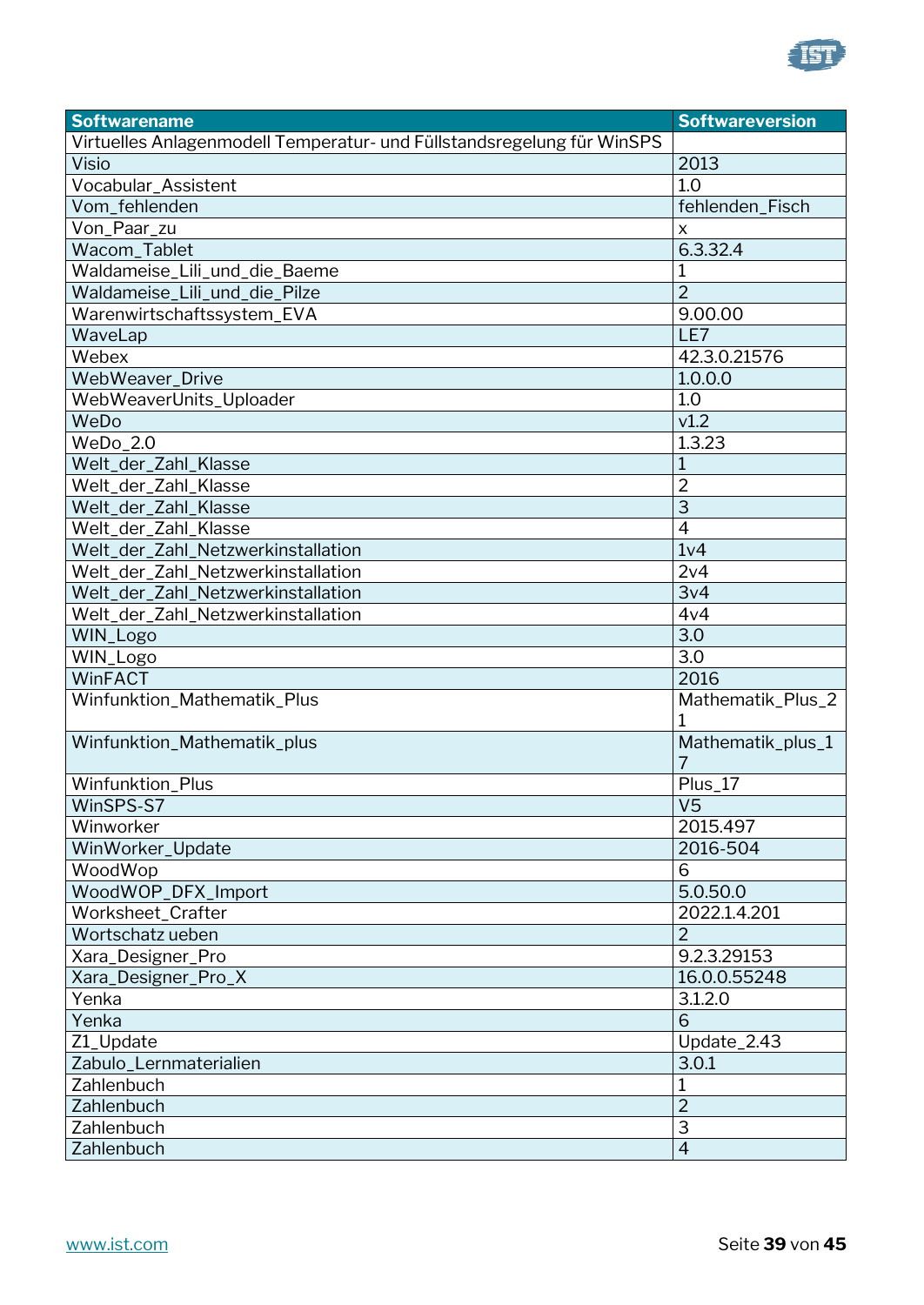| Softwarename | Softwareversion |
| --- | --- |
| Virtuelles Anlagenmodell Temperatur- und Füllstandsregelung für WinSPS | |
| Visio | 2013 |
| Vocabular_Assistent | 1.0 |
| Vom_fehlenden | fehlenden_Fisch |
| Von_Paar_zu | x |
| Wacom_Tablet | 6.3.32.4 |
| Waldameise_Lili_und_die_Baeme | 1 |
| Waldameise_Lili_und_die_Pilze | 2 |
| Warenwirtschaftssystem_EVA | 9.00.00 |
| WaveLap | LE7 |
| Webex | 42.3.0.21576 |
| WebWeaver_Drive | 1.0.0.0 |
| WebWeaverUnits_Uploader | 1.0 |
| WeDo | v1.2 |
| WeDo_2.0 | 1.3.23 |
| Welt_der_Zahl_Klasse | 1 |
| Welt_der_Zahl_Klasse | 2 |
| Welt_der_Zahl_Klasse | 3 |
| Welt_der_Zahl_Klasse | 4 |
| Welt_der_Zahl_Netzwerkinstallation | 1v4 |
| Welt_der_Zahl_Netzwerkinstallation | 2v4 |
| Welt_der_Zahl_Netzwerkinstallation | 3v4 |
| Welt_der_Zahl_Netzwerkinstallation | 4v4 |
| WIN_Logo | 3.0 |
| WIN_Logo | 3.0 |
| WinFACT | 2016 |
| Winfunktion_Mathematik_Plus | Mathematik_Plus_21 |
| Winfunktion_Mathematik_plus | Mathematik_plus_17 |
| Winfunktion_Plus | Plus_17 |
| WinSPS-S7 | V5 |
| Winworker | 2015.497 |
| WinWorker_Update | 2016-504 |
| WoodWop | 6 |
| WoodWOP_DFX_Import | 5.0.50.0 |
| Worksheet_Crafter | 2022.1.4.201 |
| Wortschatz ueben | 2 |
| Xara_Designer_Pro | 9.2.3.29153 |
| Xara_Designer_Pro_X | 16.0.0.55248 |
| Yenka | 3.1.2.0 |
| Yenka | 6 |
| Z1_Update | Update_2.43 |
| Zabulo_Lernmaterialien | 3.0.1 |
| Zahlenbuch | 1 |
| Zahlenbuch | 2 |
| Zahlenbuch | 3 |
| Zahlenbuch | 4 |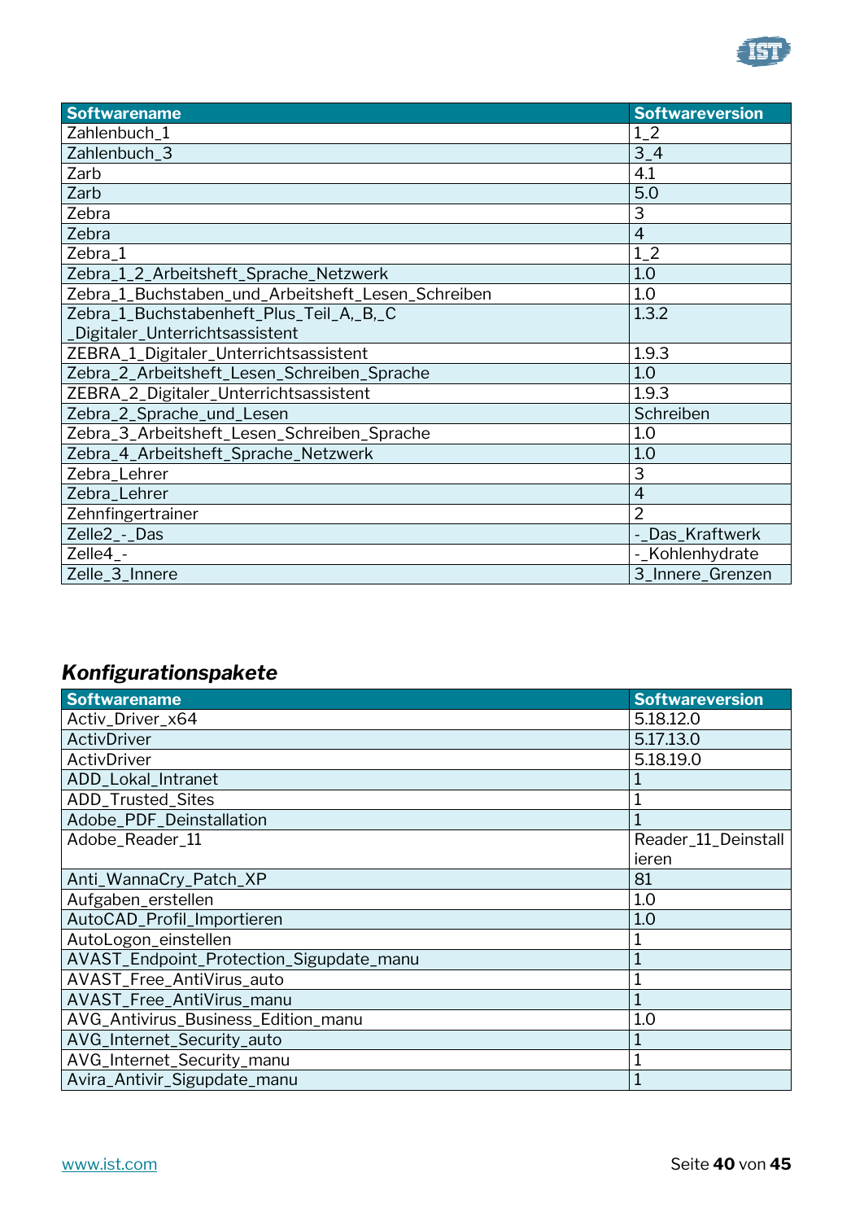| Softwarename | Softwareversion |
|---|---|
| Zahlenbuch_1 | 1_2 |
| Zahlenbuch_3 | 3_4 |
| Zarb | 4.1 |
| Zarb | 5.0 |
| Zebra | 3 |
| Zebra | 4 |
| Zebra_1 | 1_2 |
| Zebra_1_2_Arbeitsheft_Sprache_Netzwerk | 1.0 |
| Zebra_1_Buchstaben_und_Arbeitsheft_Lesen_Schreiben | 1.0 |
| Zebra_1_Buchstabenheft_Plus_Teil_A,_B,_C _Digitaler_Unterrichtsassistent | 1.3.2 |
| ZEBRA_1_Digitaler_Unterrichtsassistent | 1.9.3 |
| Zebra_2_Arbeitsheft_Lesen_Schreiben_Sprache | 1.0 |
| ZEBRA_2_Digitaler_Unterrichtsassistent | 1.9.3 |
| Zebra_2_Sprache_und_Lesen | Schreiben |
| Zebra_3_Arbeitsheft_Lesen_Schreiben_Sprache | 1.0 |
| Zebra_4_Arbeitsheft_Sprache_Netzwerk | 1.0 |
| Zebra_Lehrer | 3 |
| Zebra_Lehrer | 4 |
| Zehnfingertrainer | 2 |
| Zelle2_-_Das | -_Das_Kraftwerk |
| Zelle4_- | -_Kohlenhydrate |
| Zelle_3_Innere | 3_Innere_Grenzen |

### *Konfigurationspakete*

| Softwarename | Softwareversion |
|---|---|
| Activ_Driver_x64 | 5.18.12.0 |
| ActivDriver | 5.17.13.0 |
| ActivDriver | 5.18.19.0 |
| ADD_Lokal_Intranet | 1 |
| ADD_Trusted_Sites | 1 |
| Adobe_PDF_Deinstallation | 1 |
| Adobe_Reader_11 | Reader_11_Deinstallieren |
| Anti_WannaCry_Patch_XP | 81 |
| Aufgaben_erstellen | 1.0 |
| AutoCAD_Profil_Importieren | 1.0 |
| AutoLogon_einstellen | 1 |
| AVAST_Endpoint_Protection_Sigupdate_manu | 1 |
| AVAST_Free_AntiVirus_auto | 1 |
| AVAST_Free_AntiVirus_manu | 1 |
| AVG_Antivirus_Business_Edition_manu | 1.0 |
| AVG_Internet_Security_auto | 1 |
| AVG_Internet_Security_manu | 1 |
| Avira_Antivir_Sigupdate_manu | 1 |

www.ist.com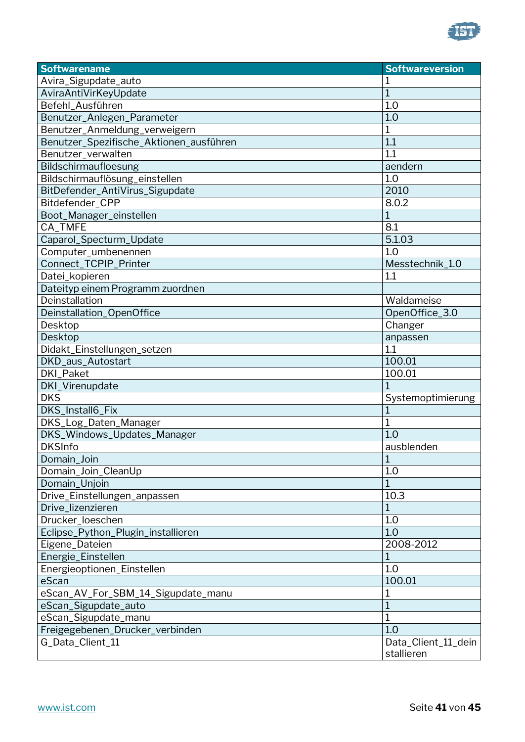| Softwarename | Softwareversion |
|---|---|
| Avira_Sigupdate_auto | 1 |
| AviraAntiVirKeyUpdate | 1 |
| Befehl_Ausführen | 1.0 |
| Benutzer_Anlegen_Parameter | 1.0 |
| Benutzer_Anmeldung_verweigern | 1 |
| Benutzer_Spezifische_Aktionen_ausführen | 1.1 |
| Benutzer_verwalten | 1.1 |
| Bildschirmaufloesung | aendern |
| Bildschirmauflösung_einstellen | 1.0 |
| BitDefender_AntiVirus_Sigupdate | 2010 |
| Bitdefender_CPP | 8.0.2 |
| Boot_Manager_einstellen | 1 |
| CA_TMFE | 8.1 |
| Caparol_Specturm_Update | 5.1.03 |
| Computer_umbenennen | 1.0 |
| Connect_TCPIP_Printer | Messtechnik_1.0 |
| Datei_kopieren | 1.1 |
| Dateityp einem Programm zuordnen | |
| Deinstallation | Waldameise |
| Deinstallation_OpenOffice | OpenOffice_3.0 |
| Desktop | Changer |
| Desktop | anpassen |
| Didakt_Einstellungen_setzen | 1.1 |
| DKD_aus_Autostart | 100.01 |
| DKI_Paket | 100.01 |
| DKI_Virenupdate | 1 |
| DKS | Systemoptimierung |
| DKS_Install6_Fix | 1 |
| DKS_Log_Daten_Manager | 1 |
| DKS_Windows_Updates_Manager | 1.0 |
| DKSInfo | ausblenden |
| Domain_Join | 1 |
| Domain_Join_CleanUp | 1.0 |
| Domain_Unjoin | 1 |
| Drive_Einstellungen_anpassen | 10.3 |
| Drive_lizenzieren | 1 |
| Drucker_loeschen | 1.0 |
| Eclipse_Python_Plugin_installieren | 1.0 |
| Eigene_Dateien | 2008-2012 |
| Energie_Einstellen | 1 |
| Energieoptionen_Einstellen | 1.0 |
| eScan | 100.01 |
| eScan_AV_For_SBM_14_Sigupdate_manu | 1 |
| eScan_Sigupdate_auto | 1 |
| eScan_Sigupdate_manu | 1 |
| Freigegebenen_Drucker_verbinden | 1.0 |
| G_Data_Client_11 | Data_Client_11_deinstallieren |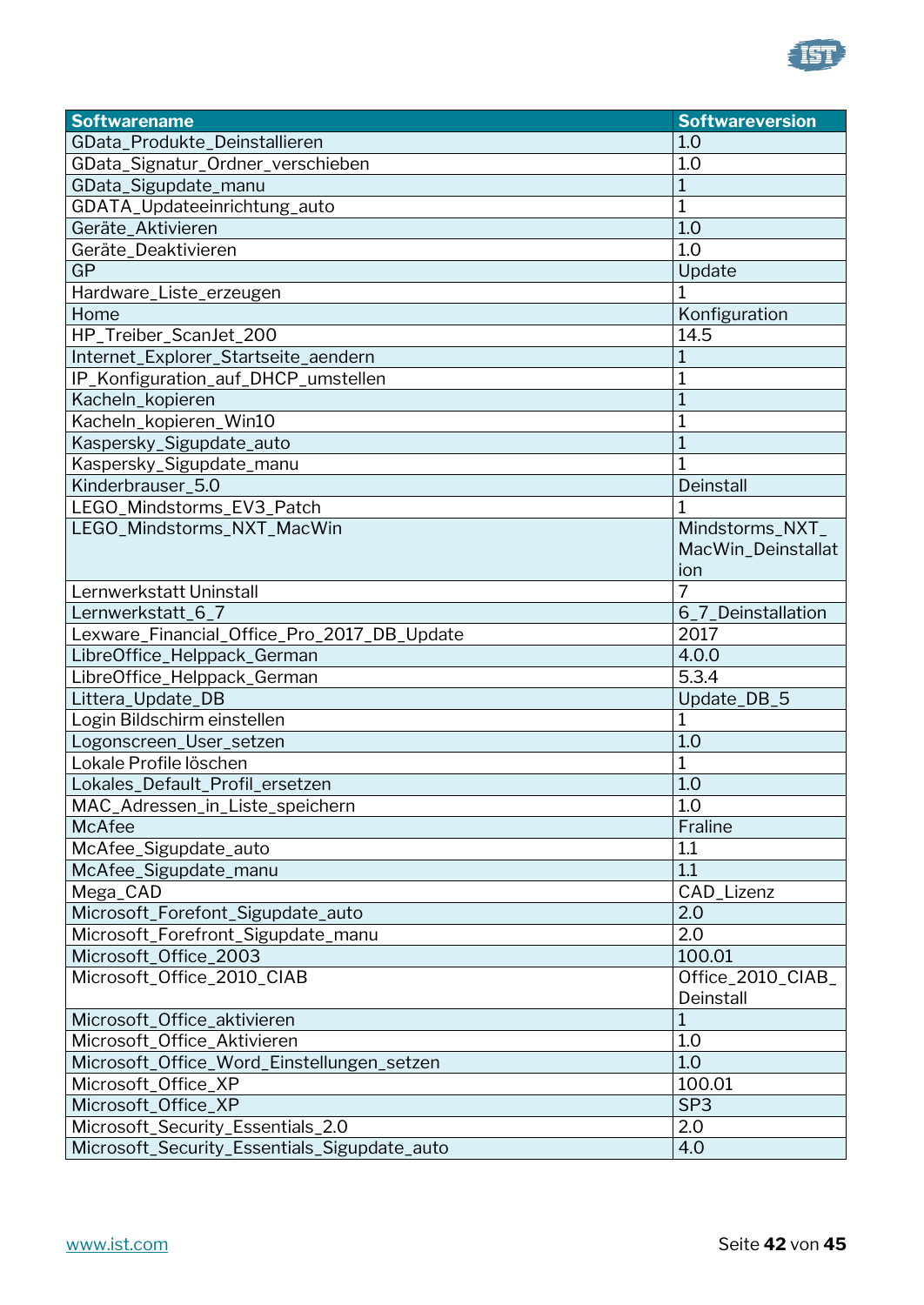| Softwarename | Softwareversion |
|---|---|
| GData_Produkte_Deinstallieren | 1.0 |
| GData_Signatur_Ordner_verschieben | 1.0 |
| GData_Sigupdate_manu | 1 |
| GDATA_Updateeinrichtung_auto | 1 |
| Geräte_Aktivieren | 1.0 |
| Geräte_Deaktivieren | 1.0 |
| GP | Update |
| Hardware_Liste_erzeugen | 1 |
| Home | Konfiguration |
| HP_Treiber_ScanJet_200 | 14.5 |
| Internet_Explorer_Startseite_aendern | 1 |
| IP_Konfiguration_auf_DHCP_umstellen | 1 |
| Kacheln_kopieren | 1 |
| Kacheln_kopieren_Win10 | 1 |
| Kaspersky_Sigupdate_auto | 1 |
| Kaspersky_Sigupdate_manu | 1 |
| Kinderbrauser_5.0 | Deinstall |
| LEGO_Mindstorms_EV3_Patch | 1 |
| LEGO_Mindstorms_NXT_MacWin | Mindstorms_NXT_MacWin_Deinstallation |
| Lernwerkstatt Uninstall | 7 |
| Lernwerkstatt_6_7 | 6_7_Deinstallation |
| Lexware_Financial_Office_Pro_2017_DB_Update | 2017 |
| LibreOffice_Helppack_German | 4.0.0 |
| LibreOffice_Helppack_German | 5.3.4 |
| Littera_Update_DB | Update_DB_5 |
| Login Bildschirm einstellen | 1 |
| Logonscreen_User_setzen | 1.0 |
| Lokale Profile löschen | 1 |
| Lokales_Default_Profil_ersetzen | 1.0 |
| MAC_Adressen_in_Liste_speichern | 1.0 |
| McAfee | Fraline |
| McAfee_Sigupdate_auto | 1.1 |
| McAfee_Sigupdate_manu | 1.1 |
| Mega_CAD | CAD_Lizenz |
| Microsoft_Forefont_Sigupdate_auto | 2.0 |
| Microsoft_Forefront_Sigupdate_manu | 2.0 |
| Microsoft_Office_2003 | 100.01 |
| Microsoft_Office_2010_CIAB | Office_2010_CIAB_Deinstall |
| Microsoft_Office_aktivieren | 1 |
| Microsoft_Office_Aktivieren | 1.0 |
| Microsoft_Office_Word_Einstellungen_setzen | 1.0 |
| Microsoft_Office_XP | 100.01 |
| Microsoft_Office_XP | SP3 |
| Microsoft_Security_Essentials_2.0 | 2.0 |
| Microsoft_Security_Essentials_Sigupdate_auto | 4.0 |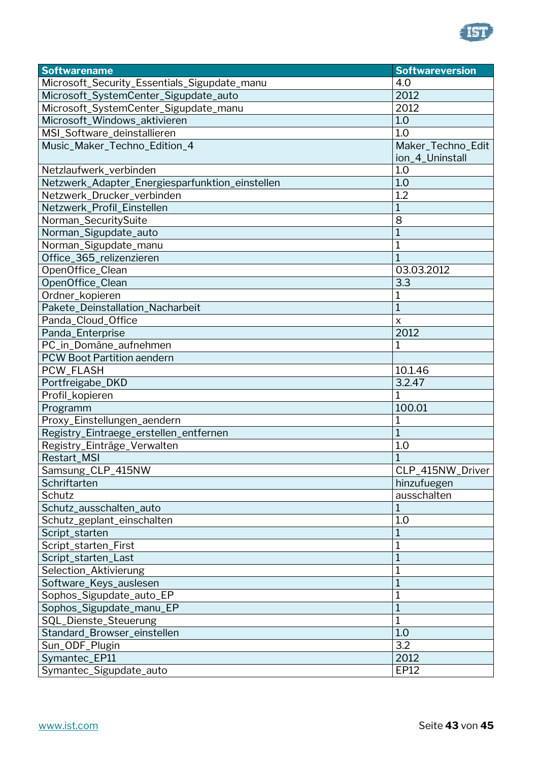| Softwarename | Softwareversion |
|---|---|
| Microsoft_Security_Essentials_Sigupdate_manu | 4.0 |
| Microsoft_SystemCenter_Sigupdate_auto | 2012 |
| Microsoft_SystemCenter_Sigupdate_manu | 2012 |
| Microsoft_Windows_aktivieren | 1.0 |
| MSI_Software_deinstallieren | 1.0 |
| Music_Maker_Techno_Edition_4 | Maker_Techno_Edition_4_Uninstall |
| Netzlaufwerk_verbinden | 1.0 |
| Netzwerk_Adapter_Energiesparfunktion_einstellen | 1.0 |
| Netzwerk_Drucker_verbinden | 1.2 |
| Netzwerk_Profil_Einstellen | 1 |
| Norman_SecuritySuite | 8 |
| Norman_Sigupdate_auto | 1 |
| Norman_Sigupdate_manu | 1 |
| Office_365_relizenzieren | 1 |
| OpenOffice_Clean | 03.03.2012 |
| OpenOffice_Clean | 3.3 |
| Ordner_kopieren | 1 |
| Pakete_Deinstallation_Nacharbeit | 1 |
| Panda_Cloud_Office | x |
| Panda_Enterprise | 2012 |
| PC_in_Domäne_aufnehmen | 1 |
| PCW Boot Partition aendern | |
| PCW_FLASH | 10.1.46 |
| Portfreigabe_DKD | 3.2.47 |
| Profil_kopieren | 1 |
| Programm | 100.01 |
| Proxy_Einstellungen_aendern | 1 |
| Registry_Eintraege_erstellen_entfernen | 1 |
| Registry_Einträge_Verwalten | 1.0 |
| Restart_MSI | 1 |
| Samsung_CLP_415NW | CLP_415NW_Driver |
| Schriftarten | hinzufuegen |
| Schutz | ausschalten |
| Schutz_ausschalten_auto | 1 |
| Schutz_geplant_einschalten | 1.0 |
| Script_starten | 1 |
| Script_starten_First | 1 |
| Script_starten_Last | 1 |
| Selection_Aktivierung | 1 |
| Software_Keys_auslesen | 1 |
| Sophos_Sigupdate_auto_EP | 1 |
| Sophos_Sigupdate_manu_EP | 1 |
| SQL_Dienste_Steuerung | 1 |
| Standard_Browser_einstellen | 1.0 |
| Sun_ODF_Plugin | 3.2 |
| Symantec_EP11 | 2012 |
| Symantec_Sigupdate_auto | EP12 |

[www.ist.com](http://www.ist.com)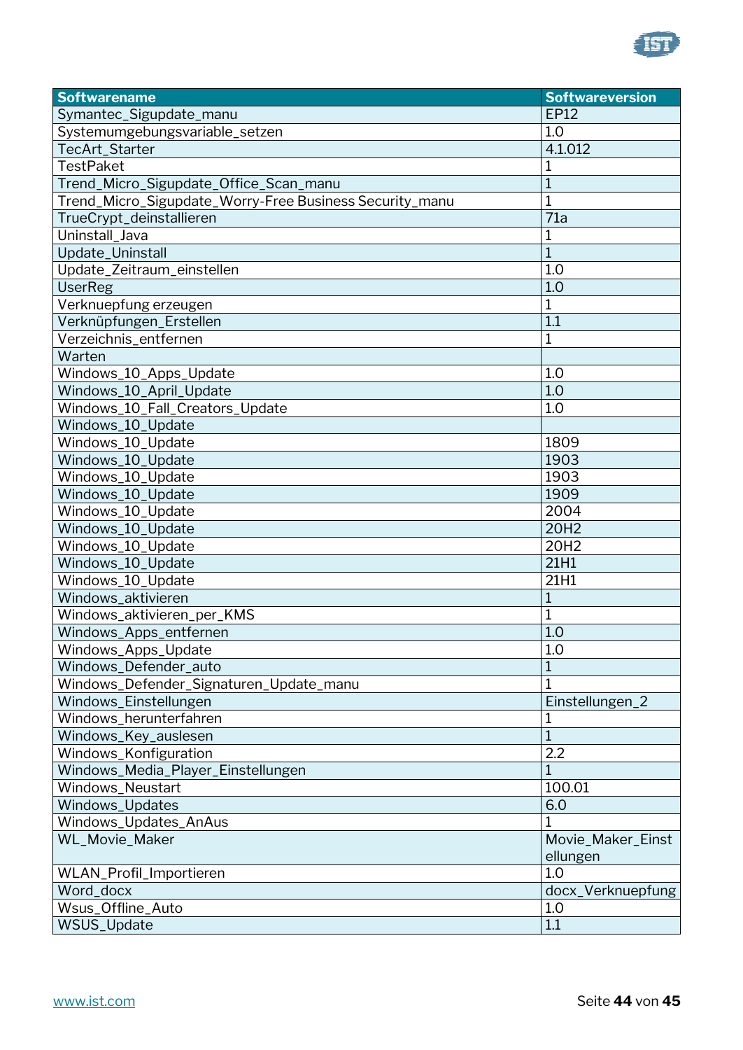| Softwarename | Softwareversion |
|---|---|
| Symantec_Sigupdate_manu | EP12 |
| Systemumgebungsvariable_setzen | 1.0 |
| TecArt_Starter | 4.1.012 |
| TestPaket | 1 |
| Trend_Micro_Sigupdate_Office_Scan_manu | 1 |
| Trend_Micro_Sigupdate_Worry-Free Business Security_manu | 1 |
| TrueCrypt_deinstallieren | 71a |
| Uninstall_Java | 1 |
| Update_Uninstall | 1 |
| Update_Zeitraum_einstellen | 1.0 |
| UserReg | 1.0 |
| Verknuepfung erzeugen | 1 |
| Verknüpfungen_Erstellen | 1.1 |
| Verzeichnis_entfernen | 1 |
| Warten | |
| Windows_10_Apps_Update | 1.0 |
| Windows_10_April_Update | 1.0 |
| Windows_10_Fall_Creators_Update | 1.0 |
| Windows_10_Update | |
| Windows_10_Update | 1809 |
| Windows_10_Update | 1903 |
| Windows_10_Update | 1903 |
| Windows_10_Update | 1909 |
| Windows_10_Update | 2004 |
| Windows_10_Update | 20H2 |
| Windows_10_Update | 20H2 |
| Windows_10_Update | 21H1 |
| Windows_10_Update | 21H1 |
| Windows_aktivieren | 1 |
| Windows_aktivieren_per_KMS | 1 |
| Windows_Apps_entfernen | 1.0 |
| Windows_Apps_Update | 1.0 |
| Windows_Defender_auto | 1 |
| Windows_Defender_Signaturen_Update_manu | 1 |
| Windows_Einstellungen | Einstellungen_2 |
| Windows_herunterfahren | 1 |
| Windows_Key_auslesen | 1 |
| Windows_Konfiguration | 2.2 |
| Windows_Media_Player_Einstellungen | 1 |
| Windows_Neustart | 100.01 |
| Windows_Updates | 6.0 |
| Windows_Updates_AnAus | 1 |
| WL_Movie_Maker | Movie_Maker_Einstellungen |
| WLAN_Profil_Importieren | 1.0 |
| Word_docx | docx_Verknuepfung |
| Wsus_Offline_Auto | 1.0 |
| WSUS_Update | 1.1 |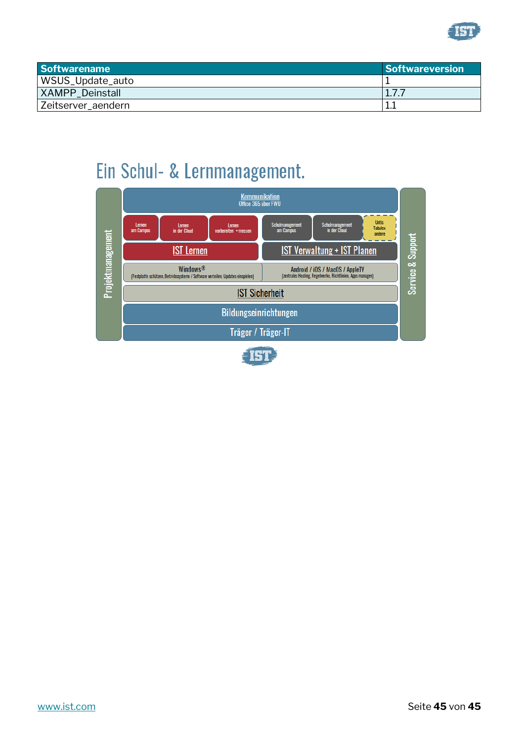| Softwarename | Softwareversion |
| --- | --- |
| WSUS_Update_auto | 1 |
| XAMPP_Deinstall | 1.7.7 |
| Zeitserver_aendern | 1.1 |

Ein Schul- & Lernmanagement.

Projektmanagement

Kommunikation
Office 365 über FWU

Lernen am Campus
Lernen in der Cloud
Lernen vorbereiten + messen
Schulmanagement am Campus
Schulmanagement in der Cloud
Untis Tabulex andere

IST Lernen
IST Verwaltung + IST Planen

Windows®
(Festplatte schützen, Betriebssysteme / Software verteilen, Updates einspielen)

Android / iOS / MacOS / AppleTV
(zentrales Hosting, Regelwerke, Richtlinien, Apps managen)

IST Sicherheit

Bildungseinrichtungen

Träger / Träger-IT

Service & Support

www.ist.com